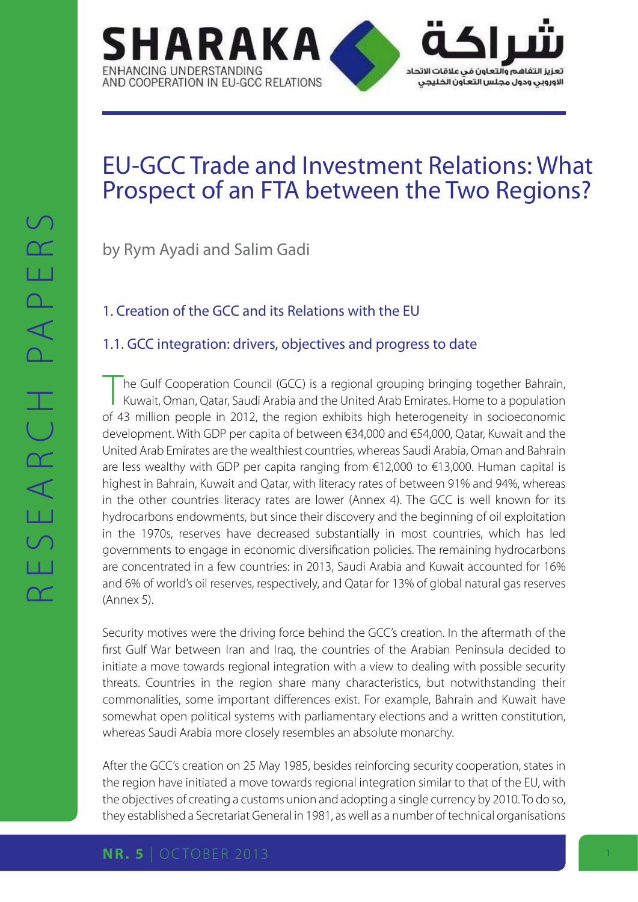SHARAKA

ENHANCING UNDERSTANDING AND COOPERATION IN EU-GCC RELATIONS

شراكة

تعزيز التفاهم والتعاون في علاقات الاتحاد الاوروبي ودول مجلس التعاون الخليجي

RESEARCH PAPERS

# EU-GCC Trade and Investment Relations: What Prospect of an FTA between the Two Regions?

by Rym Ayadi and Salim Gadi

## 1. Creation of the GCC and its Relations with the EU

### 1.1. GCC integration: drivers, objectives and progress to date

The Gulf Cooperation Council (GCC) is a regional grouping bringing together Bahrain, Kuwait, Oman, Qatar, Saudi Arabia and the United Arab Emirates. Home to a population of 43 million people in 2012, the region exhibits high heterogeneity in socioeconomic development. With GDP per capita of between €34,000 and €54,000, Qatar, Kuwait and the United Arab Emirates are the wealthiest countries, whereas Saudi Arabia, Oman and Bahrain are less wealthy with GDP per capita ranging from €12,000 to €13,000. Human capital is highest in Bahrain, Kuwait and Qatar, with literacy rates of between 91% and 94%, whereas in the other countries literacy rates are lower (Annex 4). The GCC is well known for its hydrocarbons endowments, but since their discovery and the beginning of oil exploitation in the 1970s, reserves have decreased substantially in most countries, which has led governments to engage in economic diversification policies. The remaining hydrocarbons are concentrated in a few countries: in 2013, Saudi Arabia and Kuwait accounted for 16% and 6% of world's oil reserves, respectively, and Qatar for 13% of global natural gas reserves (Annex 5).

Security motives were the driving force behind the GCC's creation. In the aftermath of the first Gulf War between Iran and Iraq, the countries of the Arabian Peninsula decided to initiate a move towards regional integration with a view to dealing with possible security threats. Countries in the region share many characteristics, but notwithstanding their commonalities, some important differences exist. For example, Bahrain and Kuwait have somewhat open political systems with parliamentary elections and a written constitution, whereas Saudi Arabia more closely resembles an absolute monarchy.

After the GCC's creation on 25 May 1985, besides reinforcing security cooperation, states in the region have initiated a move towards regional integration similar to that of the EU, with the objectives of creating a customs union and adopting a single currency by 2010. To do so, they established a Secretariat General in 1981, as well as a number of technical organisations

NR. 5 | OCTOBER 2013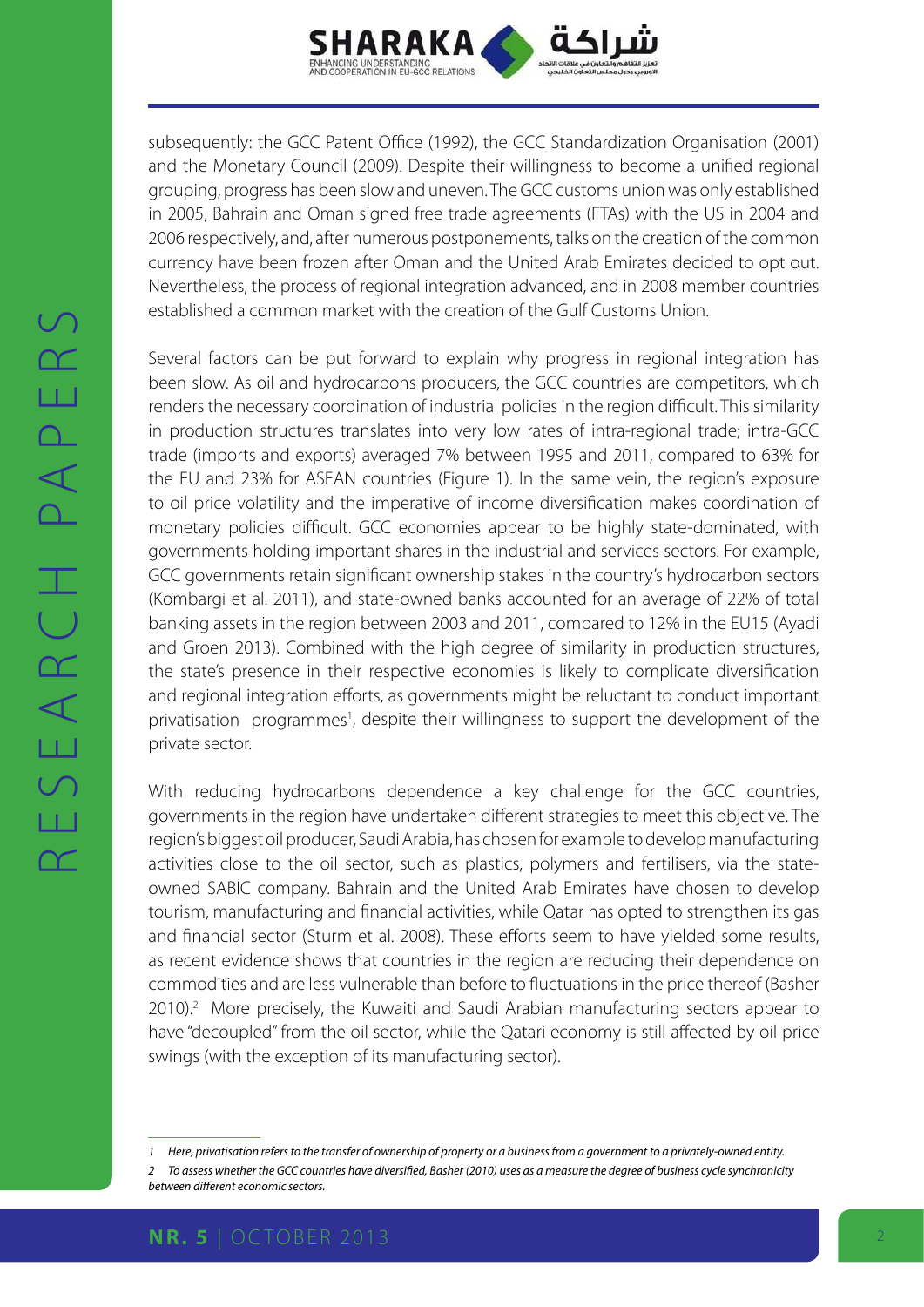subsequently: the GCC Patent Office (1992), the GCC Standardization Organisation (2001) and the Monetary Council (2009). Despite their willingness to become a unified regional grouping, progress has been slow and uneven. The GCC customs union was only established in 2005, Bahrain and Oman signed free trade agreements (FTAs) with the US in 2004 and 2006 respectively, and, after numerous postponements, talks on the creation of the common currency have been frozen after Oman and the United Arab Emirates decided to opt out. Nevertheless, the process of regional integration advanced, and in 2008 member countries established a common market with the creation of the Gulf Customs Union.

Several factors can be put forward to explain why progress in regional integration has been slow. As oil and hydrocarbons producers, the GCC countries are competitors, which renders the necessary coordination of industrial policies in the region difficult. This similarity in production structures translates into very low rates of intra-regional trade; intra-GCC trade (imports and exports) averaged 7% between 1995 and 2011, compared to 63% for the EU and 23% for ASEAN countries (Figure 1). In the same vein, the region's exposure to oil price volatility and the imperative of income diversification makes coordination of monetary policies difficult. GCC economies appear to be highly state-dominated, with governments holding important shares in the industrial and services sectors. For example, GCC governments retain significant ownership stakes in the country's hydrocarbon sectors (Kombargi et al. 2011), and state-owned banks accounted for an average of 22% of total banking assets in the region between 2003 and 2011, compared to 12% in the EU15 (Ayadi and Groen 2013). Combined with the high degree of similarity in production structures, the state's presence in their respective economies is likely to complicate diversification and regional integration efforts, as governments might be reluctant to conduct important privatisation programmes[1], despite their willingness to support the development of the private sector.

With reducing hydrocarbons dependence a key challenge for the GCC countries, governments in the region have undertaken different strategies to meet this objective. The region's biggest oil producer, Saudi Arabia, has chosen for example to develop manufacturing activities close to the oil sector, such as plastics, polymers and fertilisers, via the state-owned SABIC company. Bahrain and the United Arab Emirates have chosen to develop tourism, manufacturing and financial activities, while Qatar has opted to strengthen its gas and financial sector (Sturm et al. 2008). These efforts seem to have yielded some results, as recent evidence shows that countries in the region are reducing their dependence on commodities and are less vulnerable than before to fluctuations in the price thereof (Basher 2010).[2] More precisely, the Kuwaiti and Saudi Arabian manufacturing sectors appear to have "decoupled" from the oil sector, while the Qatari economy is still affected by oil price swings (with the exception of its manufacturing sector).

---

*1 Here, privatisation refers to the transfer of ownership of property or a business from a government to a privately-owned entity.*

*2 To assess whether the GCC countries have diversified, Basher (2010) uses as a measure the degree of business cycle synchronicity between different economic sectors.*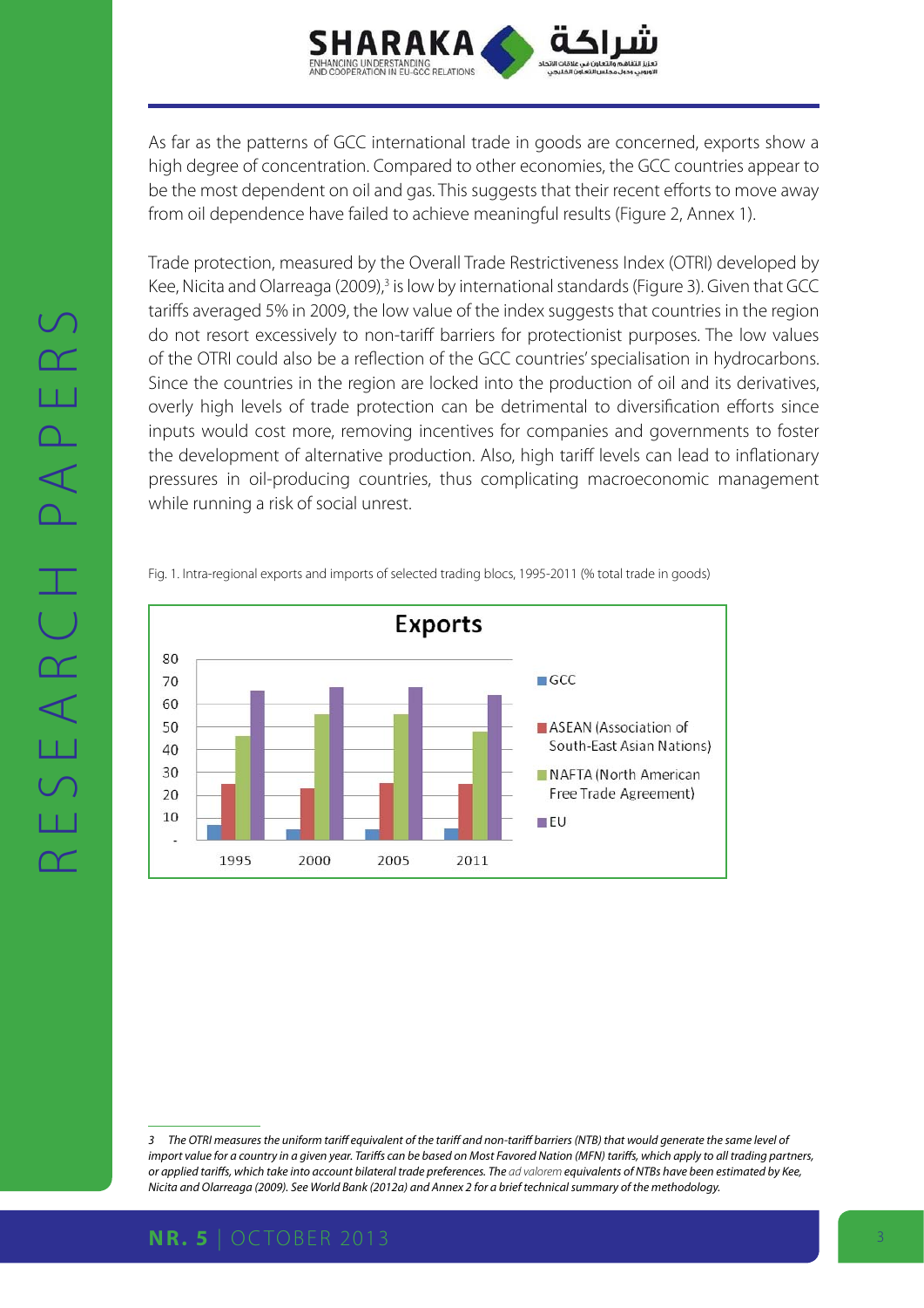As far as the patterns of GCC international trade in goods are concerned, exports show a high degree of concentration. Compared to other economies, the GCC countries appear to be the most dependent on oil and gas. This suggests that their recent efforts to move away from oil dependence have failed to achieve meaningful results (Figure 2, Annex 1).

Trade protection, measured by the Overall Trade Restrictiveness Index (OTRI) developed by Kee, Nicita and Olarreaga (2009),[3] is low by international standards (Figure 3). Given that GCC tariffs averaged 5% in 2009, the low value of the index suggests that countries in the region do not resort excessively to non-tariff barriers for protectionist purposes. The low values of the OTRI could also be a reflection of the GCC countries' specialisation in hydrocarbons. Since the countries in the region are locked into the production of oil and its derivatives, overly high levels of trade protection can be detrimental to diversification efforts since inputs would cost more, removing incentives for companies and governments to foster the development of alternative production. Also, high tariff levels can lead to inflationary pressures in oil-producing countries, thus complicating macroeconomic management while running a risk of social unrest.

Fig. 1. Intra-regional exports and imports of selected trading blocs, 1995-2011 (% total trade in goods)

**Exports**

Legend: GCC; ASEAN (Association of South-East Asian Nations); NAFTA (North American Free Trade Agreement); EU

Y-axis: -, 10, 20, 30, 40, 50, 60, 70, 80

X-axis: 1995, 2000, 2005, 2011

---

*3 The OTRI measures the uniform tariff equivalent of the tariff and non-tariff barriers (NTB) that would generate the same level of import value for a country in a given year. Tariffs can be based on Most Favored Nation (MFN) tariffs, which apply to all trading partners, or applied tariffs, which take into account bilateral trade preferences. The ad valorem equivalents of NTBs have been estimated by Kee, Nicita and Olarreaga (2009). See World Bank (2012a) and Annex 2 for a brief technical summary of the methodology.*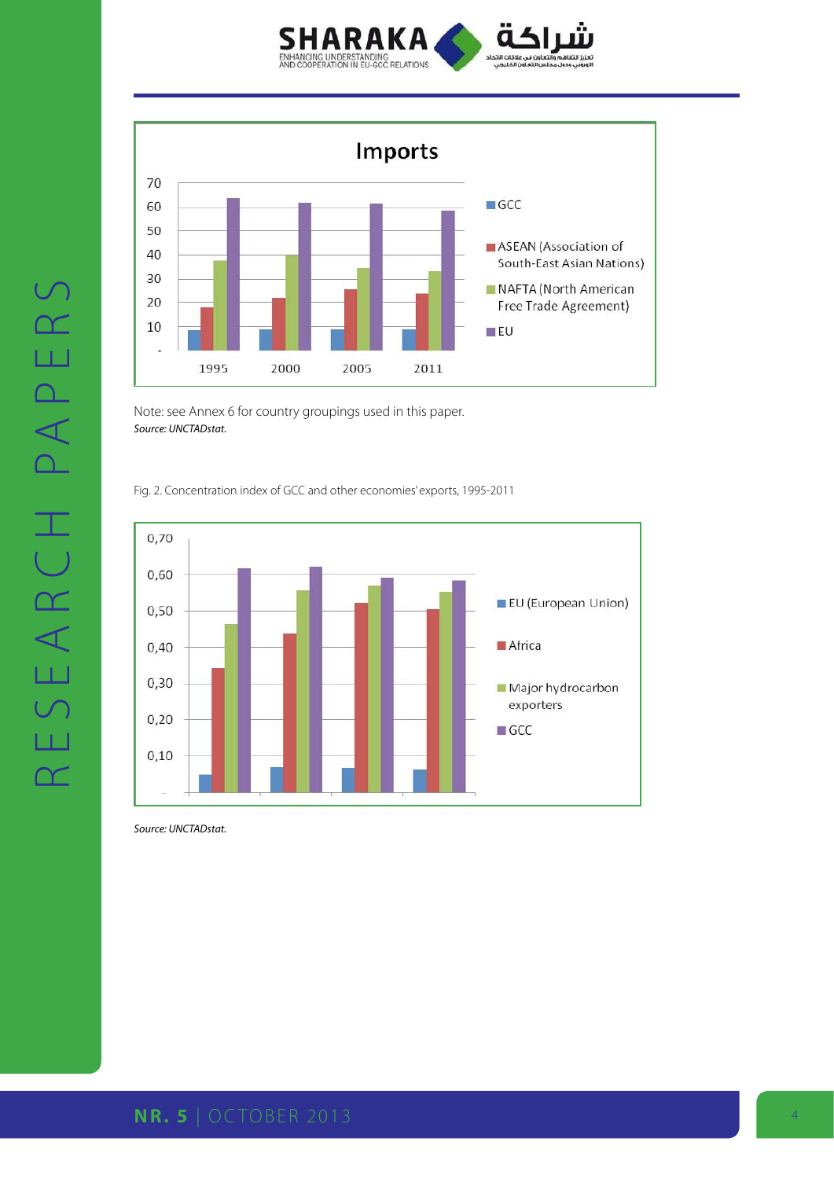Note: see Annex 6 for country groupings used in this paper.

*Source: UNCTADstat.*

Fig. 2. Concentration index of GCC and other economies' exports, 1995-2011

*Source: UNCTADstat.*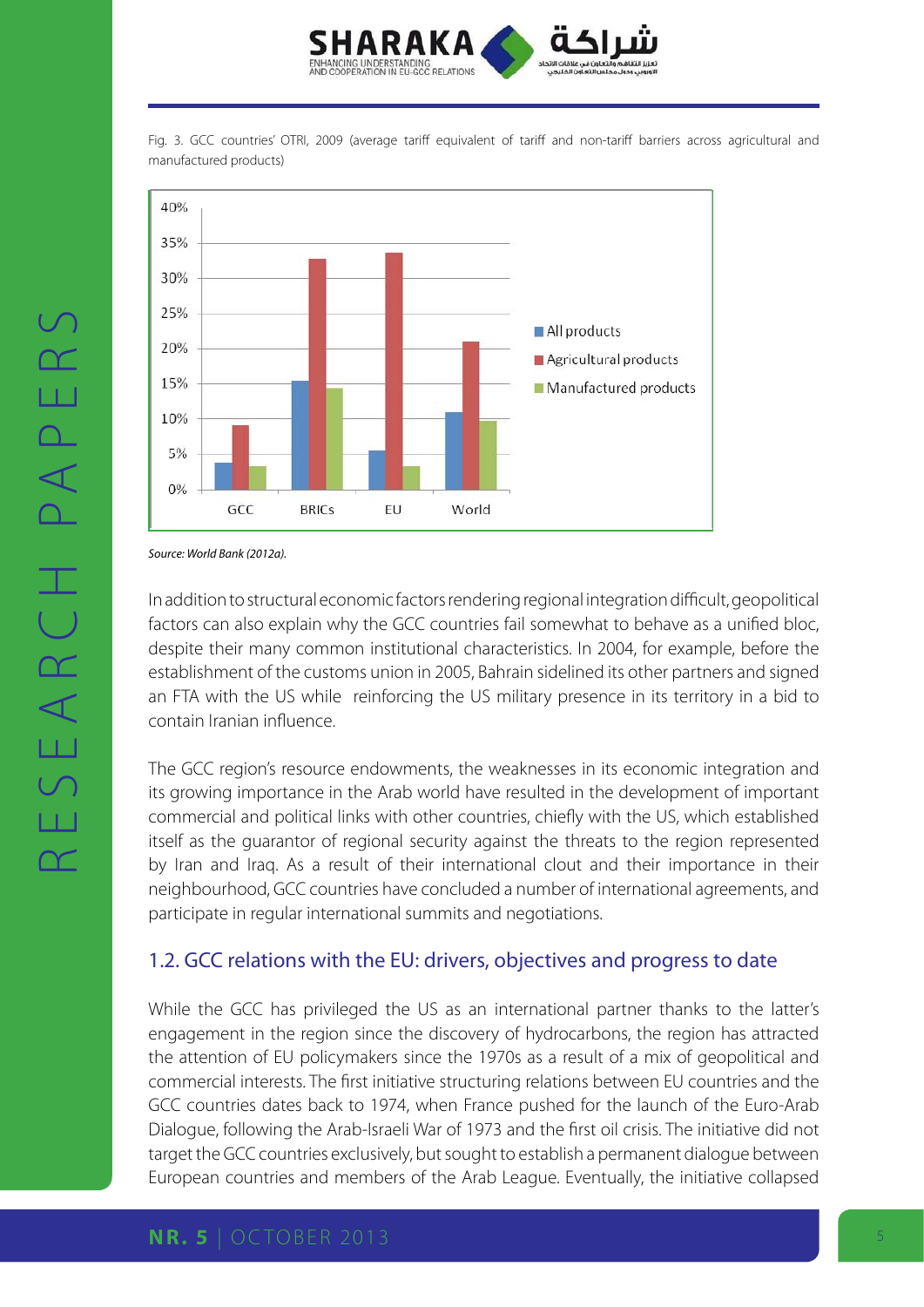Fig. 3. GCC countries' OTRI, 2009 (average tariff equivalent of tariff and non-tariff barriers across agricultural and manufactured products)

*Source: World Bank (2012a).*

In addition to structural economic factors rendering regional integration difficult, geopolitical factors can also explain why the GCC countries fail somewhat to behave as a unified bloc, despite their many common institutional characteristics. In 2004, for example, before the establishment of the customs union in 2005, Bahrain sidelined its other partners and signed an FTA with the US while reinforcing the US military presence in its territory in a bid to contain Iranian influence.

The GCC region's resource endowments, the weaknesses in its economic integration and its growing importance in the Arab world have resulted in the development of important commercial and political links with other countries, chiefly with the US, which established itself as the guarantor of regional security against the threats to the region represented by Iran and Iraq. As a result of their international clout and their importance in their neighbourhood, GCC countries have concluded a number of international agreements, and participate in regular international summits and negotiations.

## 1.2. GCC relations with the EU: drivers, objectives and progress to date

While the GCC has privileged the US as an international partner thanks to the latter's engagement in the region since the discovery of hydrocarbons, the region has attracted the attention of EU policymakers since the 1970s as a result of a mix of geopolitical and commercial interests. The first initiative structuring relations between EU countries and the GCC countries dates back to 1974, when France pushed for the launch of the Euro-Arab Dialogue, following the Arab-Israeli War of 1973 and the first oil crisis. The initiative did not target the GCC countries exclusively, but sought to establish a permanent dialogue between European countries and members of the Arab League. Eventually, the initiative collapsed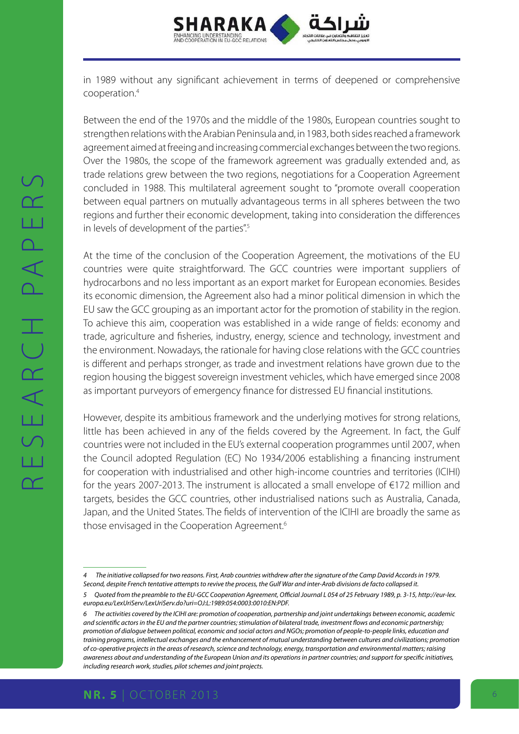in 1989 without any significant achievement in terms of deepened or comprehensive cooperation.[4]

Between the end of the 1970s and the middle of the 1980s, European countries sought to strengthen relations with the Arabian Peninsula and, in 1983, both sides reached a framework agreement aimed at freeing and increasing commercial exchanges between the two regions. Over the 1980s, the scope of the framework agreement was gradually extended and, as trade relations grew between the two regions, negotiations for a Cooperation Agreement concluded in 1988. This multilateral agreement sought to "promote overall cooperation between equal partners on mutually advantageous terms in all spheres between the two regions and further their economic development, taking into consideration the differences in levels of development of the parties".[5]

At the time of the conclusion of the Cooperation Agreement, the motivations of the EU countries were quite straightforward. The GCC countries were important suppliers of hydrocarbons and no less important as an export market for European economies. Besides its economic dimension, the Agreement also had a minor political dimension in which the EU saw the GCC grouping as an important actor for the promotion of stability in the region. To achieve this aim, cooperation was established in a wide range of fields: economy and trade, agriculture and fisheries, industry, energy, science and technology, investment and the environment. Nowadays, the rationale for having close relations with the GCC countries is different and perhaps stronger, as trade and investment relations have grown due to the region housing the biggest sovereign investment vehicles, which have emerged since 2008 as important purveyors of emergency finance for distressed EU financial institutions.

However, despite its ambitious framework and the underlying motives for strong relations, little has been achieved in any of the fields covered by the Agreement. In fact, the Gulf countries were not included in the EU's external cooperation programmes until 2007, when the Council adopted Regulation (EC) No 1934/2006 establishing a financing instrument for cooperation with industrialised and other high-income countries and territories (ICIHI) for the years 2007-2013. The instrument is allocated a small envelope of €172 million and targets, besides the GCC countries, other industrialised nations such as Australia, Canada, Japan, and the United States. The fields of intervention of the ICIHI are broadly the same as those envisaged in the Cooperation Agreement.[6]

---

*4 The initiative collapsed for two reasons. First, Arab countries withdrew after the signature of the Camp David Accords in 1979. Second, despite French tentative attempts to revive the process, the Gulf War and inter-Arab divisions de facto collapsed it.*

*5 Quoted from the preamble to the EU-GCC Cooperation Agreement, Official Journal L 054 of 25 February 1989, p. 3-15, http://eur-lex.europa.eu/LexUriServ/LexUriServ.do?uri=OJ:L:1989:054:0003:0010:EN:PDF.*

*6 The activities covered by the ICIHI are: promotion of cooperation, partnership and joint undertakings between economic, academic and scientific actors in the EU and the partner countries; stimulation of bilateral trade, investment flows and economic partnership; promotion of dialogue between political, economic and social actors and NGOs; promotion of people-to-people links, education and training programs, intellectual exchanges and the enhancement of mutual understanding between cultures and civilizations; promotion of co-operative projects in the areas of research, science and technology, energy, transportation and environmental matters; raising awareness about and understanding of the European Union and its operations in partner countries; and support for specific initiatives, including research work, studies, pilot schemes and joint projects.*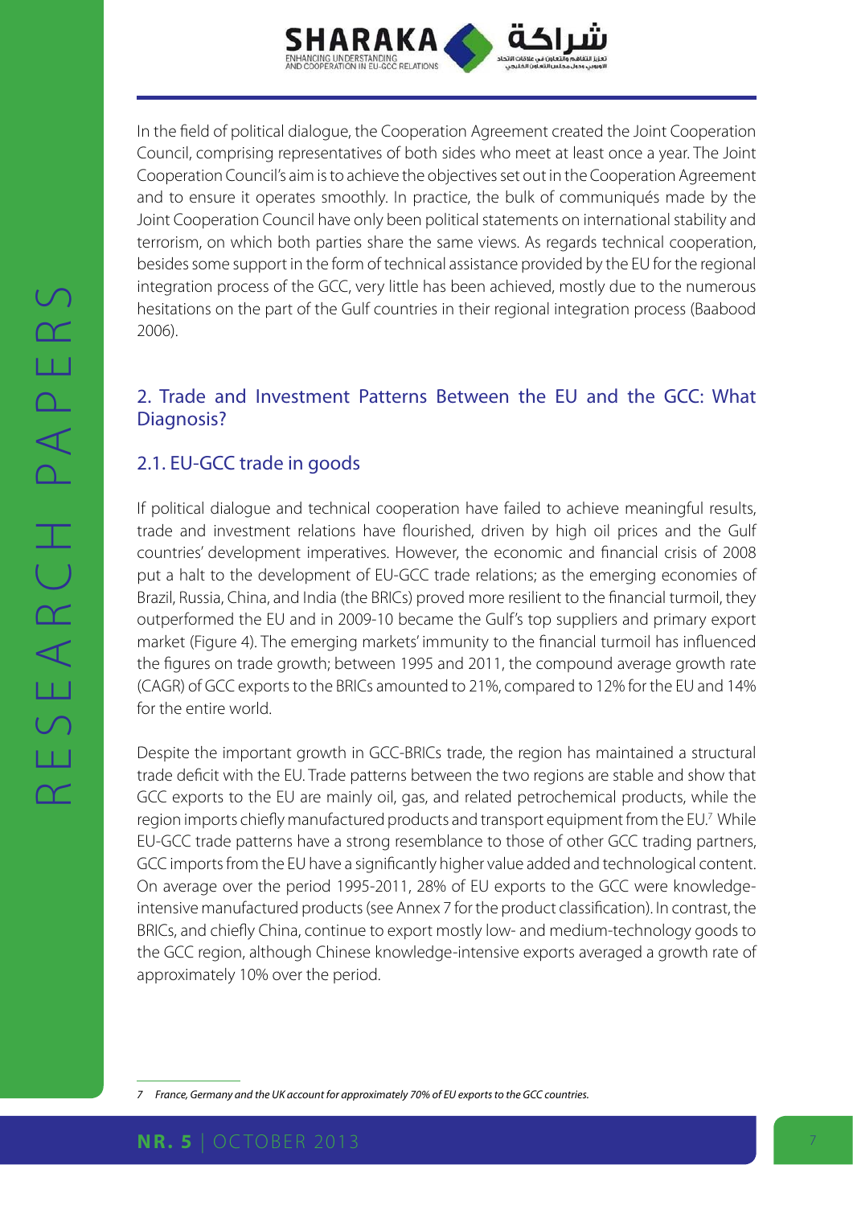In the field of political dialogue, the Cooperation Agreement created the Joint Cooperation Council, comprising representatives of both sides who meet at least once a year. The Joint Cooperation Council's aim is to achieve the objectives set out in the Cooperation Agreement and to ensure it operates smoothly. In practice, the bulk of communiqués made by the Joint Cooperation Council have only been political statements on international stability and terrorism, on which both parties share the same views. As regards technical cooperation, besides some support in the form of technical assistance provided by the EU for the regional integration process of the GCC, very little has been achieved, mostly due to the numerous hesitations on the part of the Gulf countries in their regional integration process (Baabood 2006).

## 2. Trade and Investment Patterns Between the EU and the GCC: What Diagnosis?

### 2.1. EU-GCC trade in goods

If political dialogue and technical cooperation have failed to achieve meaningful results, trade and investment relations have flourished, driven by high oil prices and the Gulf countries' development imperatives. However, the economic and financial crisis of 2008 put a halt to the development of EU-GCC trade relations; as the emerging economies of Brazil, Russia, China, and India (the BRICs) proved more resilient to the financial turmoil, they outperformed the EU and in 2009-10 became the Gulf's top suppliers and primary export market (Figure 4). The emerging markets' immunity to the financial turmoil has influenced the figures on trade growth; between 1995 and 2011, the compound average growth rate (CAGR) of GCC exports to the BRICs amounted to 21%, compared to 12% for the EU and 14% for the entire world.

Despite the important growth in GCC-BRICs trade, the region has maintained a structural trade deficit with the EU. Trade patterns between the two regions are stable and show that GCC exports to the EU are mainly oil, gas, and related petrochemical products, while the region imports chiefly manufactured products and transport equipment from the EU.[7] While EU-GCC trade patterns have a strong resemblance to those of other GCC trading partners, GCC imports from the EU have a significantly higher value added and technological content. On average over the period 1995-2011, 28% of EU exports to the GCC were knowledge-intensive manufactured products (see Annex 7 for the product classification). In contrast, the BRICs, and chiefly China, continue to export mostly low- and medium-technology goods to the GCC region, although Chinese knowledge-intensive exports averaged a growth rate of approximately 10% over the period.

---

*7 France, Germany and the UK account for approximately 70% of EU exports to the GCC countries.*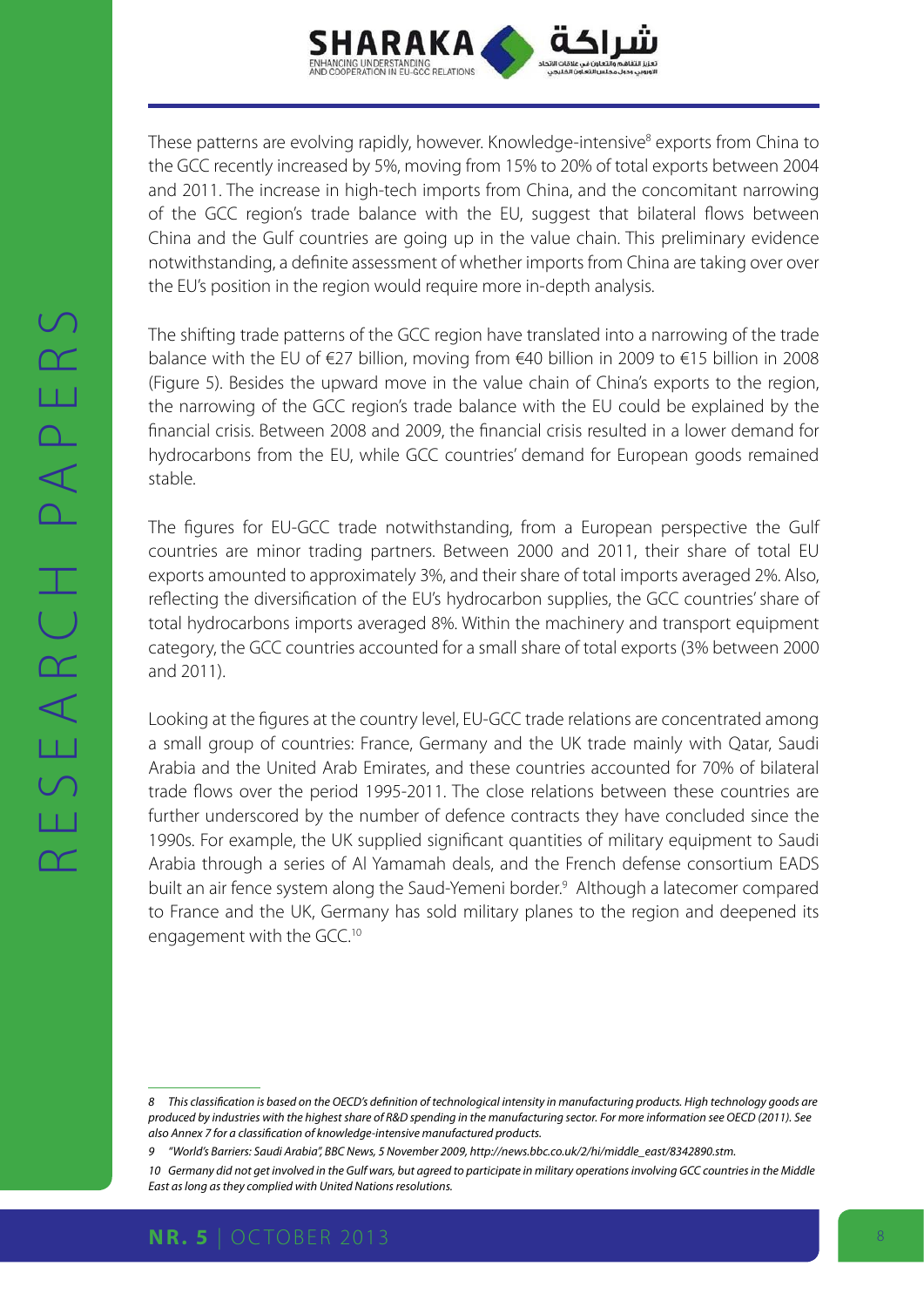These patterns are evolving rapidly, however. Knowledge-intensive[8] exports from China to the GCC recently increased by 5%, moving from 15% to 20% of total exports between 2004 and 2011. The increase in high-tech imports from China, and the concomitant narrowing of the GCC region's trade balance with the EU, suggest that bilateral flows between China and the Gulf countries are going up in the value chain. This preliminary evidence notwithstanding, a definite assessment of whether imports from China are taking over over the EU's position in the region would require more in-depth analysis.

The shifting trade patterns of the GCC region have translated into a narrowing of the trade balance with the EU of €27 billion, moving from €40 billion in 2009 to €15 billion in 2008 (Figure 5). Besides the upward move in the value chain of China's exports to the region, the narrowing of the GCC region's trade balance with the EU could be explained by the financial crisis. Between 2008 and 2009, the financial crisis resulted in a lower demand for hydrocarbons from the EU, while GCC countries' demand for European goods remained stable.

The figures for EU-GCC trade notwithstanding, from a European perspective the Gulf countries are minor trading partners. Between 2000 and 2011, their share of total EU exports amounted to approximately 3%, and their share of total imports averaged 2%. Also, reflecting the diversification of the EU's hydrocarbon supplies, the GCC countries' share of total hydrocarbons imports averaged 8%. Within the machinery and transport equipment category, the GCC countries accounted for a small share of total exports (3% between 2000 and 2011).

Looking at the figures at the country level, EU-GCC trade relations are concentrated among a small group of countries: France, Germany and the UK trade mainly with Qatar, Saudi Arabia and the United Arab Emirates, and these countries accounted for 70% of bilateral trade flows over the period 1995-2011. The close relations between these countries are further underscored by the number of defence contracts they have concluded since the 1990s. For example, the UK supplied significant quantities of military equipment to Saudi Arabia through a series of Al Yamamah deals, and the French defense consortium EADS built an air fence system along the Saud-Yemeni border.[9] Although a latecomer compared to France and the UK, Germany has sold military planes to the region and deepened its engagement with the GCC.[10]

---

*8 This classification is based on the OECD's definition of technological intensity in manufacturing products. High technology goods are produced by industries with the highest share of R&D spending in the manufacturing sector. For more information see OECD (2011). See also Annex 7 for a classification of knowledge-intensive manufactured products.*

*9 "World's Barriers: Saudi Arabia", BBC News, 5 November 2009, http://news.bbc.co.uk/2/hi/middle_east/8342890.stm.*

*10 Germany did not get involved in the Gulf wars, but agreed to participate in military operations involving GCC countries in the Middle East as long as they complied with United Nations resolutions.*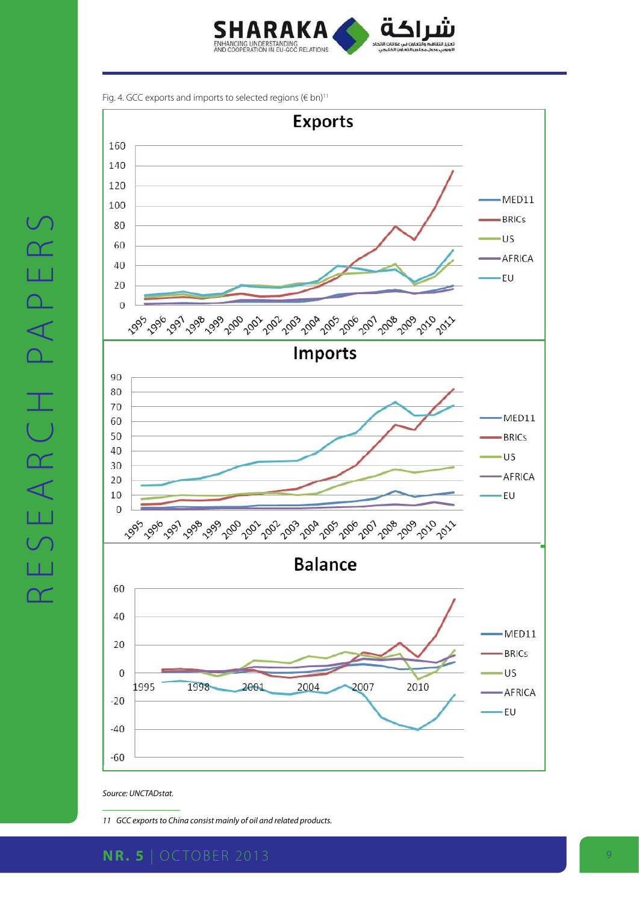Fig. 4. GCC exports and imports to selected regions (€ bn)[11]

Source: UNCTADstat.

11 GCC exports to China consist mainly of oil and related products.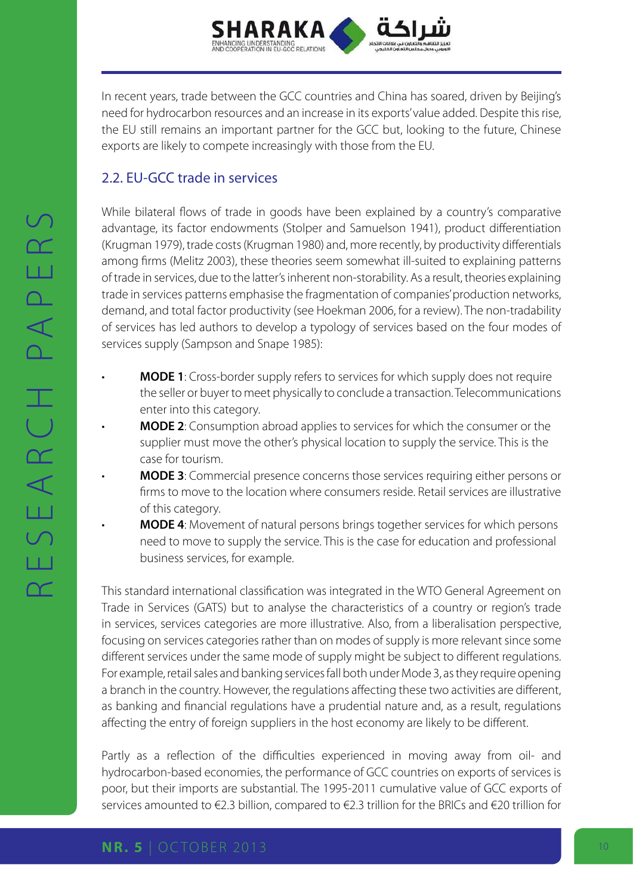In recent years, trade between the GCC countries and China has soared, driven by Beijing's need for hydrocarbon resources and an increase in its exports' value added. Despite this rise, the EU still remains an important partner for the GCC but, looking to the future, Chinese exports are likely to compete increasingly with those from the EU.

## 2.2. EU-GCC trade in services

While bilateral flows of trade in goods have been explained by a country's comparative advantage, its factor endowments (Stolper and Samuelson 1941), product differentiation (Krugman 1979), trade costs (Krugman 1980) and, more recently, by productivity differentials among firms (Melitz 2003), these theories seem somewhat ill-suited to explaining patterns of trade in services, due to the latter's inherent non-storability. As a result, theories explaining trade in services patterns emphasise the fragmentation of companies' production networks, demand, and total factor productivity (see Hoekman 2006, for a review). The non-tradability of services has led authors to develop a typology of services based on the four modes of services supply (Sampson and Snape 1985):

- **MODE 1**: Cross-border supply refers to services for which supply does not require the seller or buyer to meet physically to conclude a transaction. Telecommunications enter into this category.
- **MODE 2**: Consumption abroad applies to services for which the consumer or the supplier must move the other's physical location to supply the service. This is the case for tourism.
- **MODE 3**: Commercial presence concerns those services requiring either persons or firms to move to the location where consumers reside. Retail services are illustrative of this category.
- **MODE 4**: Movement of natural persons brings together services for which persons need to move to supply the service. This is the case for education and professional business services, for example.

This standard international classification was integrated in the WTO General Agreement on Trade in Services (GATS) but to analyse the characteristics of a country or region's trade in services, services categories are more illustrative. Also, from a liberalisation perspective, focusing on services categories rather than on modes of supply is more relevant since some different services under the same mode of supply might be subject to different regulations. For example, retail sales and banking services fall both under Mode 3, as they require opening a branch in the country. However, the regulations affecting these two activities are different, as banking and financial regulations have a prudential nature and, as a result, regulations affecting the entry of foreign suppliers in the host economy are likely to be different.

Partly as a reflection of the difficulties experienced in moving away from oil- and hydrocarbon-based economies, the performance of GCC countries on exports of services is poor, but their imports are substantial. The 1995-2011 cumulative value of GCC exports of services amounted to €2.3 billion, compared to €2.3 trillion for the BRICs and €20 trillion for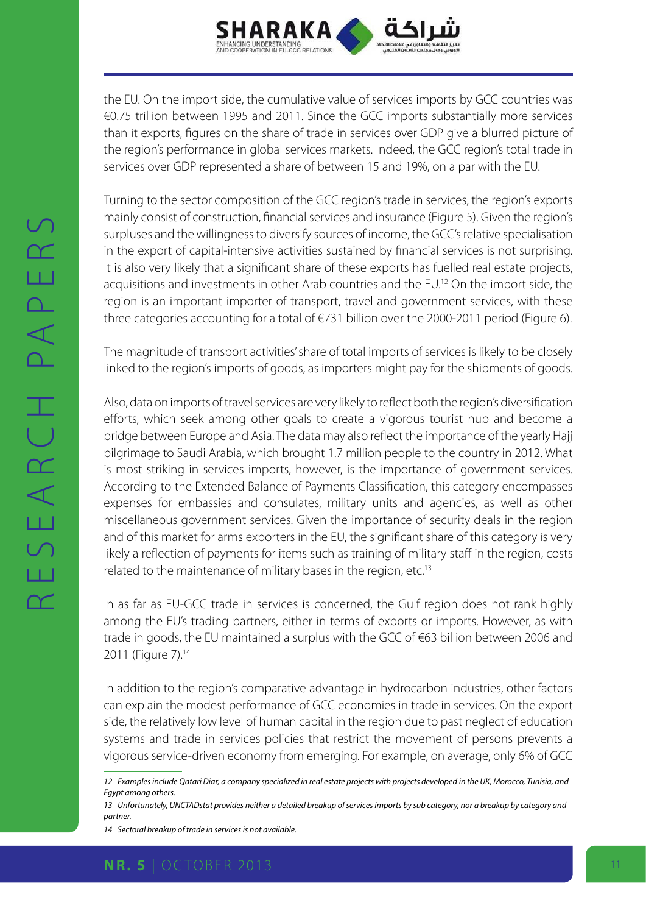the EU. On the import side, the cumulative value of services imports by GCC countries was €0.75 trillion between 1995 and 2011. Since the GCC imports substantially more services than it exports, figures on the share of trade in services over GDP give a blurred picture of the region's performance in global services markets. Indeed, the GCC region's total trade in services over GDP represented a share of between 15 and 19%, on a par with the EU.

Turning to the sector composition of the GCC region's trade in services, the region's exports mainly consist of construction, financial services and insurance (Figure 5). Given the region's surpluses and the willingness to diversify sources of income, the GCC's relative specialisation in the export of capital-intensive activities sustained by financial services is not surprising. It is also very likely that a significant share of these exports has fuelled real estate projects, acquisitions and investments in other Arab countries and the EU.[12] On the import side, the region is an important importer of transport, travel and government services, with these three categories accounting for a total of €731 billion over the 2000-2011 period (Figure 6).

The magnitude of transport activities' share of total imports of services is likely to be closely linked to the region's imports of goods, as importers might pay for the shipments of goods.

Also, data on imports of travel services are very likely to reflect both the region's diversification efforts, which seek among other goals to create a vigorous tourist hub and become a bridge between Europe and Asia. The data may also reflect the importance of the yearly Hajj pilgrimage to Saudi Arabia, which brought 1.7 million people to the country in 2012. What is most striking in services imports, however, is the importance of government services. According to the Extended Balance of Payments Classification, this category encompasses expenses for embassies and consulates, military units and agencies, as well as other miscellaneous government services. Given the importance of security deals in the region and of this market for arms exporters in the EU, the significant share of this category is very likely a reflection of payments for items such as training of military staff in the region, costs related to the maintenance of military bases in the region, etc.[13]

In as far as EU-GCC trade in services is concerned, the Gulf region does not rank highly among the EU's trading partners, either in terms of exports or imports. However, as with trade in goods, the EU maintained a surplus with the GCC of €63 billion between 2006 and 2011 (Figure 7).[14]

In addition to the region's comparative advantage in hydrocarbon industries, other factors can explain the modest performance of GCC economies in trade in services. On the export side, the relatively low level of human capital in the region due to past neglect of education systems and trade in services policies that restrict the movement of persons prevents a vigorous service-driven economy from emerging. For example, on average, only 6% of GCC

---

*12 Examples include Qatari Diar, a company specialized in real estate projects with projects developed in the UK, Morocco, Tunisia, and Egypt among others.*

*13 Unfortunately, UNCTADstat provides neither a detailed breakup of services imports by sub category, nor a breakup by category and partner.*

*14 Sectoral breakup of trade in services is not available.*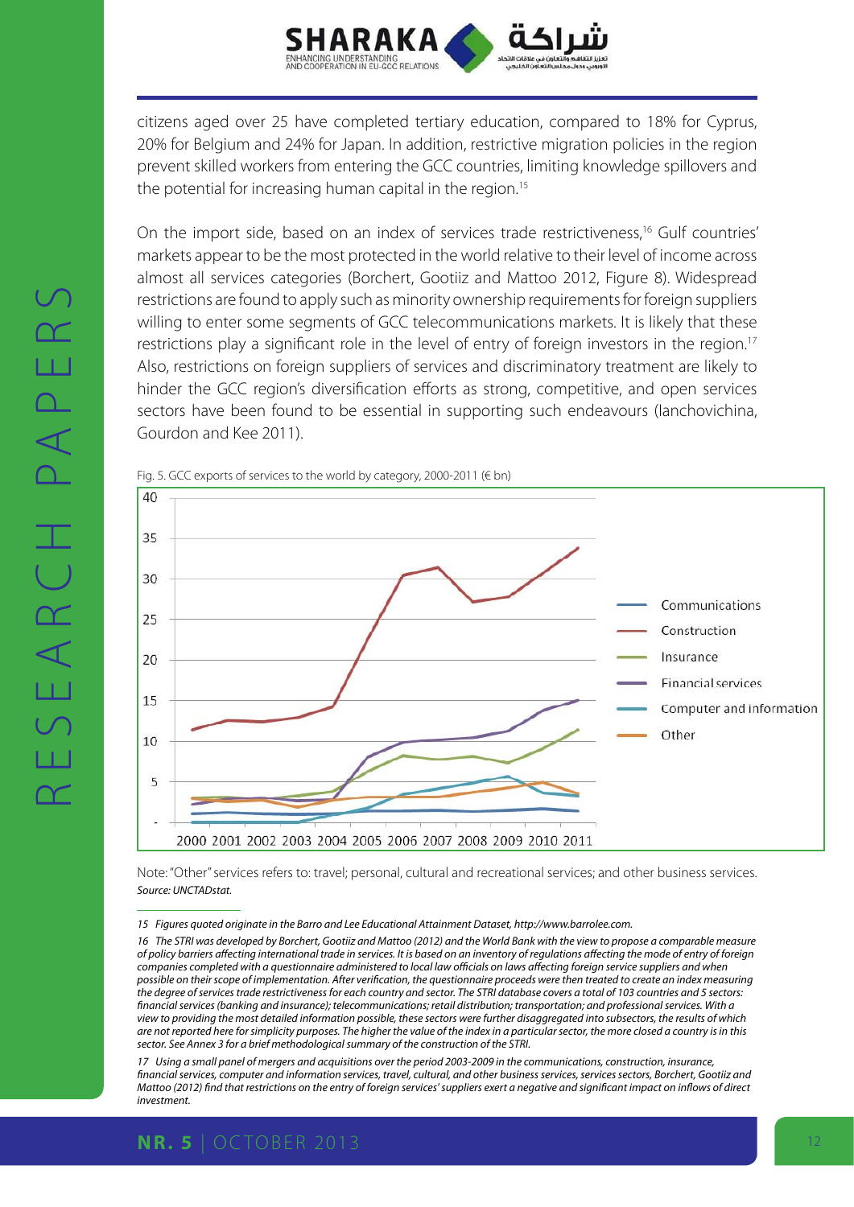citizens aged over 25 have completed tertiary education, compared to 18% for Cyprus, 20% for Belgium and 24% for Japan. In addition, restrictive migration policies in the region prevent skilled workers from entering the GCC countries, limiting knowledge spillovers and the potential for increasing human capital in the region.[15]

On the import side, based on an index of services trade restrictiveness,[16] Gulf countries' markets appear to be the most protected in the world relative to their level of income across almost all services categories (Borchert, Gootiiz and Mattoo 2012, Figure 8). Widespread restrictions are found to apply such as minority ownership requirements for foreign suppliers willing to enter some segments of GCC telecommunications markets. It is likely that these restrictions play a significant role in the level of entry of foreign investors in the region.[17] Also, restrictions on foreign suppliers of services and discriminatory treatment are likely to hinder the GCC region's diversification efforts as strong, competitive, and open services sectors have been found to be essential in supporting such endeavours (Ianchovichina, Gourdon and Kee 2011).

Fig. 5. GCC exports of services to the world by category, 2000-2011 (€ bn)

Note: "Other" services refers to: travel; personal, cultural and recreational services; and other business services.
*Source: UNCTADstat.*

---

*15 Figures quoted originate in the Barro and Lee Educational Attainment Dataset, http://www.barrolee.com.*

*16 The STRI was developed by Borchert, Gootiiz and Mattoo (2012) and the World Bank with the view to propose a comparable measure of policy barriers affecting international trade in services. It is based on an inventory of regulations affecting the mode of entry of foreign companies completed with a questionnaire administered to local law officials on laws affecting foreign service suppliers and when possible on their scope of implementation. After verification, the questionnaire proceeds were then treated to create an index measuring the degree of services trade restrictiveness for each country and sector. The STRI database covers a total of 103 countries and 5 sectors: financial services (banking and insurance); telecommunications; retail distribution; transportation; and professional services. With a view to providing the most detailed information possible, these sectors were further disaggregated into subsectors, the results of which are not reported here for simplicity purposes. The higher the value of the index in a particular sector, the more closed a country is in this sector. See Annex 3 for a brief methodological summary of the construction of the STRI.*

*17 Using a small panel of mergers and acquisitions over the period 2003-2009 in the communications, construction, insurance, financial services, computer and information services, travel, cultural, and other business services, services sectors, Borchert, Gootiiz and Mattoo (2012) find that restrictions on the entry of foreign services' suppliers exert a negative and significant impact on inflows of direct investment.*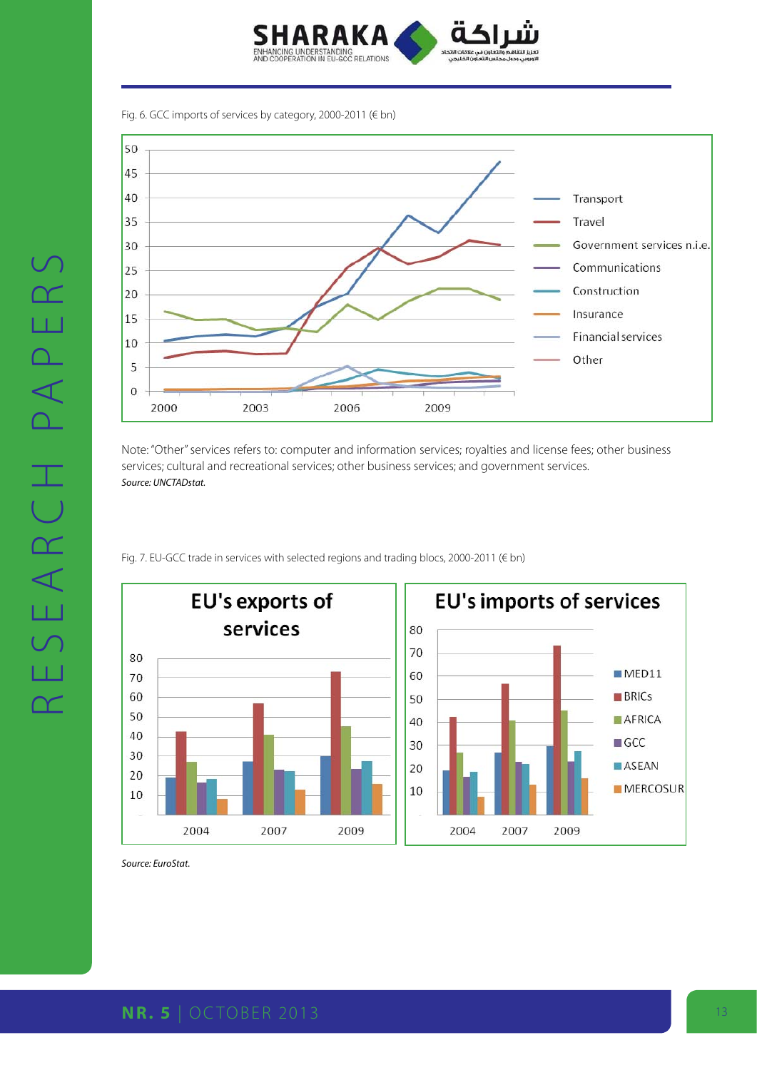Fig. 6. GCC imports of services by category, 2000-2011 (€ bn)

Note: "Other" services refers to: computer and information services; royalties and license fees; other business services; cultural and recreational services; other business services; and government services.
*Source: UNCTADstat.*

Fig. 7. EU-GCC trade in services with selected regions and trading blocs, 2000-2011 (€ bn)

*Source: EuroStat.*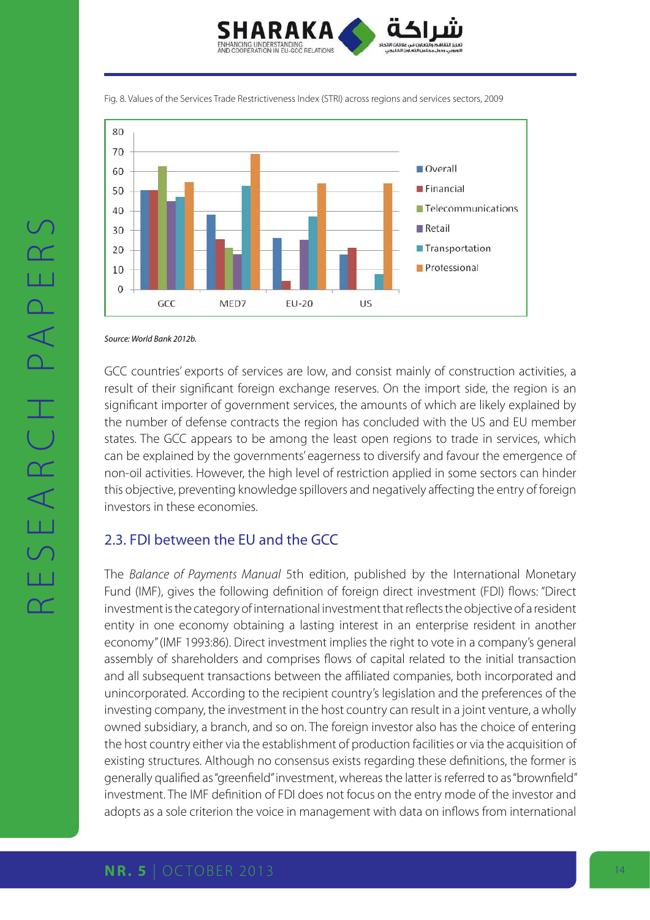Fig. 8. Values of the Services Trade Restrictiveness Index (STRI) across regions and services sectors, 2009

*Source: World Bank 2012b.*

GCC countries' exports of services are low, and consist mainly of construction activities, a result of their significant foreign exchange reserves. On the import side, the region is an significant importer of government services, the amounts of which are likely explained by the number of defense contracts the region has concluded with the US and EU member states. The GCC appears to be among the least open regions to trade in services, which can be explained by the governments' eagerness to diversify and favour the emergence of non-oil activities. However, the high level of restriction applied in some sectors can hinder this objective, preventing knowledge spillovers and negatively affecting the entry of foreign investors in these economies.

## 2.3. FDI between the EU and the GCC

The *Balance of Payments Manual* 5th edition, published by the International Monetary Fund (IMF), gives the following definition of foreign direct investment (FDI) flows: "Direct investment is the category of international investment that reflects the objective of a resident entity in one economy obtaining a lasting interest in an enterprise resident in another economy" (IMF 1993:86). Direct investment implies the right to vote in a company's general assembly of shareholders and comprises flows of capital related to the initial transaction and all subsequent transactions between the affiliated companies, both incorporated and unincorporated. According to the recipient country's legislation and the preferences of the investing company, the investment in the host country can result in a joint venture, a wholly owned subsidiary, a branch, and so on. The foreign investor also has the choice of entering the host country either via the establishment of production facilities or via the acquisition of existing structures. Although no consensus exists regarding these definitions, the former is generally qualified as "greenfield" investment, whereas the latter is referred to as "brownfield" investment. The IMF definition of FDI does not focus on the entry mode of the investor and adopts as a sole criterion the voice in management with data on inflows from international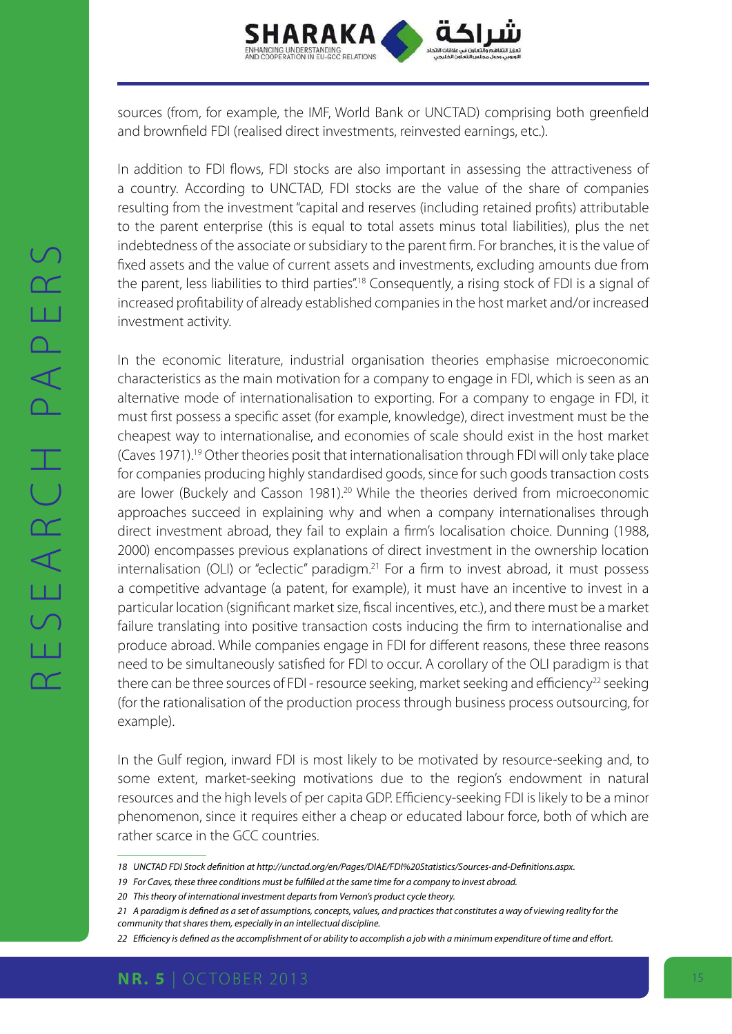sources (from, for example, the IMF, World Bank or UNCTAD) comprising both greenfield and brownfield FDI (realised direct investments, reinvested earnings, etc.).

In addition to FDI flows, FDI stocks are also important in assessing the attractiveness of a country. According to UNCTAD, FDI stocks are the value of the share of companies resulting from the investment "capital and reserves (including retained profits) attributable to the parent enterprise (this is equal to total assets minus total liabilities), plus the net indebtedness of the associate or subsidiary to the parent firm. For branches, it is the value of fixed assets and the value of current assets and investments, excluding amounts due from the parent, less liabilities to third parties".[18] Consequently, a rising stock of FDI is a signal of increased profitability of already established companies in the host market and/or increased investment activity.

In the economic literature, industrial organisation theories emphasise microeconomic characteristics as the main motivation for a company to engage in FDI, which is seen as an alternative mode of internationalisation to exporting. For a company to engage in FDI, it must first possess a specific asset (for example, knowledge), direct investment must be the cheapest way to internationalise, and economies of scale should exist in the host market (Caves 1971).[19] Other theories posit that internationalisation through FDI will only take place for companies producing highly standardised goods, since for such goods transaction costs are lower (Buckely and Casson 1981).[20] While the theories derived from microeconomic approaches succeed in explaining why and when a company internationalises through direct investment abroad, they fail to explain a firm's localisation choice. Dunning (1988, 2000) encompasses previous explanations of direct investment in the ownership location internalisation (OLI) or "eclectic" paradigm.[21] For a firm to invest abroad, it must possess a competitive advantage (a patent, for example), it must have an incentive to invest in a particular location (significant market size, fiscal incentives, etc.), and there must be a market failure translating into positive transaction costs inducing the firm to internationalise and produce abroad. While companies engage in FDI for different reasons, these three reasons need to be simultaneously satisfied for FDI to occur. A corollary of the OLI paradigm is that there can be three sources of FDI - resource seeking, market seeking and efficiency[22] seeking (for the rationalisation of the production process through business process outsourcing, for example).

In the Gulf region, inward FDI is most likely to be motivated by resource-seeking and, to some extent, market-seeking motivations due to the region's endowment in natural resources and the high levels of per capita GDP. Efficiency-seeking FDI is likely to be a minor phenomenon, since it requires either a cheap or educated labour force, both of which are rather scarce in the GCC countries.

---

*18 UNCTAD FDI Stock definition at http://unctad.org/en/Pages/DIAE/FDI%20Statistics/Sources-and-Definitions.aspx.*

*19 For Caves, these three conditions must be fulfilled at the same time for a company to invest abroad.*

*20 This theory of international investment departs from Vernon's product cycle theory.*

*21 A paradigm is defined as a set of assumptions, concepts, values, and practices that constitutes a way of viewing reality for the community that shares them, especially in an intellectual discipline.*

*22 Efficiency is defined as the accomplishment of or ability to accomplish a job with a minimum expenditure of time and effort.*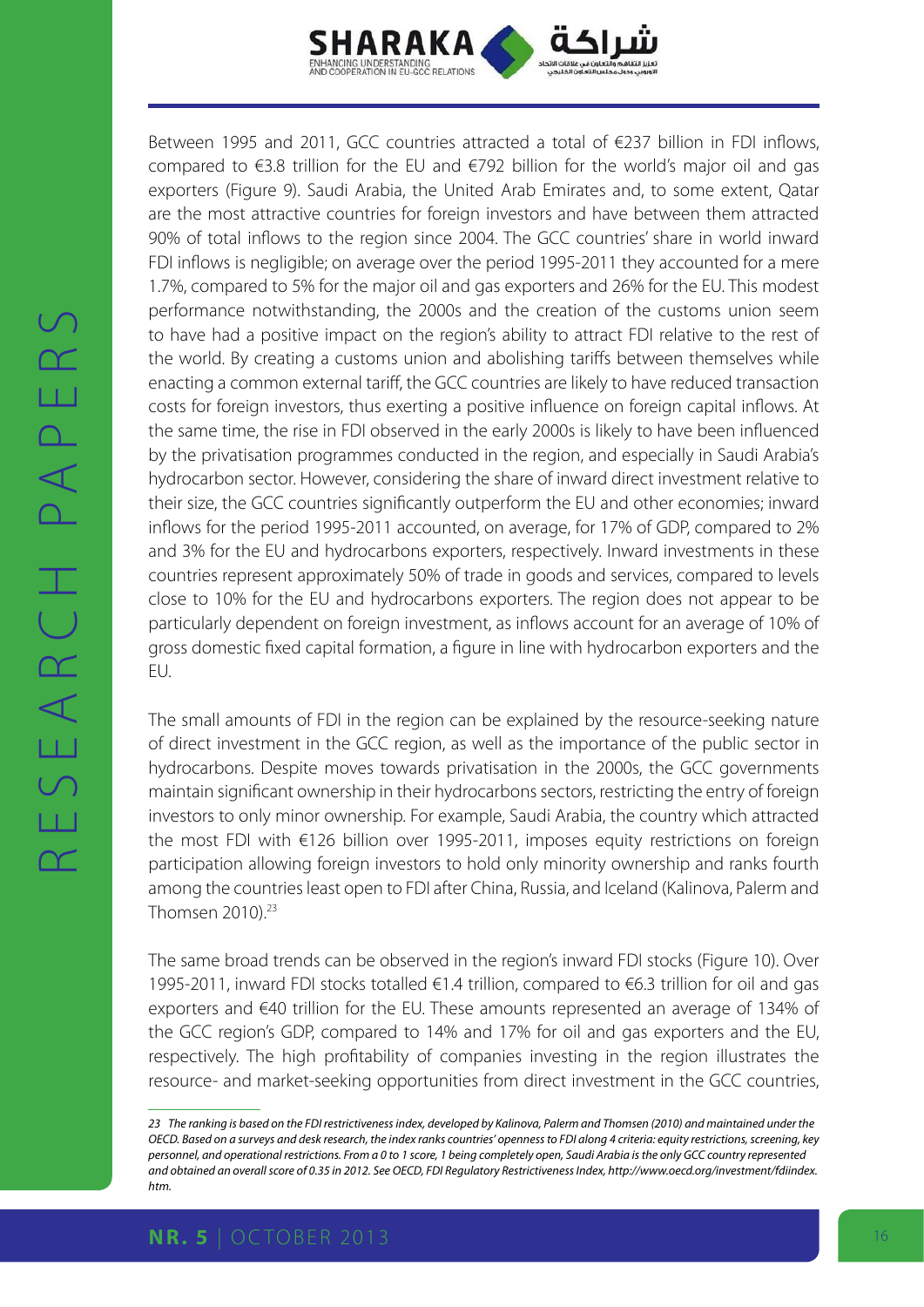Between 1995 and 2011, GCC countries attracted a total of €237 billion in FDI inflows, compared to €3.8 trillion for the EU and €792 billion for the world's major oil and gas exporters (Figure 9). Saudi Arabia, the United Arab Emirates and, to some extent, Qatar are the most attractive countries for foreign investors and have between them attracted 90% of total inflows to the region since 2004. The GCC countries' share in world inward FDI inflows is negligible; on average over the period 1995-2011 they accounted for a mere 1.7%, compared to 5% for the major oil and gas exporters and 26% for the EU. This modest performance notwithstanding, the 2000s and the creation of the customs union seem to have had a positive impact on the region's ability to attract FDI relative to the rest of the world. By creating a customs union and abolishing tariffs between themselves while enacting a common external tariff, the GCC countries are likely to have reduced transaction costs for foreign investors, thus exerting a positive influence on foreign capital inflows. At the same time, the rise in FDI observed in the early 2000s is likely to have been influenced by the privatisation programmes conducted in the region, and especially in Saudi Arabia's hydrocarbon sector. However, considering the share of inward direct investment relative to their size, the GCC countries significantly outperform the EU and other economies; inward inflows for the period 1995-2011 accounted, on average, for 17% of GDP, compared to 2% and 3% for the EU and hydrocarbons exporters, respectively. Inward investments in these countries represent approximately 50% of trade in goods and services, compared to levels close to 10% for the EU and hydrocarbons exporters. The region does not appear to be particularly dependent on foreign investment, as inflows account for an average of 10% of gross domestic fixed capital formation, a figure in line with hydrocarbon exporters and the EU.

The small amounts of FDI in the region can be explained by the resource-seeking nature of direct investment in the GCC region, as well as the importance of the public sector in hydrocarbons. Despite moves towards privatisation in the 2000s, the GCC governments maintain significant ownership in their hydrocarbons sectors, restricting the entry of foreign investors to only minor ownership. For example, Saudi Arabia, the country which attracted the most FDI with €126 billion over 1995-2011, imposes equity restrictions on foreign participation allowing foreign investors to hold only minority ownership and ranks fourth among the countries least open to FDI after China, Russia, and Iceland (Kalinova, Palerm and Thomsen 2010).[23]

The same broad trends can be observed in the region's inward FDI stocks (Figure 10). Over 1995-2011, inward FDI stocks totalled €1.4 trillion, compared to €6.3 trillion for oil and gas exporters and €40 trillion for the EU. These amounts represented an average of 134% of the GCC region's GDP, compared to 14% and 17% for oil and gas exporters and the EU, respectively. The high profitability of companies investing in the region illustrates the resource- and market-seeking opportunities from direct investment in the GCC countries,

---

*23 The ranking is based on the FDI restrictiveness index, developed by Kalinova, Palerm and Thomsen (2010) and maintained under the OECD. Based on a surveys and desk research, the index ranks countries' openness to FDI along 4 criteria: equity restrictions, screening, key personnel, and operational restrictions. From a 0 to 1 score, 1 being completely open, Saudi Arabia is the only GCC country represented and obtained an overall score of 0.35 in 2012. See OECD, FDI Regulatory Restrictiveness Index, http://www.oecd.org/investment/fdiindex.htm.*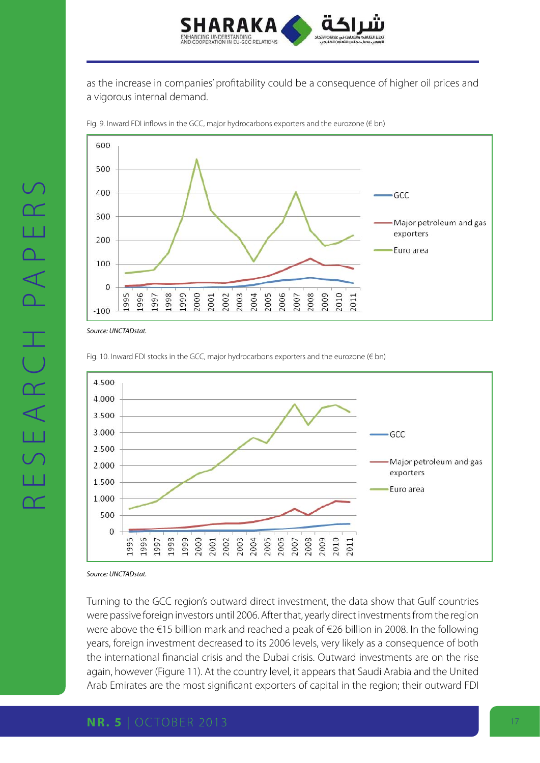as the increase in companies' profitability could be a consequence of higher oil prices and a vigorous internal demand.

Fig. 9. Inward FDI inflows in the GCC, major hydrocarbons exporters and the eurozone (€ bn)

*Source: UNCTADstat.*

Fig. 10. Inward FDI stocks in the GCC, major hydrocarbons exporters and the eurozone (€ bn)

*Source: UNCTADstat.*

Turning to the GCC region's outward direct investment, the data show that Gulf countries were passive foreign investors until 2006. After that, yearly direct investments from the region were above the €15 billion mark and reached a peak of €26 billion in 2008. In the following years, foreign investment decreased to its 2006 levels, very likely as a consequence of both the international financial crisis and the Dubai crisis. Outward investments are on the rise again, however (Figure 11). At the country level, it appears that Saudi Arabia and the United Arab Emirates are the most significant exporters of capital in the region; their outward FDI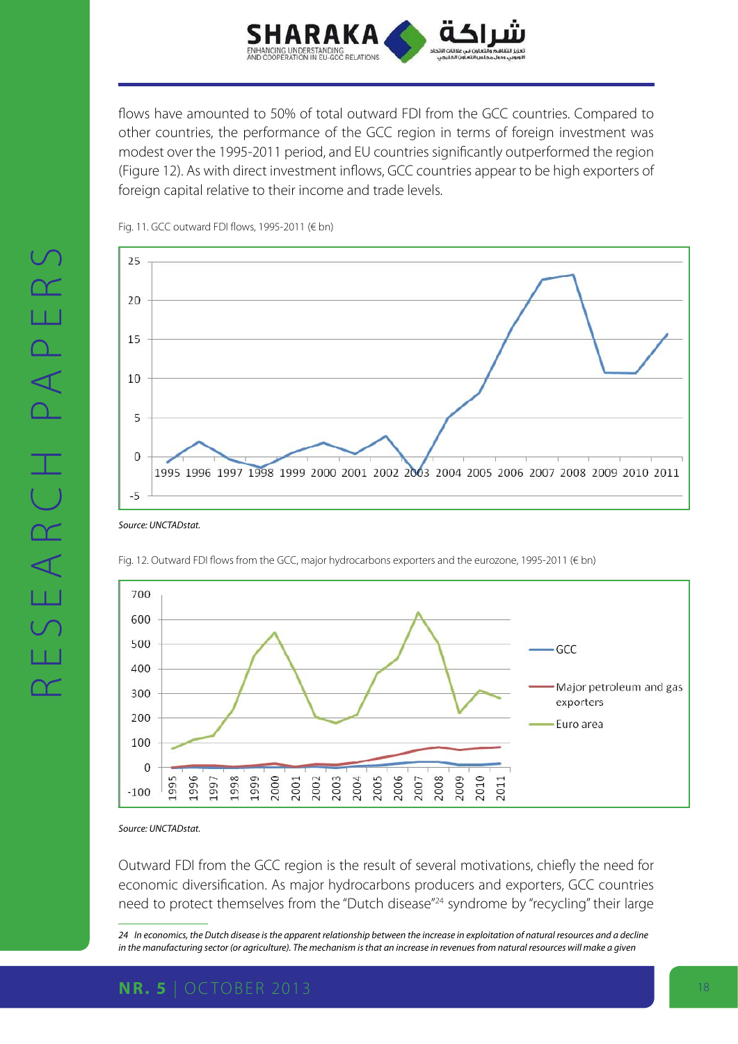flows have amounted to 50% of total outward FDI from the GCC countries. Compared to other countries, the performance of the GCC region in terms of foreign investment was modest over the 1995-2011 period, and EU countries significantly outperformed the region (Figure 12). As with direct investment inflows, GCC countries appear to be high exporters of foreign capital relative to their income and trade levels.

Fig. 11. GCC outward FDI flows, 1995-2011 (€ bn)

*Source: UNCTADstat.*

Fig. 12. Outward FDI flows from the GCC, major hydrocarbons exporters and the eurozone, 1995-2011 (€ bn)

*Source: UNCTADstat.*

Outward FDI from the GCC region is the result of several motivations, chiefly the need for economic diversification. As major hydrocarbons producers and exporters, GCC countries need to protect themselves from the "Dutch disease"[24] syndrome by "recycling" their large

---

*24 In economics, the Dutch disease is the apparent relationship between the increase in exploitation of natural resources and a decline in the manufacturing sector (or agriculture). The mechanism is that an increase in revenues from natural resources will make a given*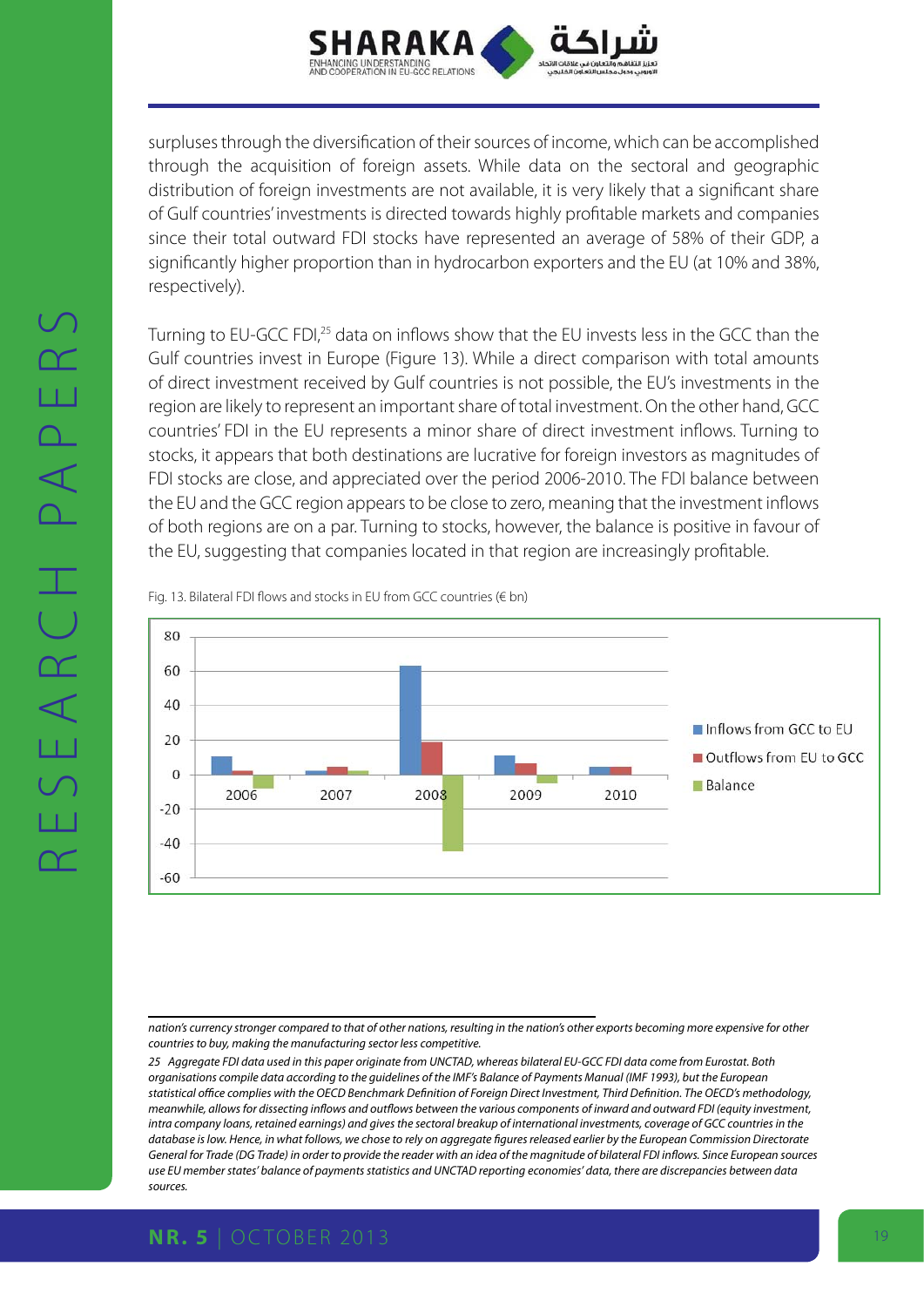surpluses through the diversification of their sources of income, which can be accomplished through the acquisition of foreign assets. While data on the sectoral and geographic distribution of foreign investments are not available, it is very likely that a significant share of Gulf countries' investments is directed towards highly profitable markets and companies since their total outward FDI stocks have represented an average of 58% of their GDP, a significantly higher proportion than in hydrocarbon exporters and the EU (at 10% and 38%, respectively).

Turning to EU-GCC FDI,[25] data on inflows show that the EU invests less in the GCC than the Gulf countries invest in Europe (Figure 13). While a direct comparison with total amounts of direct investment received by Gulf countries is not possible, the EU's investments in the region are likely to represent an important share of total investment. On the other hand, GCC countries' FDI in the EU represents a minor share of direct investment inflows. Turning to stocks, it appears that both destinations are lucrative for foreign investors as magnitudes of FDI stocks are close, and appreciated over the period 2006-2010. The FDI balance between the EU and the GCC region appears to be close to zero, meaning that the investment inflows of both regions are on a par. Turning to stocks, however, the balance is positive in favour of the EU, suggesting that companies located in that region are increasingly profitable.

Fig. 13. Bilateral FDI flows and stocks in EU from GCC countries (€ bn)

---

*nation's currency stronger compared to that of other nations, resulting in the nation's other exports becoming more expensive for other countries to buy, making the manufacturing sector less competitive.*

*25 Aggregate FDI data used in this paper originate from UNCTAD, whereas bilateral EU-GCC FDI data come from Eurostat. Both organisations compile data according to the guidelines of the IMF's Balance of Payments Manual (IMF 1993), but the European statistical office complies with the OECD Benchmark Definition of Foreign Direct Investment, Third Definition. The OECD's methodology, meanwhile, allows for dissecting inflows and outflows between the various components of inward and outward FDI (equity investment, intra company loans, retained earnings) and gives the sectoral breakup of international investments, coverage of GCC countries in the database is low. Hence, in what follows, we chose to rely on aggregate figures released earlier by the European Commission Directorate General for Trade (DG Trade) in order to provide the reader with an idea of the magnitude of bilateral FDI inflows. Since European sources use EU member states' balance of payments statistics and UNCTAD reporting economies' data, there are discrepancies between data sources.*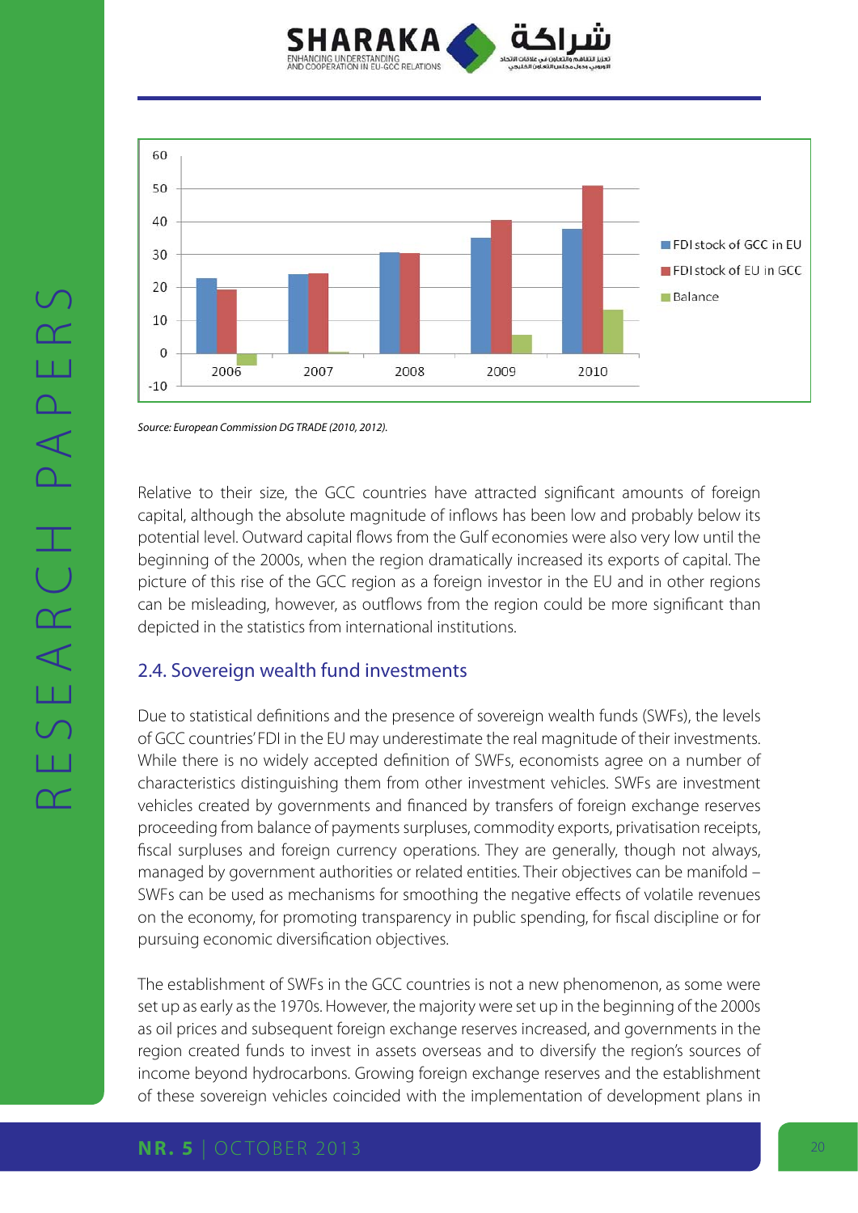Source: European Commission DG TRADE (2010, 2012).

Relative to their size, the GCC countries have attracted significant amounts of foreign capital, although the absolute magnitude of inflows has been low and probably below its potential level. Outward capital flows from the Gulf economies were also very low until the beginning of the 2000s, when the region dramatically increased its exports of capital. The picture of this rise of the GCC region as a foreign investor in the EU and in other regions can be misleading, however, as outflows from the region could be more significant than depicted in the statistics from international institutions.

## 2.4. Sovereign wealth fund investments

Due to statistical definitions and the presence of sovereign wealth funds (SWFs), the levels of GCC countries' FDI in the EU may underestimate the real magnitude of their investments. While there is no widely accepted definition of SWFs, economists agree on a number of characteristics distinguishing them from other investment vehicles. SWFs are investment vehicles created by governments and financed by transfers of foreign exchange reserves proceeding from balance of payments surpluses, commodity exports, privatisation receipts, fiscal surpluses and foreign currency operations. They are generally, though not always, managed by government authorities or related entities. Their objectives can be manifold – SWFs can be used as mechanisms for smoothing the negative effects of volatile revenues on the economy, for promoting transparency in public spending, for fiscal discipline or for pursuing economic diversification objectives.

The establishment of SWFs in the GCC countries is not a new phenomenon, as some were set up as early as the 1970s. However, the majority were set up in the beginning of the 2000s as oil prices and subsequent foreign exchange reserves increased, and governments in the region created funds to invest in assets overseas and to diversify the region's sources of income beyond hydrocarbons. Growing foreign exchange reserves and the establishment of these sovereign vehicles coincided with the implementation of development plans in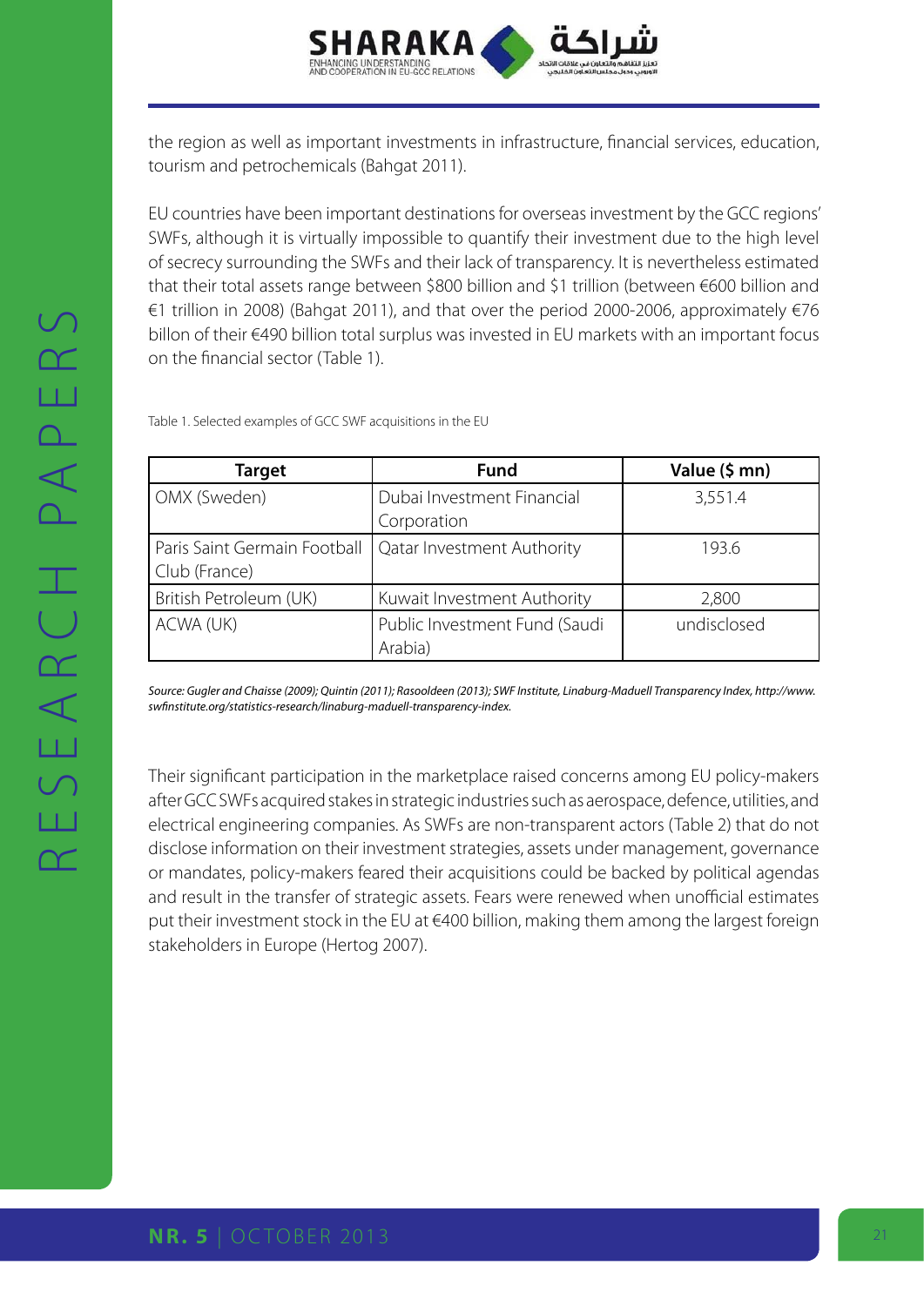the region as well as important investments in infrastructure, financial services, education, tourism and petrochemicals (Bahgat 2011).

EU countries have been important destinations for overseas investment by the GCC regions' SWFs, although it is virtually impossible to quantify their investment due to the high level of secrecy surrounding the SWFs and their lack of transparency. It is nevertheless estimated that their total assets range between $800 billion and $1 trillion (between €600 billion and €1 trillion in 2008) (Bahgat 2011), and that over the period 2000-2006, approximately €76 billon of their €490 billion total surplus was invested in EU markets with an important focus on the financial sector (Table 1).

Table 1. Selected examples of GCC SWF acquisitions in the EU

| Target | Fund | Value ($ mn) |
|---|---|---|
| OMX (Sweden) | Dubai Investment Financial Corporation | 3,551.4 |
| Paris Saint Germain Football Club (France) | Qatar Investment Authority | 193.6 |
| British Petroleum (UK) | Kuwait Investment Authority | 2,800 |
| ACWA (UK) | Public Investment Fund (Saudi Arabia) | undisclosed |

*Source: Gugler and Chaisse (2009); Quintin (2011); Rasooldeen (2013); SWF Institute, Linaburg-Maduell Transparency Index, http://www.swfinstitute.org/statistics-research/linaburg-maduell-transparency-index.*

Their significant participation in the marketplace raised concerns among EU policy-makers after GCC SWFs acquired stakes in strategic industries such as aerospace, defence, utilities, and electrical engineering companies. As SWFs are non-transparent actors (Table 2) that do not disclose information on their investment strategies, assets under management, governance or mandates, policy-makers feared their acquisitions could be backed by political agendas and result in the transfer of strategic assets. Fears were renewed when unofficial estimates put their investment stock in the EU at €400 billion, making them among the largest foreign stakeholders in Europe (Hertog 2007).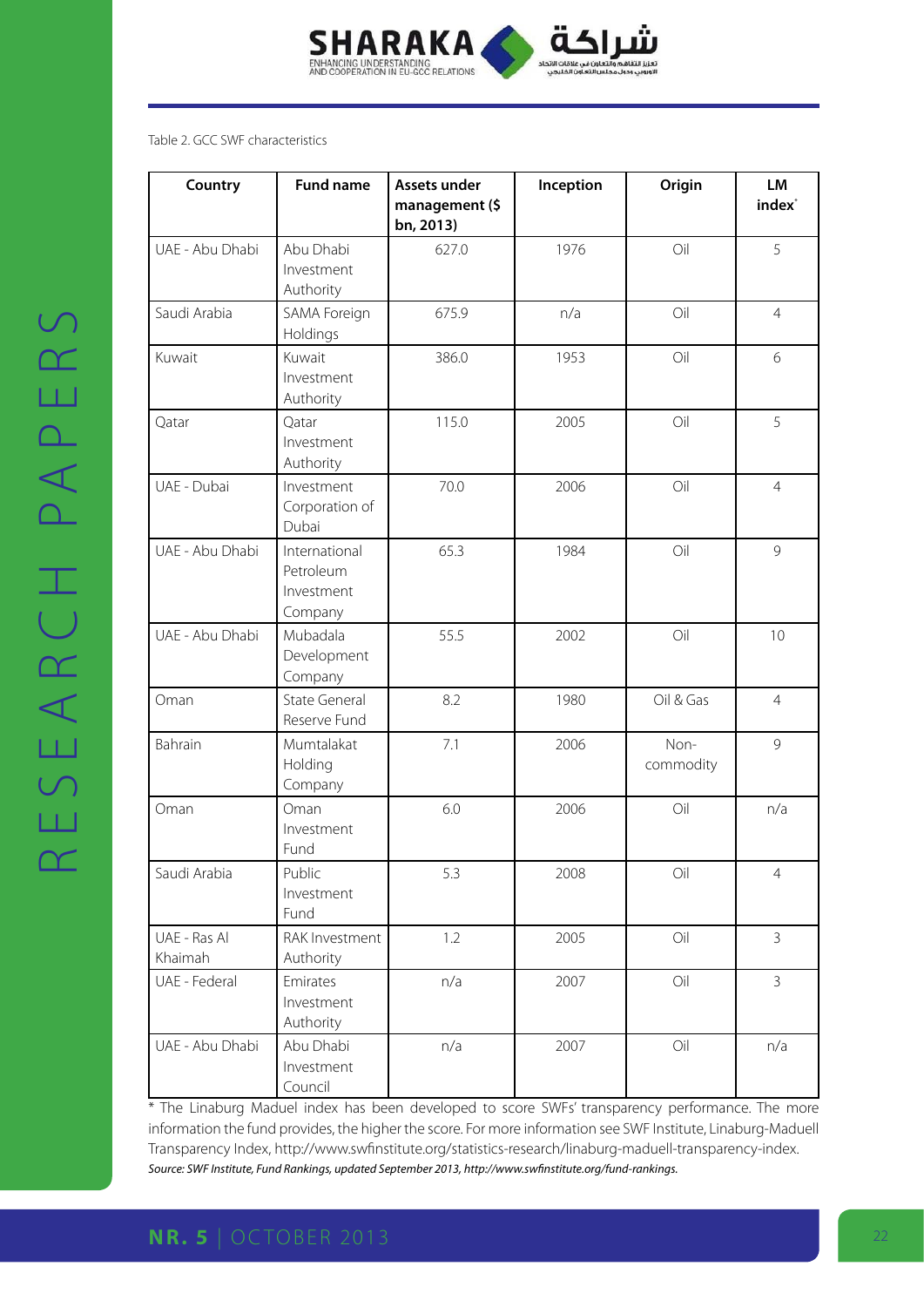Table 2. GCC SWF characteristics

| Country | Fund name | Assets under management ($ bn, 2013) | Inception | Origin | LM index* |
|---|---|---|---|---|---|
| UAE - Abu Dhabi | Abu Dhabi Investment Authority | 627.0 | 1976 | Oil | 5 |
| Saudi Arabia | SAMA Foreign Holdings | 675.9 | n/a | Oil | 4 |
| Kuwait | Kuwait Investment Authority | 386.0 | 1953 | Oil | 6 |
| Qatar | Qatar Investment Authority | 115.0 | 2005 | Oil | 5 |
| UAE - Dubai | Investment Corporation of Dubai | 70.0 | 2006 | Oil | 4 |
| UAE - Abu Dhabi | International Petroleum Investment Company | 65.3 | 1984 | Oil | 9 |
| UAE - Abu Dhabi | Mubadala Development Company | 55.5 | 2002 | Oil | 10 |
| Oman | State General Reserve Fund | 8.2 | 1980 | Oil & Gas | 4 |
| Bahrain | Mumtalakat Holding Company | 7.1 | 2006 | Non-commodity | 9 |
| Oman | Oman Investment Fund | 6.0 | 2006 | Oil | n/a |
| Saudi Arabia | Public Investment Fund | 5.3 | 2008 | Oil | 4 |
| UAE - Ras Al Khaimah | RAK Investment Authority | 1.2 | 2005 | Oil | 3 |
| UAE - Federal | Emirates Investment Authority | n/a | 2007 | Oil | 3 |
| UAE - Abu Dhabi | Abu Dhabi Investment Council | n/a | 2007 | Oil | n/a |

* The Linaburg Maduel index has been developed to score SWFs' transparency performance. The more information the fund provides, the higher the score. For more information see SWF Institute, Linaburg-Maduell Transparency Index, http://www.swfinstitute.org/statistics-research/linaburg-maduell-transparency-index.

*Source: SWF Institute, Fund Rankings, updated September 2013, http://www.swfinstitute.org/fund-rankings.*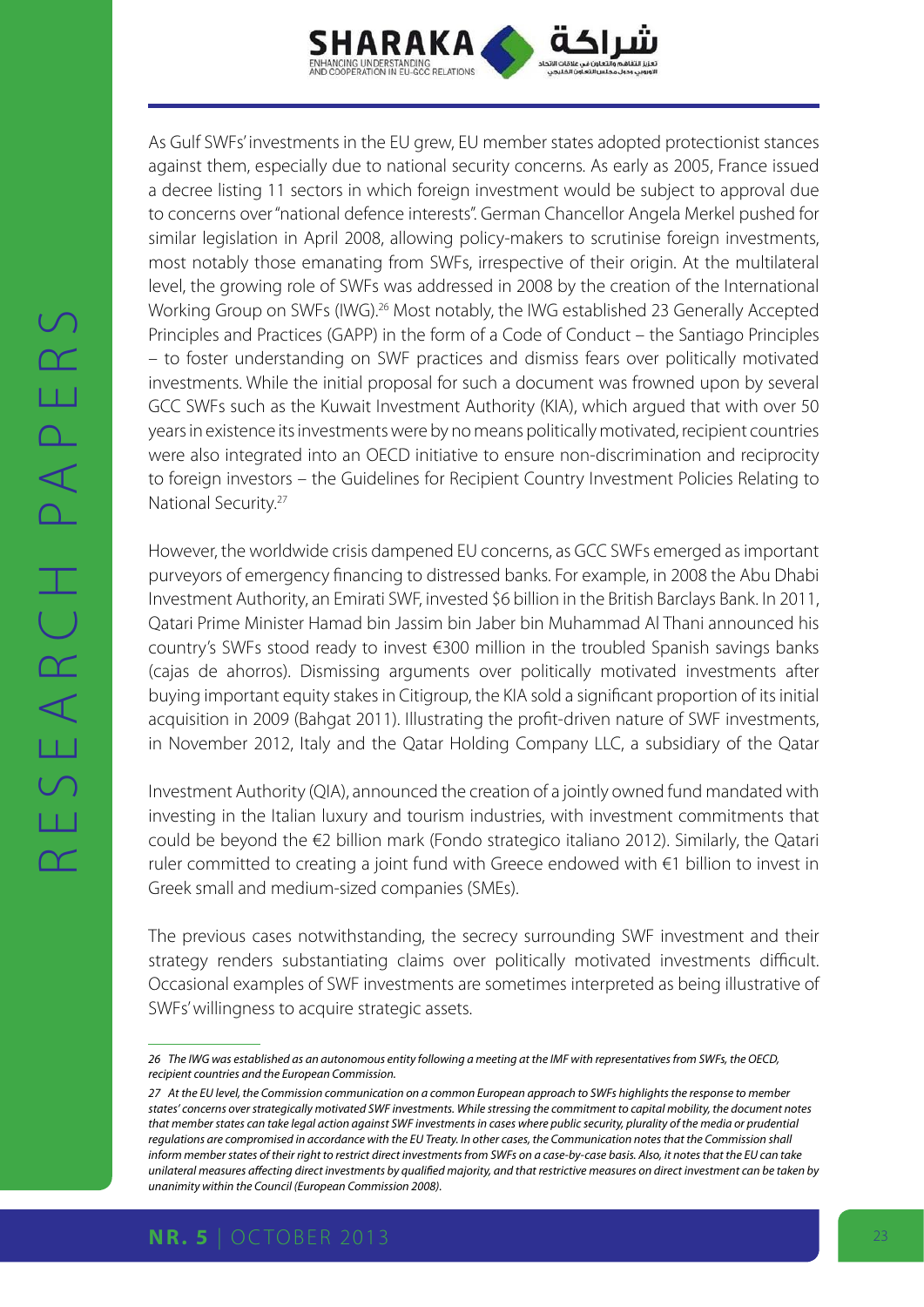As Gulf SWFs' investments in the EU grew, EU member states adopted protectionist stances against them, especially due to national security concerns. As early as 2005, France issued a decree listing 11 sectors in which foreign investment would be subject to approval due to concerns over "national defence interests". German Chancellor Angela Merkel pushed for similar legislation in April 2008, allowing policy-makers to scrutinise foreign investments, most notably those emanating from SWFs, irrespective of their origin. At the multilateral level, the growing role of SWFs was addressed in 2008 by the creation of the International Working Group on SWFs (IWG).[26] Most notably, the IWG established 23 Generally Accepted Principles and Practices (GAPP) in the form of a Code of Conduct – the Santiago Principles – to foster understanding on SWF practices and dismiss fears over politically motivated investments. While the initial proposal for such a document was frowned upon by several GCC SWFs such as the Kuwait Investment Authority (KIA), which argued that with over 50 years in existence its investments were by no means politically motivated, recipient countries were also integrated into an OECD initiative to ensure non-discrimination and reciprocity to foreign investors – the Guidelines for Recipient Country Investment Policies Relating to National Security.[27]

However, the worldwide crisis dampened EU concerns, as GCC SWFs emerged as important purveyors of emergency financing to distressed banks. For example, in 2008 the Abu Dhabi Investment Authority, an Emirati SWF, invested $6 billion in the British Barclays Bank. In 2011, Qatari Prime Minister Hamad bin Jassim bin Jaber bin Muhammad Al Thani announced his country's SWFs stood ready to invest €300 million in the troubled Spanish savings banks (cajas de ahorros). Dismissing arguments over politically motivated investments after buying important equity stakes in Citigroup, the KIA sold a significant proportion of its initial acquisition in 2009 (Bahgat 2011). Illustrating the profit-driven nature of SWF investments, in November 2012, Italy and the Qatar Holding Company LLC, a subsidiary of the Qatar Investment Authority (QIA), announced the creation of a jointly owned fund mandated with investing in the Italian luxury and tourism industries, with investment commitments that could be beyond the €2 billion mark (Fondo strategico italiano 2012). Similarly, the Qatari ruler committed to creating a joint fund with Greece endowed with €1 billion to invest in Greek small and medium-sized companies (SMEs).

The previous cases notwithstanding, the secrecy surrounding SWF investment and their strategy renders substantiating claims over politically motivated investments difficult. Occasional examples of SWF investments are sometimes interpreted as being illustrative of SWFs' willingness to acquire strategic assets.

---

*26 The IWG was established as an autonomous entity following a meeting at the IMF with representatives from SWFs, the OECD, recipient countries and the European Commission.*

*27 At the EU level, the Commission communication on a common European approach to SWFs highlights the response to member states' concerns over strategically motivated SWF investments. While stressing the commitment to capital mobility, the document notes that member states can take legal action against SWF investments in cases where public security, plurality of the media or prudential regulations are compromised in accordance with the EU Treaty. In other cases, the Communication notes that the Commission shall inform member states of their right to restrict direct investments from SWFs on a case-by-case basis. Also, it notes that the EU can take unilateral measures affecting direct investments by qualified majority, and that restrictive measures on direct investment can be taken by unanimity within the Council (European Commission 2008).*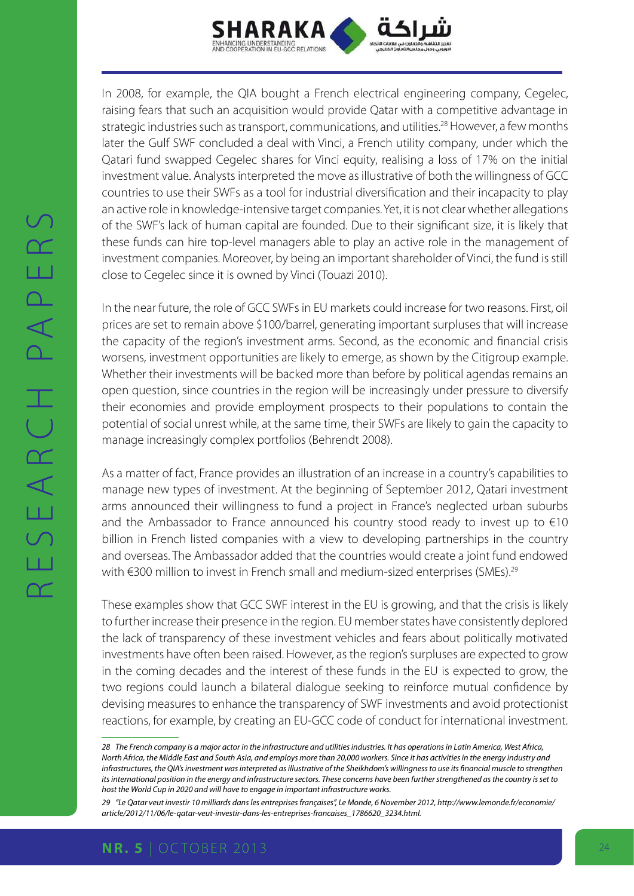In 2008, for example, the QIA bought a French electrical engineering company, Cegelec, raising fears that such an acquisition would provide Qatar with a competitive advantage in strategic industries such as transport, communications, and utilities.[28] However, a few months later the Gulf SWF concluded a deal with Vinci, a French utility company, under which the Qatari fund swapped Cegelec shares for Vinci equity, realising a loss of 17% on the initial investment value. Analysts interpreted the move as illustrative of both the willingness of GCC countries to use their SWFs as a tool for industrial diversification and their incapacity to play an active role in knowledge-intensive target companies. Yet, it is not clear whether allegations of the SWF's lack of human capital are founded. Due to their significant size, it is likely that these funds can hire top-level managers able to play an active role in the management of investment companies. Moreover, by being an important shareholder of Vinci, the fund is still close to Cegelec since it is owned by Vinci (Touazi 2010).

In the near future, the role of GCC SWFs in EU markets could increase for two reasons. First, oil prices are set to remain above $100/barrel, generating important surpluses that will increase the capacity of the region's investment arms. Second, as the economic and financial crisis worsens, investment opportunities are likely to emerge, as shown by the Citigroup example. Whether their investments will be backed more than before by political agendas remains an open question, since countries in the region will be increasingly under pressure to diversify their economies and provide employment prospects to their populations to contain the potential of social unrest while, at the same time, their SWFs are likely to gain the capacity to manage increasingly complex portfolios (Behrendt 2008).

As a matter of fact, France provides an illustration of an increase in a country's capabilities to manage new types of investment. At the beginning of September 2012, Qatari investment arms announced their willingness to fund a project in France's neglected urban suburbs and the Ambassador to France announced his country stood ready to invest up to €10 billion in French listed companies with a view to developing partnerships in the country and overseas. The Ambassador added that the countries would create a joint fund endowed with €300 million to invest in French small and medium-sized enterprises (SMEs).[29]

These examples show that GCC SWF interest in the EU is growing, and that the crisis is likely to further increase their presence in the region. EU member states have consistently deplored the lack of transparency of these investment vehicles and fears about politically motivated investments have often been raised. However, as the region's surpluses are expected to grow in the coming decades and the interest of these funds in the EU is expected to grow, the two regions could launch a bilateral dialogue seeking to reinforce mutual confidence by devising measures to enhance the transparency of SWF investments and avoid protectionist reactions, for example, by creating an EU-GCC code of conduct for international investment.

*28 The French company is a major actor in the infrastructure and utilities industries. It has operations in Latin America, West Africa, North Africa, the Middle East and South Asia, and employs more than 20,000 workers. Since it has activities in the energy industry and infrastructures, the QIA's investment was interpreted as illustrative of the Sheikhdom's willingness to use its financial muscle to strengthen its international position in the energy and infrastructure sectors. These concerns have been further strengthened as the country is set to host the World Cup in 2020 and will have to engage in important infrastructure works.*

*29 "Le Qatar veut investir 10 milliards dans les entreprises françaises", Le Monde, 6 November 2012, http://www.lemonde.fr/economie/article/2012/11/06/le-qatar-veut-investir-dans-les-entreprises-francaises_1786620_3234.html.*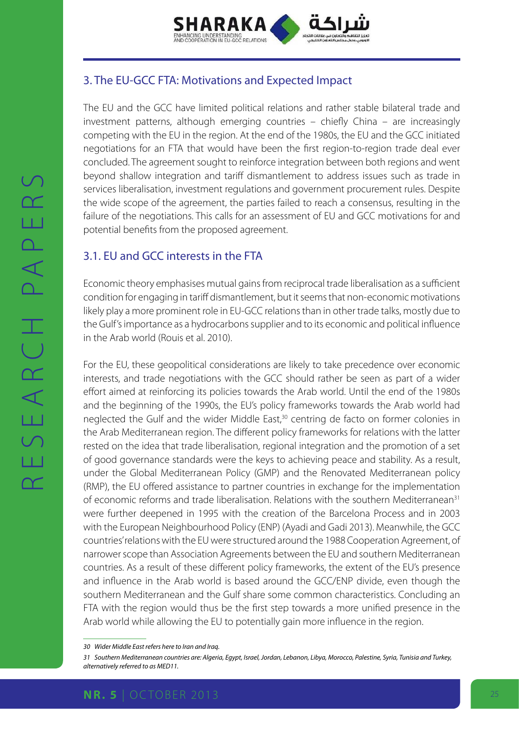## 3. The EU-GCC FTA: Motivations and Expected Impact

The EU and the GCC have limited political relations and rather stable bilateral trade and investment patterns, although emerging countries – chiefly China – are increasingly competing with the EU in the region. At the end of the 1980s, the EU and the GCC initiated negotiations for an FTA that would have been the first region-to-region trade deal ever concluded. The agreement sought to reinforce integration between both regions and went beyond shallow integration and tariff dismantlement to address issues such as trade in services liberalisation, investment regulations and government procurement rules. Despite the wide scope of the agreement, the parties failed to reach a consensus, resulting in the failure of the negotiations. This calls for an assessment of EU and GCC motivations for and potential benefits from the proposed agreement.

### 3.1. EU and GCC interests in the FTA

Economic theory emphasises mutual gains from reciprocal trade liberalisation as a sufficient condition for engaging in tariff dismantlement, but it seems that non-economic motivations likely play a more prominent role in EU-GCC relations than in other trade talks, mostly due to the Gulf's importance as a hydrocarbons supplier and to its economic and political influence in the Arab world (Rouis et al. 2010).

For the EU, these geopolitical considerations are likely to take precedence over economic interests, and trade negotiations with the GCC should rather be seen as part of a wider effort aimed at reinforcing its policies towards the Arab world. Until the end of the 1980s and the beginning of the 1990s, the EU's policy frameworks towards the Arab world had neglected the Gulf and the wider Middle East,[30] centring de facto on former colonies in the Arab Mediterranean region. The different policy frameworks for relations with the latter rested on the idea that trade liberalisation, regional integration and the promotion of a set of good governance standards were the keys to achieving peace and stability. As a result, under the Global Mediterranean Policy (GMP) and the Renovated Mediterranean policy (RMP), the EU offered assistance to partner countries in exchange for the implementation of economic reforms and trade liberalisation. Relations with the southern Mediterranean[31] were further deepened in 1995 with the creation of the Barcelona Process and in 2003 with the European Neighbourhood Policy (ENP) (Ayadi and Gadi 2013). Meanwhile, the GCC countries' relations with the EU were structured around the 1988 Cooperation Agreement, of narrower scope than Association Agreements between the EU and southern Mediterranean countries. As a result of these different policy frameworks, the extent of the EU's presence and influence in the Arab world is based around the GCC/ENP divide, even though the southern Mediterranean and the Gulf share some common characteristics. Concluding an FTA with the region would thus be the first step towards a more unified presence in the Arab world while allowing the EU to potentially gain more influence in the region.

---

*30 Wider Middle East refers here to Iran and Iraq.*

*31 Southern Mediterranean countries are: Algeria, Egypt, Israel, Jordan, Lebanon, Libya, Morocco, Palestine, Syria, Tunisia and Turkey, alternatively referred to as MED11.*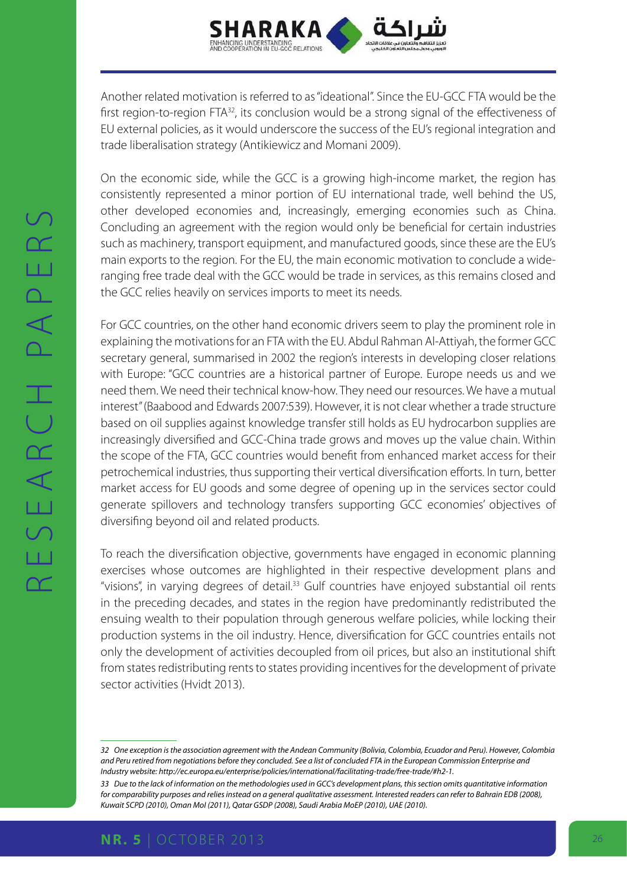Another related motivation is referred to as "ideational". Since the EU-GCC FTA would be the first region-to-region FTA[32], its conclusion would be a strong signal of the effectiveness of EU external policies, as it would underscore the success of the EU's regional integration and trade liberalisation strategy (Antikiewicz and Momani 2009).

On the economic side, while the GCC is a growing high-income market, the region has consistently represented a minor portion of EU international trade, well behind the US, other developed economies and, increasingly, emerging economies such as China. Concluding an agreement with the region would only be beneficial for certain industries such as machinery, transport equipment, and manufactured goods, since these are the EU's main exports to the region. For the EU, the main economic motivation to conclude a wide-ranging free trade deal with the GCC would be trade in services, as this remains closed and the GCC relies heavily on services imports to meet its needs.

For GCC countries, on the other hand economic drivers seem to play the prominent role in explaining the motivations for an FTA with the EU. Abdul Rahman Al-Attiyah, the former GCC secretary general, summarised in 2002 the region's interests in developing closer relations with Europe: "GCC countries are a historical partner of Europe. Europe needs us and we need them. We need their technical know-how. They need our resources. We have a mutual interest" (Baabood and Edwards 2007:539). However, it is not clear whether a trade structure based on oil supplies against knowledge transfer still holds as EU hydrocarbon supplies are increasingly diversified and GCC-China trade grows and moves up the value chain. Within the scope of the FTA, GCC countries would benefit from enhanced market access for their petrochemical industries, thus supporting their vertical diversification efforts. In turn, better market access for EU goods and some degree of opening up in the services sector could generate spillovers and technology transfers supporting GCC economies' objectives of diversifing beyond oil and related products.

To reach the diversification objective, governments have engaged in economic planning exercises whose outcomes are highlighted in their respective development plans and "visions", in varying degrees of detail.[33] Gulf countries have enjoyed substantial oil rents in the preceding decades, and states in the region have predominantly redistributed the ensuing wealth to their population through generous welfare policies, while locking their production systems in the oil industry. Hence, diversification for GCC countries entails not only the development of activities decoupled from oil prices, but also an institutional shift from states redistributing rents to states providing incentives for the development of private sector activities (Hvidt 2013).

---

*32 One exception is the association agreement with the Andean Community (Bolivia, Colombia, Ecuador and Peru). However, Colombia and Peru retired from negotiations before they concluded. See a list of concluded FTA in the European Commission Enterprise and Industry website: http://ec.europa.eu/enterprise/policies/international/facilitating-trade/free-trade/#h2-1.*

*33 Due to the lack of information on the methodologies used in GCC's development plans, this section omits quantitative information for comparability purposes and relies instead on a general qualitative assessment. Interested readers can refer to Bahrain EDB (2008), Kuwait SCPD (2010), Oman MoI (2011), Qatar GSDP (2008), Saudi Arabia MoEP (2010), UAE (2010).*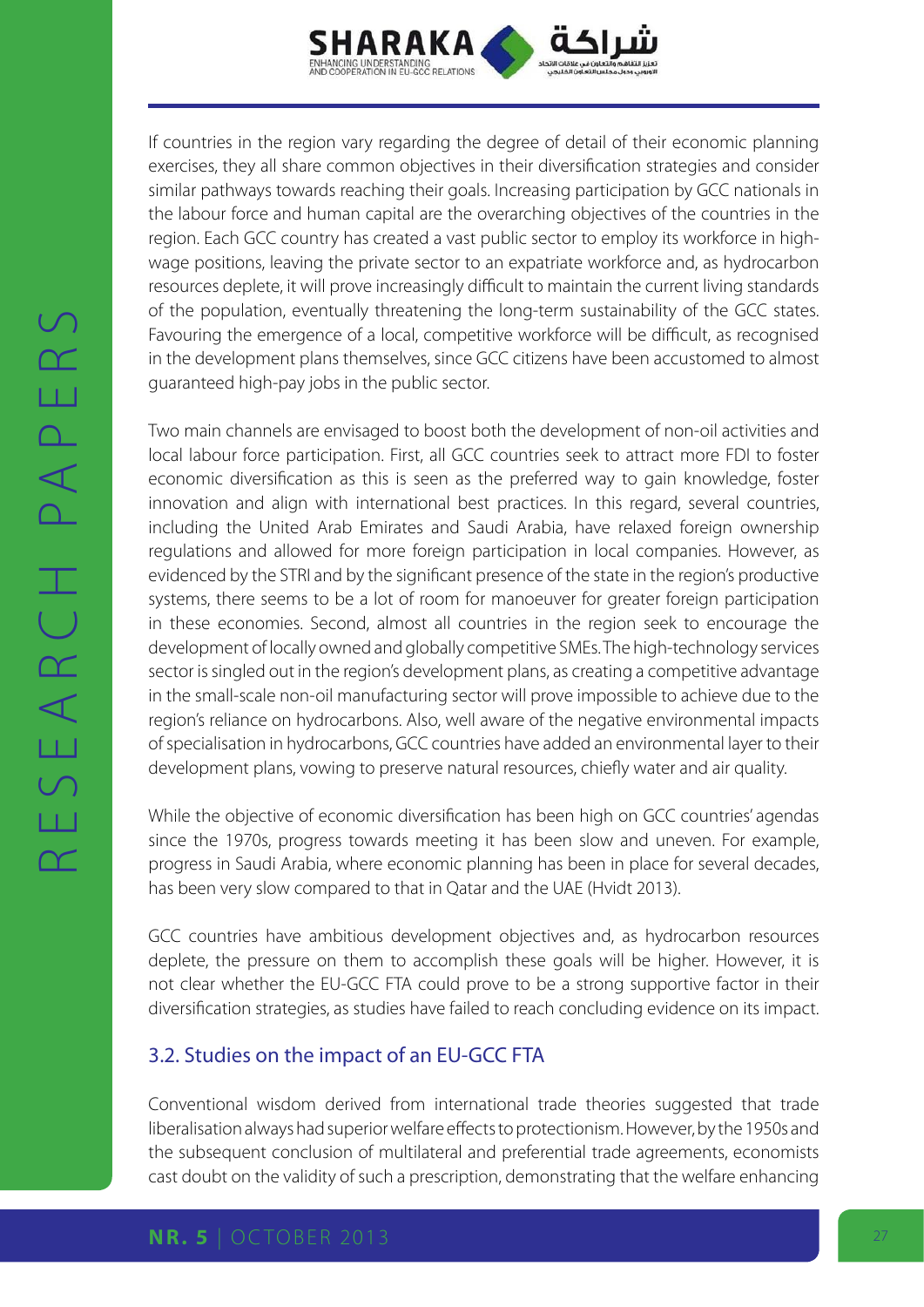If countries in the region vary regarding the degree of detail of their economic planning exercises, they all share common objectives in their diversification strategies and consider similar pathways towards reaching their goals. Increasing participation by GCC nationals in the labour force and human capital are the overarching objectives of the countries in the region. Each GCC country has created a vast public sector to employ its workforce in high-wage positions, leaving the private sector to an expatriate workforce and, as hydrocarbon resources deplete, it will prove increasingly difficult to maintain the current living standards of the population, eventually threatening the long-term sustainability of the GCC states. Favouring the emergence of a local, competitive workforce will be difficult, as recognised in the development plans themselves, since GCC citizens have been accustomed to almost guaranteed high-pay jobs in the public sector.

Two main channels are envisaged to boost both the development of non-oil activities and local labour force participation. First, all GCC countries seek to attract more FDI to foster economic diversification as this is seen as the preferred way to gain knowledge, foster innovation and align with international best practices. In this regard, several countries, including the United Arab Emirates and Saudi Arabia, have relaxed foreign ownership regulations and allowed for more foreign participation in local companies. However, as evidenced by the STRI and by the significant presence of the state in the region's productive systems, there seems to be a lot of room for manoeuver for greater foreign participation in these economies. Second, almost all countries in the region seek to encourage the development of locally owned and globally competitive SMEs. The high-technology services sector is singled out in the region's development plans, as creating a competitive advantage in the small-scale non-oil manufacturing sector will prove impossible to achieve due to the region's reliance on hydrocarbons. Also, well aware of the negative environmental impacts of specialisation in hydrocarbons, GCC countries have added an environmental layer to their development plans, vowing to preserve natural resources, chiefly water and air quality.

While the objective of economic diversification has been high on GCC countries' agendas since the 1970s, progress towards meeting it has been slow and uneven. For example, progress in Saudi Arabia, where economic planning has been in place for several decades, has been very slow compared to that in Qatar and the UAE (Hvidt 2013).

GCC countries have ambitious development objectives and, as hydrocarbon resources deplete, the pressure on them to accomplish these goals will be higher. However, it is not clear whether the EU-GCC FTA could prove to be a strong supportive factor in their diversification strategies, as studies have failed to reach concluding evidence on its impact.

## 3.2. Studies on the impact of an EU-GCC FTA

Conventional wisdom derived from international trade theories suggested that trade liberalisation always had superior welfare effects to protectionism. However, by the 1950s and the subsequent conclusion of multilateral and preferential trade agreements, economists cast doubt on the validity of such a prescription, demonstrating that the welfare enhancing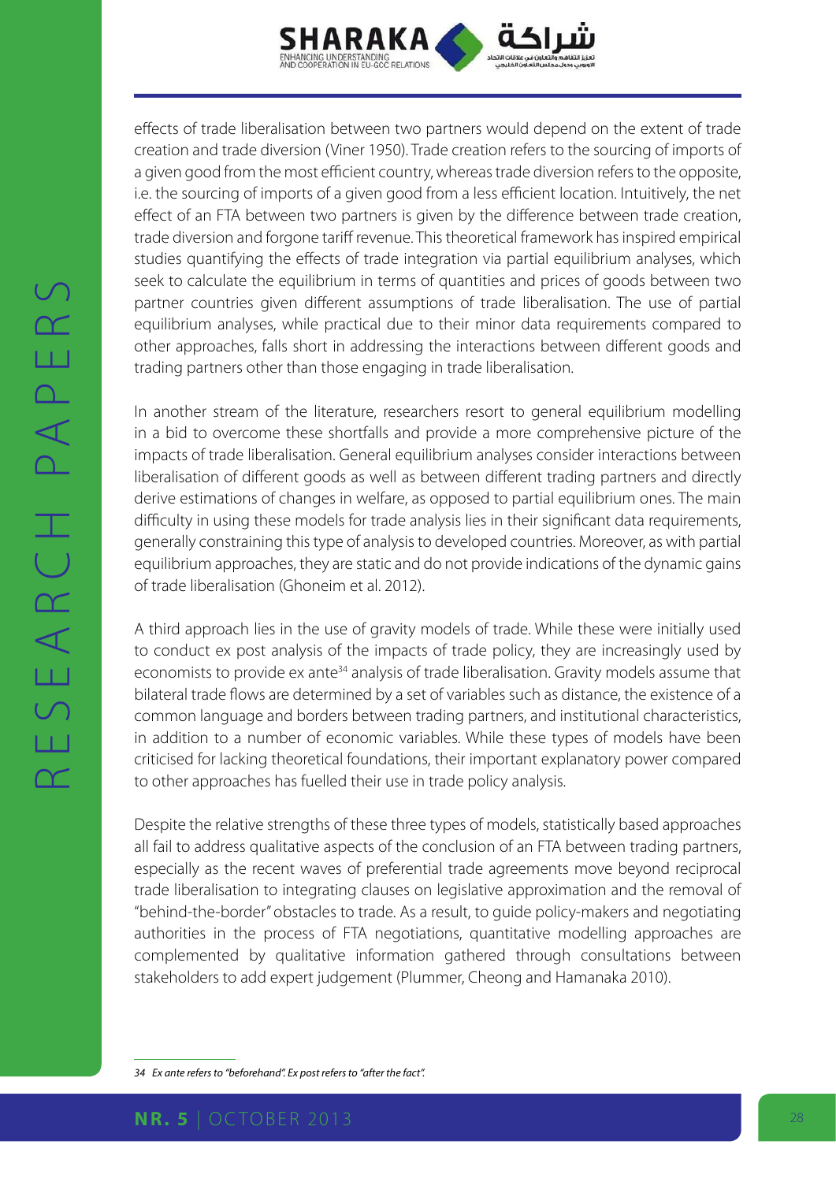effects of trade liberalisation between two partners would depend on the extent of trade creation and trade diversion (Viner 1950). Trade creation refers to the sourcing of imports of a given good from the most efficient country, whereas trade diversion refers to the opposite, i.e. the sourcing of imports of a given good from a less efficient location. Intuitively, the net effect of an FTA between two partners is given by the difference between trade creation, trade diversion and forgone tariff revenue. This theoretical framework has inspired empirical studies quantifying the effects of trade integration via partial equilibrium analyses, which seek to calculate the equilibrium in terms of quantities and prices of goods between two partner countries given different assumptions of trade liberalisation. The use of partial equilibrium analyses, while practical due to their minor data requirements compared to other approaches, falls short in addressing the interactions between different goods and trading partners other than those engaging in trade liberalisation.

In another stream of the literature, researchers resort to general equilibrium modelling in a bid to overcome these shortfalls and provide a more comprehensive picture of the impacts of trade liberalisation. General equilibrium analyses consider interactions between liberalisation of different goods as well as between different trading partners and directly derive estimations of changes in welfare, as opposed to partial equilibrium ones. The main difficulty in using these models for trade analysis lies in their significant data requirements, generally constraining this type of analysis to developed countries. Moreover, as with partial equilibrium approaches, they are static and do not provide indications of the dynamic gains of trade liberalisation (Ghoneim et al. 2012).

A third approach lies in the use of gravity models of trade. While these were initially used to conduct ex post analysis of the impacts of trade policy, they are increasingly used by economists to provide ex ante[34] analysis of trade liberalisation. Gravity models assume that bilateral trade flows are determined by a set of variables such as distance, the existence of a common language and borders between trading partners, and institutional characteristics, in addition to a number of economic variables. While these types of models have been criticised for lacking theoretical foundations, their important explanatory power compared to other approaches has fuelled their use in trade policy analysis.

Despite the relative strengths of these three types of models, statistically based approaches all fail to address qualitative aspects of the conclusion of an FTA between trading partners, especially as the recent waves of preferential trade agreements move beyond reciprocal trade liberalisation to integrating clauses on legislative approximation and the removal of "behind-the-border" obstacles to trade. As a result, to guide policy-makers and negotiating authorities in the process of FTA negotiations, quantitative modelling approaches are complemented by qualitative information gathered through consultations between stakeholders to add expert judgement (Plummer, Cheong and Hamanaka 2010).

---

*34 Ex ante refers to "beforehand". Ex post refers to "after the fact".*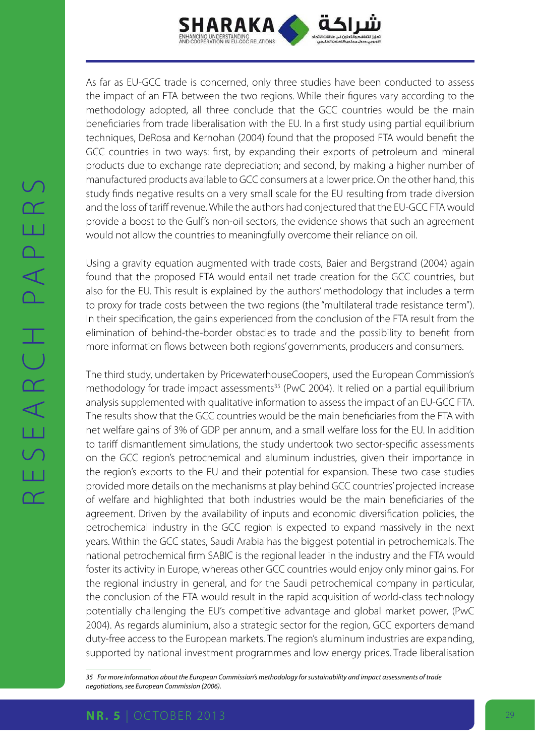As far as EU-GCC trade is concerned, only three studies have been conducted to assess the impact of an FTA between the two regions. While their figures vary according to the methodology adopted, all three conclude that the GCC countries would be the main beneficiaries from trade liberalisation with the EU. In a first study using partial equilibrium techniques, DeRosa and Kernohan (2004) found that the proposed FTA would benefit the GCC countries in two ways: first, by expanding their exports of petroleum and mineral products due to exchange rate depreciation; and second, by making a higher number of manufactured products available to GCC consumers at a lower price. On the other hand, this study finds negative results on a very small scale for the EU resulting from trade diversion and the loss of tariff revenue. While the authors had conjectured that the EU-GCC FTA would provide a boost to the Gulf's non-oil sectors, the evidence shows that such an agreement would not allow the countries to meaningfully overcome their reliance on oil.

Using a gravity equation augmented with trade costs, Baier and Bergstrand (2004) again found that the proposed FTA would entail net trade creation for the GCC countries, but also for the EU. This result is explained by the authors' methodology that includes a term to proxy for trade costs between the two regions (the "multilateral trade resistance term"). In their specification, the gains experienced from the conclusion of the FTA result from the elimination of behind-the-border obstacles to trade and the possibility to benefit from more information flows between both regions' governments, producers and consumers.

The third study, undertaken by PricewaterhouseCoopers, used the European Commission's methodology for trade impact assessments[35] (PwC 2004). It relied on a partial equilibrium analysis supplemented with qualitative information to assess the impact of an EU-GCC FTA. The results show that the GCC countries would be the main beneficiaries from the FTA with net welfare gains of 3% of GDP per annum, and a small welfare loss for the EU. In addition to tariff dismantlement simulations, the study undertook two sector-specific assessments on the GCC region's petrochemical and aluminum industries, given their importance in the region's exports to the EU and their potential for expansion. These two case studies provided more details on the mechanisms at play behind GCC countries' projected increase of welfare and highlighted that both industries would be the main beneficiaries of the agreement. Driven by the availability of inputs and economic diversification policies, the petrochemical industry in the GCC region is expected to expand massively in the next years. Within the GCC states, Saudi Arabia has the biggest potential in petrochemicals. The national petrochemical firm SABIC is the regional leader in the industry and the FTA would foster its activity in Europe, whereas other GCC countries would enjoy only minor gains. For the regional industry in general, and for the Saudi petrochemical company in particular, the conclusion of the FTA would result in the rapid acquisition of world-class technology potentially challenging the EU's competitive advantage and global market power, (PwC 2004). As regards aluminium, also a strategic sector for the region, GCC exporters demand duty-free access to the European markets. The region's aluminum industries are expanding, supported by national investment programmes and low energy prices. Trade liberalisation

*35 For more information about the European Commission's methodology for sustainability and impact assessments of trade negotiations, see European Commission (2006).*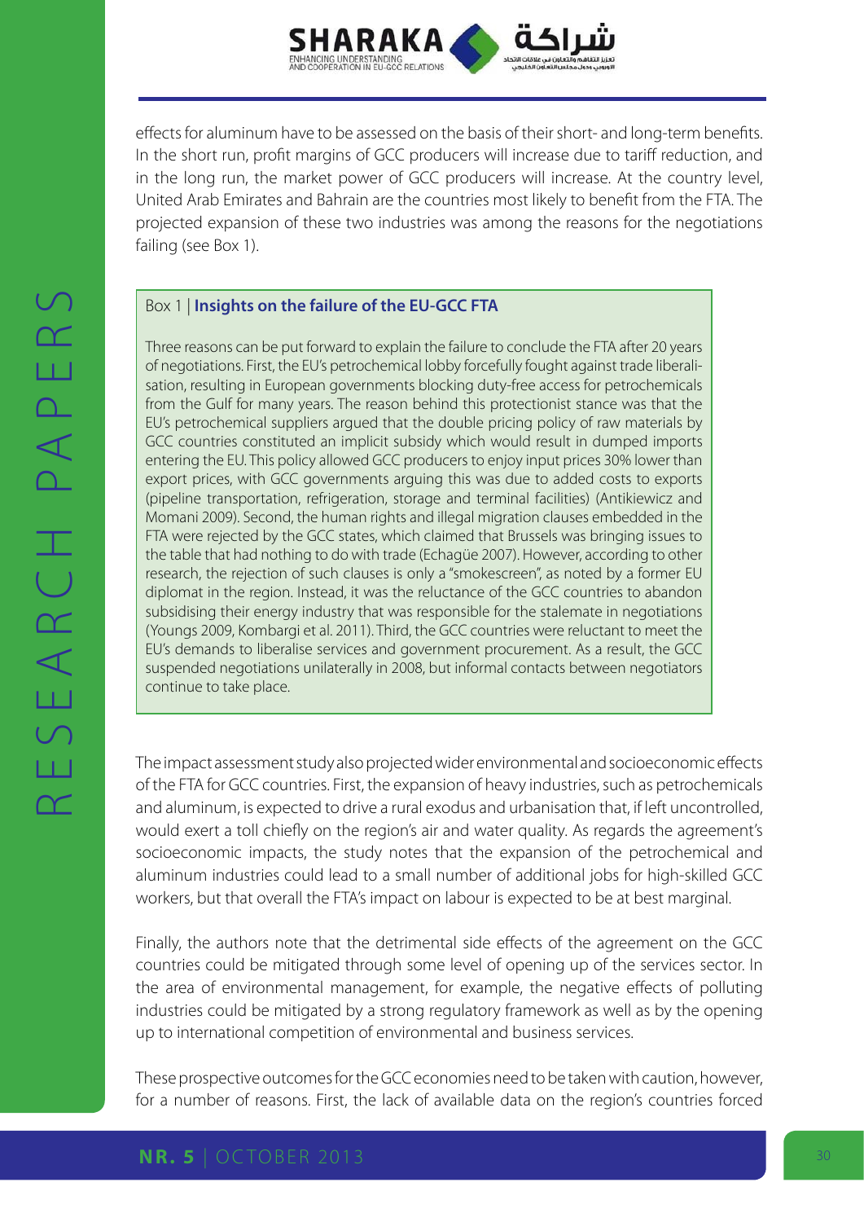effects for aluminum have to be assessed on the basis of their short- and long-term benefits. In the short run, profit margins of GCC producers will increase due to tariff reduction, and in the long run, the market power of GCC producers will increase. At the country level, United Arab Emirates and Bahrain are the countries most likely to benefit from the FTA. The projected expansion of these two industries was among the reasons for the negotiations failing (see Box 1).

> Box 1 | **Insights on the failure of the EU-GCC FTA**
>
> Three reasons can be put forward to explain the failure to conclude the FTA after 20 years of negotiations. First, the EU's petrochemical lobby forcefully fought against trade liberalisation, resulting in European governments blocking duty-free access for petrochemicals from the Gulf for many years. The reason behind this protectionist stance was that the EU's petrochemical suppliers argued that the double pricing policy of raw materials by GCC countries constituted an implicit subsidy which would result in dumped imports entering the EU. This policy allowed GCC producers to enjoy input prices 30% lower than export prices, with GCC governments arguing this was due to added costs to exports (pipeline transportation, refrigeration, storage and terminal facilities) (Antikiewicz and Momani 2009). Second, the human rights and illegal migration clauses embedded in the FTA were rejected by the GCC states, which claimed that Brussels was bringing issues to the table that had nothing to do with trade (Echagüe 2007). However, according to other research, the rejection of such clauses is only a "smokescreen", as noted by a former EU diplomat in the region. Instead, it was the reluctance of the GCC countries to abandon subsidising their energy industry that was responsible for the stalemate in negotiations (Youngs 2009, Kombargi et al. 2011). Third, the GCC countries were reluctant to meet the EU's demands to liberalise services and government procurement. As a result, the GCC suspended negotiations unilaterally in 2008, but informal contacts between negotiators continue to take place.

The impact assessment study also projected wider environmental and socioeconomic effects of the FTA for GCC countries. First, the expansion of heavy industries, such as petrochemicals and aluminum, is expected to drive a rural exodus and urbanisation that, if left uncontrolled, would exert a toll chiefly on the region's air and water quality. As regards the agreement's socioeconomic impacts, the study notes that the expansion of the petrochemical and aluminum industries could lead to a small number of additional jobs for high-skilled GCC workers, but that overall the FTA's impact on labour is expected to be at best marginal.

Finally, the authors note that the detrimental side effects of the agreement on the GCC countries could be mitigated through some level of opening up of the services sector. In the area of environmental management, for example, the negative effects of polluting industries could be mitigated by a strong regulatory framework as well as by the opening up to international competition of environmental and business services.

These prospective outcomes for the GCC economies need to be taken with caution, however, for a number of reasons. First, the lack of available data on the region's countries forced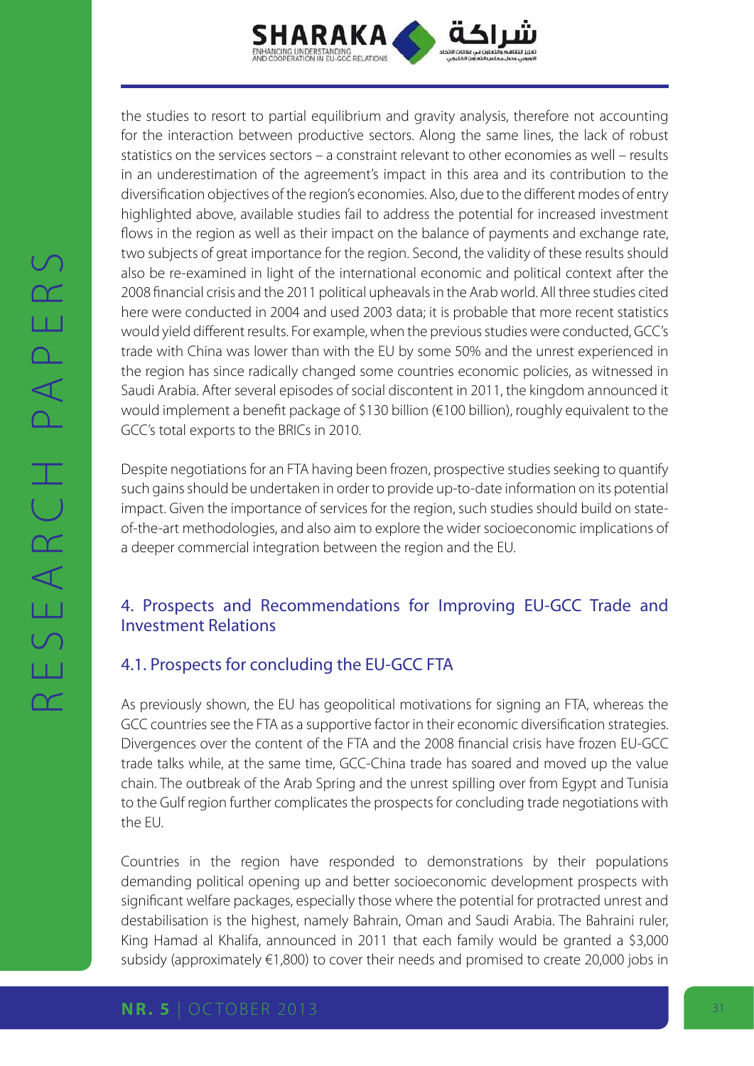the studies to resort to partial equilibrium and gravity analysis, therefore not accounting for the interaction between productive sectors. Along the same lines, the lack of robust statistics on the services sectors – a constraint relevant to other economies as well – results in an underestimation of the agreement's impact in this area and its contribution to the diversification objectives of the region's economies. Also, due to the different modes of entry highlighted above, available studies fail to address the potential for increased investment flows in the region as well as their impact on the balance of payments and exchange rate, two subjects of great importance for the region. Second, the validity of these results should also be re-examined in light of the international economic and political context after the 2008 financial crisis and the 2011 political upheavals in the Arab world. All three studies cited here were conducted in 2004 and used 2003 data; it is probable that more recent statistics would yield different results. For example, when the previous studies were conducted, GCC's trade with China was lower than with the EU by some 50% and the unrest experienced in the region has since radically changed some countries economic policies, as witnessed in Saudi Arabia. After several episodes of social discontent in 2011, the kingdom announced it would implement a benefit package of $130 billion (€100 billion), roughly equivalent to the GCC's total exports to the BRICs in 2010.

Despite negotiations for an FTA having been frozen, prospective studies seeking to quantify such gains should be undertaken in order to provide up-to-date information on its potential impact. Given the importance of services for the region, such studies should build on state-of-the-art methodologies, and also aim to explore the wider socioeconomic implications of a deeper commercial integration between the region and the EU.

## 4. Prospects and Recommendations for Improving EU-GCC Trade and Investment Relations

### 4.1. Prospects for concluding the EU-GCC FTA

As previously shown, the EU has geopolitical motivations for signing an FTA, whereas the GCC countries see the FTA as a supportive factor in their economic diversification strategies. Divergences over the content of the FTA and the 2008 financial crisis have frozen EU-GCC trade talks while, at the same time, GCC-China trade has soared and moved up the value chain. The outbreak of the Arab Spring and the unrest spilling over from Egypt and Tunisia to the Gulf region further complicates the prospects for concluding trade negotiations with the EU.

Countries in the region have responded to demonstrations by their populations demanding political opening up and better socioeconomic development prospects with significant welfare packages, especially those where the potential for protracted unrest and destabilisation is the highest, namely Bahrain, Oman and Saudi Arabia. The Bahraini ruler, King Hamad al Khalifa, announced in 2011 that each family would be granted a $3,000 subsidy (approximately €1,800) to cover their needs and promised to create 20,000 jobs in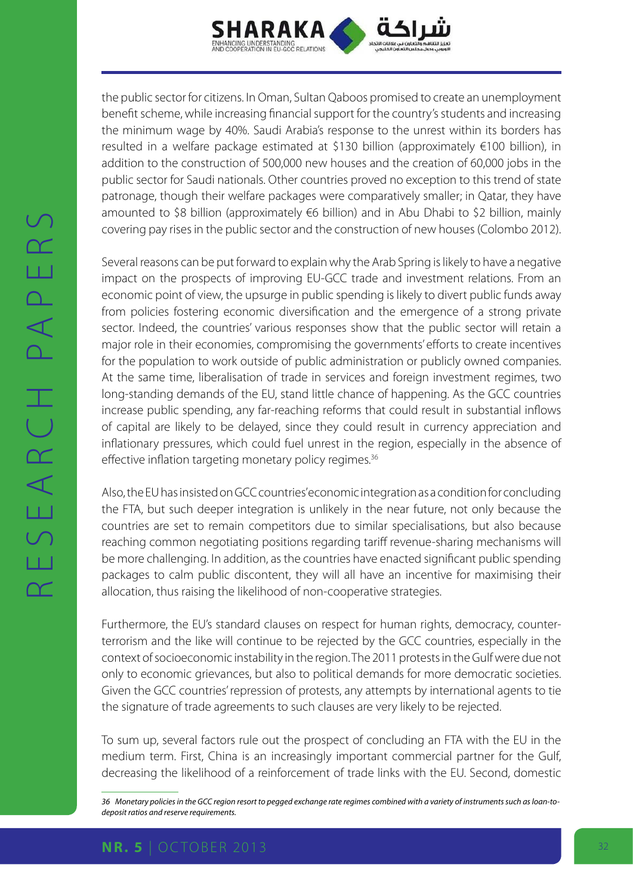the public sector for citizens. In Oman, Sultan Qaboos promised to create an unemployment benefit scheme, while increasing financial support for the country's students and increasing the minimum wage by 40%. Saudi Arabia's response to the unrest within its borders has resulted in a welfare package estimated at $130 billion (approximately €100 billion), in addition to the construction of 500,000 new houses and the creation of 60,000 jobs in the public sector for Saudi nationals. Other countries proved no exception to this trend of state patronage, though their welfare packages were comparatively smaller; in Qatar, they have amounted to $8 billion (approximately €6 billion) and in Abu Dhabi to $2 billion, mainly covering pay rises in the public sector and the construction of new houses (Colombo 2012).

Several reasons can be put forward to explain why the Arab Spring is likely to have a negative impact on the prospects of improving EU-GCC trade and investment relations. From an economic point of view, the upsurge in public spending is likely to divert public funds away from policies fostering economic diversification and the emergence of a strong private sector. Indeed, the countries' various responses show that the public sector will retain a major role in their economies, compromising the governments' efforts to create incentives for the population to work outside of public administration or publicly owned companies. At the same time, liberalisation of trade in services and foreign investment regimes, two long-standing demands of the EU, stand little chance of happening. As the GCC countries increase public spending, any far-reaching reforms that could result in substantial inflows of capital are likely to be delayed, since they could result in currency appreciation and inflationary pressures, which could fuel unrest in the region, especially in the absence of effective inflation targeting monetary policy regimes.[36]

Also, the EU has insisted on GCC countries' economic integration as a condition for concluding the FTA, but such deeper integration is unlikely in the near future, not only because the countries are set to remain competitors due to similar specialisations, but also because reaching common negotiating positions regarding tariff revenue-sharing mechanisms will be more challenging. In addition, as the countries have enacted significant public spending packages to calm public discontent, they will all have an incentive for maximising their allocation, thus raising the likelihood of non-cooperative strategies.

Furthermore, the EU's standard clauses on respect for human rights, democracy, counter-terrorism and the like will continue to be rejected by the GCC countries, especially in the context of socioeconomic instability in the region. The 2011 protests in the Gulf were due not only to economic grievances, but also to political demands for more democratic societies. Given the GCC countries' repression of protests, any attempts by international agents to tie the signature of trade agreements to such clauses are very likely to be rejected.

To sum up, several factors rule out the prospect of concluding an FTA with the EU in the medium term. First, China is an increasingly important commercial partner for the Gulf, decreasing the likelihood of a reinforcement of trade links with the EU. Second, domestic

*36 Monetary policies in the GCC region resort to pegged exchange rate regimes combined with a variety of instruments such as loan-to-deposit ratios and reserve requirements.*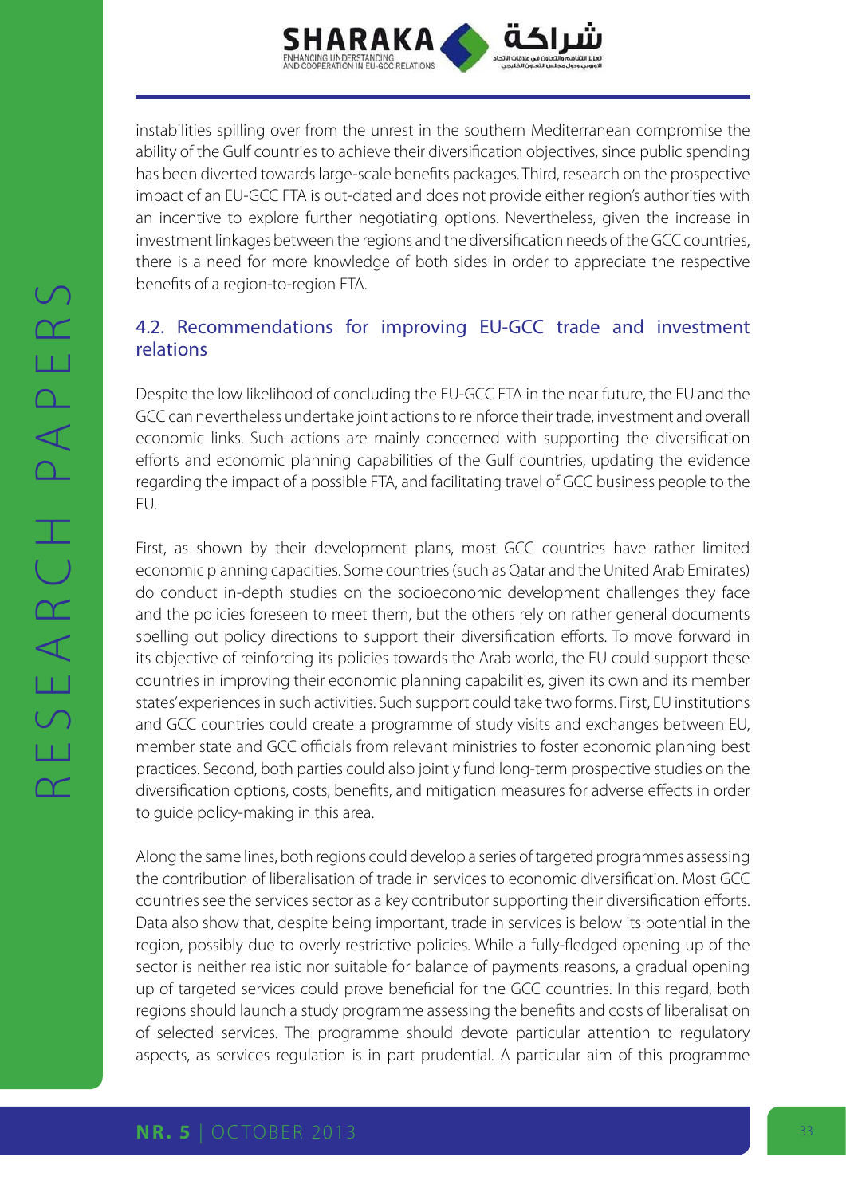instabilities spilling over from the unrest in the southern Mediterranean compromise the ability of the Gulf countries to achieve their diversification objectives, since public spending has been diverted towards large-scale benefits packages. Third, research on the prospective impact of an EU-GCC FTA is out-dated and does not provide either region's authorities with an incentive to explore further negotiating options. Nevertheless, given the increase in investment linkages between the regions and the diversification needs of the GCC countries, there is a need for more knowledge of both sides in order to appreciate the respective benefits of a region-to-region FTA.

## 4.2. Recommendations for improving EU-GCC trade and investment relations

Despite the low likelihood of concluding the EU-GCC FTA in the near future, the EU and the GCC can nevertheless undertake joint actions to reinforce their trade, investment and overall economic links. Such actions are mainly concerned with supporting the diversification efforts and economic planning capabilities of the Gulf countries, updating the evidence regarding the impact of a possible FTA, and facilitating travel of GCC business people to the EU.

First, as shown by their development plans, most GCC countries have rather limited economic planning capacities. Some countries (such as Qatar and the United Arab Emirates) do conduct in-depth studies on the socioeconomic development challenges they face and the policies foreseen to meet them, but the others rely on rather general documents spelling out policy directions to support their diversification efforts. To move forward in its objective of reinforcing its policies towards the Arab world, the EU could support these countries in improving their economic planning capabilities, given its own and its member states' experiences in such activities. Such support could take two forms. First, EU institutions and GCC countries could create a programme of study visits and exchanges between EU, member state and GCC officials from relevant ministries to foster economic planning best practices. Second, both parties could also jointly fund long-term prospective studies on the diversification options, costs, benefits, and mitigation measures for adverse effects in order to guide policy-making in this area.

Along the same lines, both regions could develop a series of targeted programmes assessing the contribution of liberalisation of trade in services to economic diversification. Most GCC countries see the services sector as a key contributor supporting their diversification efforts. Data also show that, despite being important, trade in services is below its potential in the region, possibly due to overly restrictive policies. While a fully-fledged opening up of the sector is neither realistic nor suitable for balance of payments reasons, a gradual opening up of targeted services could prove beneficial for the GCC countries. In this regard, both regions should launch a study programme assessing the benefits and costs of liberalisation of selected services. The programme should devote particular attention to regulatory aspects, as services regulation is in part prudential. A particular aim of this programme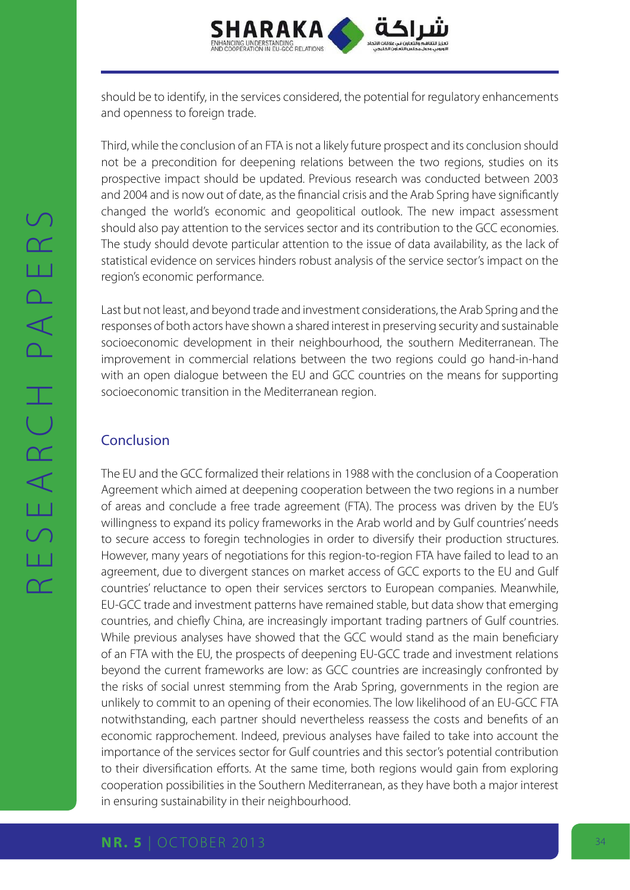should be to identify, in the services considered, the potential for regulatory enhancements and openness to foreign trade.

Third, while the conclusion of an FTA is not a likely future prospect and its conclusion should not be a precondition for deepening relations between the two regions, studies on its prospective impact should be updated. Previous research was conducted between 2003 and 2004 and is now out of date, as the financial crisis and the Arab Spring have significantly changed the world's economic and geopolitical outlook. The new impact assessment should also pay attention to the services sector and its contribution to the GCC economies. The study should devote particular attention to the issue of data availability, as the lack of statistical evidence on services hinders robust analysis of the service sector's impact on the region's economic performance.

Last but not least, and beyond trade and investment considerations, the Arab Spring and the responses of both actors have shown a shared interest in preserving security and sustainable socioeconomic development in their neighbourhood, the southern Mediterranean. The improvement in commercial relations between the two regions could go hand-in-hand with an open dialogue between the EU and GCC countries on the means for supporting socioeconomic transition in the Mediterranean region.

## Conclusion

The EU and the GCC formalized their relations in 1988 with the conclusion of a Cooperation Agreement which aimed at deepening cooperation between the two regions in a number of areas and conclude a free trade agreement (FTA). The process was driven by the EU's willingness to expand its policy frameworks in the Arab world and by Gulf countries' needs to secure access to foregin technologies in order to diversify their production structures. However, many years of negotiations for this region-to-region FTA have failed to lead to an agreement, due to divergent stances on market access of GCC exports to the EU and Gulf countries' reluctance to open their services serctors to European companies. Meanwhile, EU-GCC trade and investment patterns have remained stable, but data show that emerging countries, and chiefly China, are increasingly important trading partners of Gulf countries. While previous analyses have showed that the GCC would stand as the main beneficiary of an FTA with the EU, the prospects of deepening EU-GCC trade and investment relations beyond the current frameworks are low: as GCC countries are increasingly confronted by the risks of social unrest stemming from the Arab Spring, governments in the region are unlikely to commit to an opening of their economies. The low likelihood of an EU-GCC FTA notwithstanding, each partner should nevertheless reassess the costs and benefits of an economic rapprochement. Indeed, previous analyses have failed to take into account the importance of the services sector for Gulf countries and this sector's potential contribution to their diversification efforts. At the same time, both regions would gain from exploring cooperation possibilities in the Southern Mediterranean, as they have both a major interest in ensuring sustainability in their neighbourhood.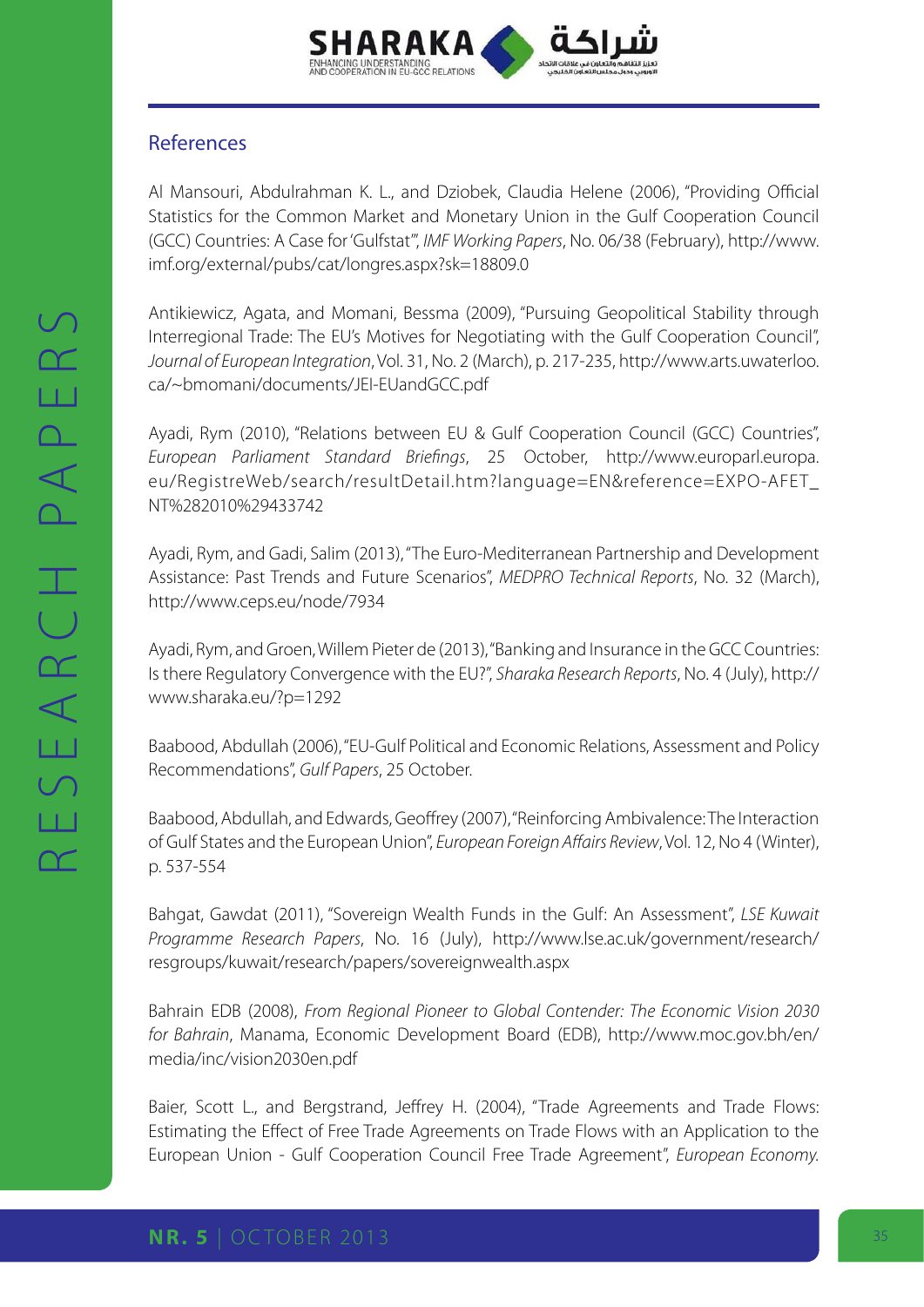## References

Al Mansouri, Abdulrahman K. L., and Dziobek, Claudia Helene (2006), "Providing Official Statistics for the Common Market and Monetary Union in the Gulf Cooperation Council (GCC) Countries: A Case for 'Gulfstat'", *IMF Working Papers*, No. 06/38 (February), http://www.imf.org/external/pubs/cat/longres.aspx?sk=18809.0

Antikiewicz, Agata, and Momani, Bessma (2009), "Pursuing Geopolitical Stability through Interregional Trade: The EU's Motives for Negotiating with the Gulf Cooperation Council", *Journal of European Integration*, Vol. 31, No. 2 (March), p. 217-235, http://www.arts.uwaterloo.ca/~bmomani/documents/JEI-EUandGCC.pdf

Ayadi, Rym (2010), "Relations between EU & Gulf Cooperation Council (GCC) Countries", *European Parliament Standard Briefings*, 25 October, http://www.europarl.europa.eu/RegistreWeb/search/resultDetail.htm?language=EN&reference=EXPO-AFET_NT%282010%29433742

Ayadi, Rym, and Gadi, Salim (2013), "The Euro-Mediterranean Partnership and Development Assistance: Past Trends and Future Scenarios", *MEDPRO Technical Reports*, No. 32 (March), http://www.ceps.eu/node/7934

Ayadi, Rym, and Groen, Willem Pieter de (2013), "Banking and Insurance in the GCC Countries: Is there Regulatory Convergence with the EU?", *Sharaka Research Reports*, No. 4 (July), http://www.sharaka.eu/?p=1292

Baabood, Abdullah (2006), "EU-Gulf Political and Economic Relations, Assessment and Policy Recommendations", *Gulf Papers*, 25 October.

Baabood, Abdullah, and Edwards, Geoffrey (2007), "Reinforcing Ambivalence: The Interaction of Gulf States and the European Union", *European Foreign Affairs Review*, Vol. 12, No 4 (Winter), p. 537-554

Bahgat, Gawdat (2011), "Sovereign Wealth Funds in the Gulf: An Assessment", *LSE Kuwait Programme Research Papers*, No. 16 (July), http://www.lse.ac.uk/government/research/resgroups/kuwait/research/papers/sovereignwealth.aspx

Bahrain EDB (2008), *From Regional Pioneer to Global Contender: The Economic Vision 2030 for Bahrain*, Manama, Economic Development Board (EDB), http://www.moc.gov.bh/en/media/inc/vision2030en.pdf

Baier, Scott L., and Bergstrand, Jeffrey H. (2004), "Trade Agreements and Trade Flows: Estimating the Effect of Free Trade Agreements on Trade Flows with an Application to the European Union - Gulf Cooperation Council Free Trade Agreement", *European Economy.*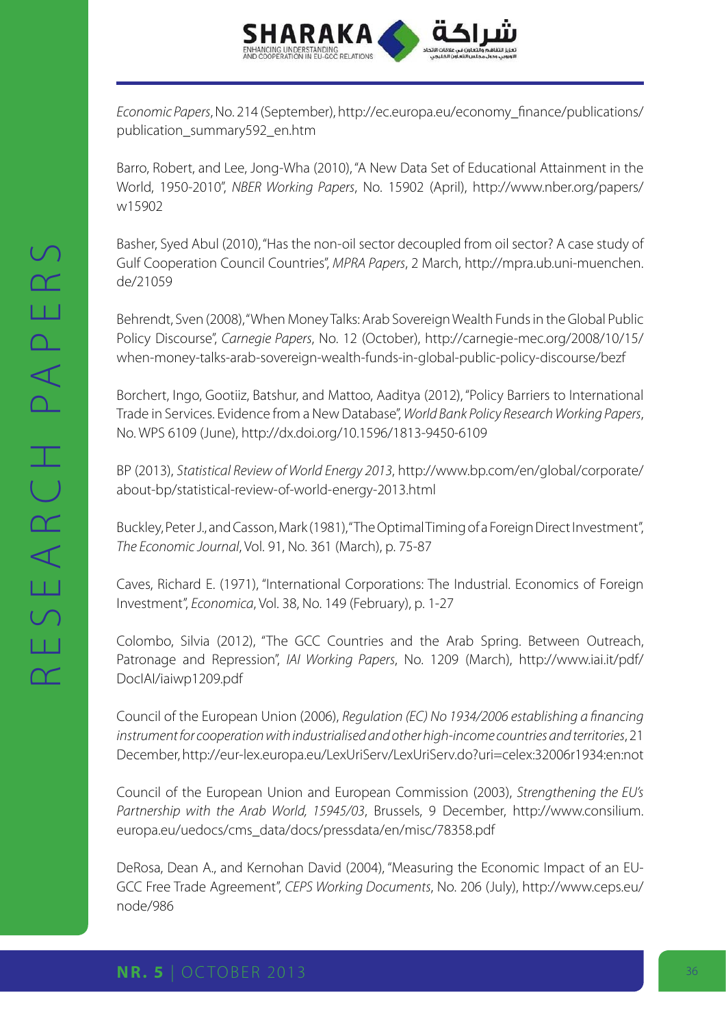*Economic Papers*, No. 214 (September), http://ec.europa.eu/economy_finance/publications/publication_summary592_en.htm

Barro, Robert, and Lee, Jong-Wha (2010), "A New Data Set of Educational Attainment in the World, 1950-2010", *NBER Working Papers*, No. 15902 (April), http://www.nber.org/papers/w15902

Basher, Syed Abul (2010), "Has the non-oil sector decoupled from oil sector? A case study of Gulf Cooperation Council Countries", *MPRA Papers*, 2 March, http://mpra.ub.uni-muenchen.de/21059

Behrendt, Sven (2008), "When Money Talks: Arab Sovereign Wealth Funds in the Global Public Policy Discourse", *Carnegie Papers*, No. 12 (October), http://carnegie-mec.org/2008/10/15/when-money-talks-arab-sovereign-wealth-funds-in-global-public-policy-discourse/bezf

Borchert, Ingo, Gootiiz, Batshur, and Mattoo, Aaditya (2012), "Policy Barriers to International Trade in Services. Evidence from a New Database", *World Bank Policy Research Working Papers*, No. WPS 6109 (June), http://dx.doi.org/10.1596/1813-9450-6109

BP (2013), *Statistical Review of World Energy 2013*, http://www.bp.com/en/global/corporate/about-bp/statistical-review-of-world-energy-2013.html

Buckley, Peter J., and Casson, Mark (1981), "The Optimal Timing of a Foreign Direct Investment", *The Economic Journal*, Vol. 91, No. 361 (March), p. 75-87

Caves, Richard E. (1971), "International Corporations: The Industrial. Economics of Foreign Investment", *Economica*, Vol. 38, No. 149 (February), p. 1-27

Colombo, Silvia (2012), "The GCC Countries and the Arab Spring. Between Outreach, Patronage and Repression", *IAI Working Papers*, No. 1209 (March), http://www.iai.it/pdf/DocIAI/iaiwp1209.pdf

Council of the European Union (2006), *Regulation (EC) No 1934/2006 establishing a financing instrument for cooperation with industrialised and other high-income countries and territories*, 21 December, http://eur-lex.europa.eu/LexUriServ/LexUriServ.do?uri=celex:32006r1934:en:not

Council of the European Union and European Commission (2003), *Strengthening the EU's Partnership with the Arab World, 15945/03*, Brussels, 9 December, http://www.consilium.europa.eu/uedocs/cms_data/docs/pressdata/en/misc/78358.pdf

DeRosa, Dean A., and Kernohan David (2004), "Measuring the Economic Impact of an EU-GCC Free Trade Agreement", *CEPS Working Documents*, No. 206 (July), http://www.ceps.eu/node/986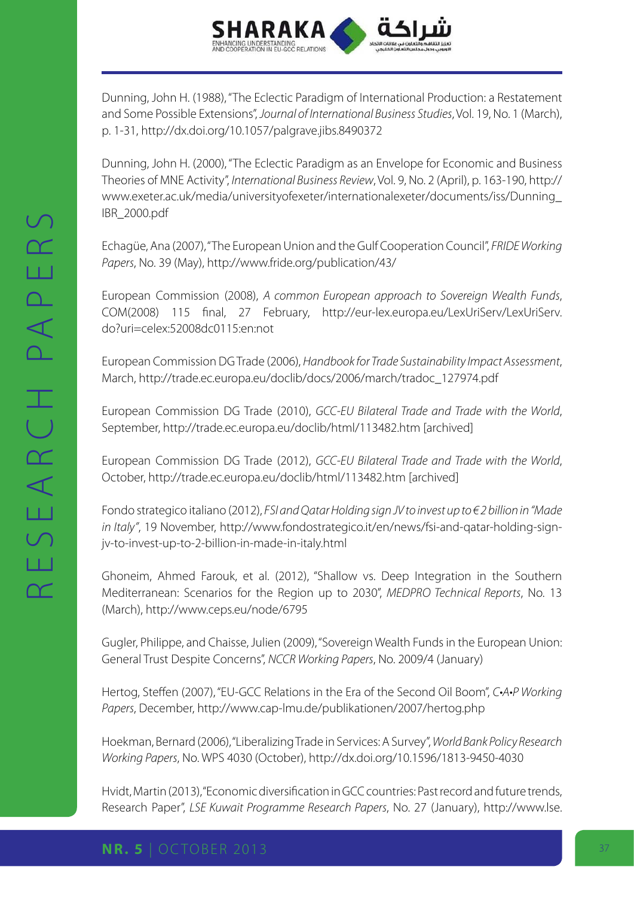Dunning, John H. (1988), "The Eclectic Paradigm of International Production: a Restatement and Some Possible Extensions", *Journal of International Business Studies*, Vol. 19, No. 1 (March), p. 1-31, http://dx.doi.org/10.1057/palgrave.jibs.8490372

Dunning, John H. (2000), "The Eclectic Paradigm as an Envelope for Economic and Business Theories of MNE Activity", *International Business Review*, Vol. 9, No. 2 (April), p. 163-190, http://www.exeter.ac.uk/media/universityofexeter/internationalexeter/documents/iss/Dunning_IBR_2000.pdf

Echagüe, Ana (2007), "The European Union and the Gulf Cooperation Council", *FRIDE Working Papers*, No. 39 (May), http://www.fride.org/publication/43/

European Commission (2008), *A common European approach to Sovereign Wealth Funds*, COM(2008) 115 final, 27 February, http://eur-lex.europa.eu/LexUriServ/LexUriServ.do?uri=celex:52008dc0115:en:not

European Commission DG Trade (2006), *Handbook for Trade Sustainability Impact Assessment*, March, http://trade.ec.europa.eu/doclib/docs/2006/march/tradoc_127974.pdf

European Commission DG Trade (2010), *GCC-EU Bilateral Trade and Trade with the World*, September, http://trade.ec.europa.eu/doclib/html/113482.htm [archived]

European Commission DG Trade (2012), *GCC-EU Bilateral Trade and Trade with the World*, October, http://trade.ec.europa.eu/doclib/html/113482.htm [archived]

Fondo strategico italiano (2012), *FSI and Qatar Holding sign JV to invest up to €2 billion in "Made in Italy"*, 19 November, http://www.fondostrategico.it/en/news/fsi-and-qatar-holding-sign-jv-to-invest-up-to-2-billion-in-made-in-italy.html

Ghoneim, Ahmed Farouk, et al. (2012), "Shallow vs. Deep Integration in the Southern Mediterranean: Scenarios for the Region up to 2030", *MEDPRO Technical Reports*, No. 13 (March), http://www.ceps.eu/node/6795

Gugler, Philippe, and Chaisse, Julien (2009), "Sovereign Wealth Funds in the European Union: General Trust Despite Concerns", *NCCR Working Papers*, No. 2009/4 (January)

Hertog, Steffen (2007), "EU-GCC Relations in the Era of the Second Oil Boom", *C•A•P Working Papers*, December, http://www.cap-lmu.de/publikationen/2007/hertog.php

Hoekman, Bernard (2006), "Liberalizing Trade in Services: A Survey", *World Bank Policy Research Working Papers*, No. WPS 4030 (October), http://dx.doi.org/10.1596/1813-9450-4030

Hvidt, Martin (2013), "Economic diversification in GCC countries: Past record and future trends, Research Paper", *LSE Kuwait Programme Research Papers*, No. 27 (January), http://www.lse.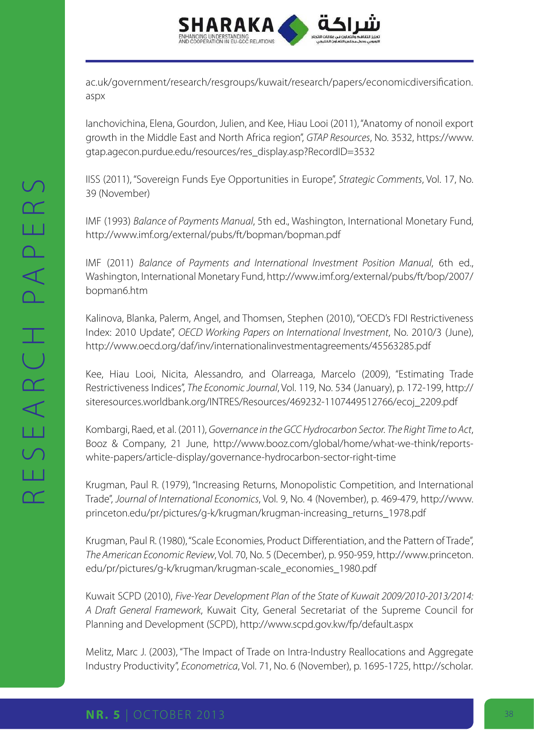ac.uk/government/research/resgroups/kuwait/research/papers/economicdiversification.aspx

Ianchovichina, Elena, Gourdon, Julien, and Kee, Hiau Looi (2011), "Anatomy of nonoil export growth in the Middle East and North Africa region", *GTAP Resources*, No. 3532, https://www.gtap.agecon.purdue.edu/resources/res_display.asp?RecordID=3532

IISS (2011), "Sovereign Funds Eye Opportunities in Europe", *Strategic Comments*, Vol. 17, No. 39 (November)

IMF (1993) *Balance of Payments Manual*, 5th ed., Washington, International Monetary Fund, http://www.imf.org/external/pubs/ft/bopman/bopman.pdf

IMF (2011) *Balance of Payments and International Investment Position Manual*, 6th ed., Washington, International Monetary Fund, http://www.imf.org/external/pubs/ft/bop/2007/bopman6.htm

Kalinova, Blanka, Palerm, Angel, and Thomsen, Stephen (2010), "OECD's FDI Restrictiveness Index: 2010 Update", *OECD Working Papers on International Investment*, No. 2010/3 (June), http://www.oecd.org/daf/inv/internationalinvestmentagreements/45563285.pdf

Kee, Hiau Looi, Nicita, Alessandro, and Olarreaga, Marcelo (2009), "Estimating Trade Restrictiveness Indices", *The Economic Journal*, Vol. 119, No. 534 (January), p. 172-199, http://siteresources.worldbank.org/INTRES/Resources/469232-1107449512766/ecoj_2209.pdf

Kombargi, Raed, et al. (2011), *Governance in the GCC Hydrocarbon Sector. The Right Time to Act*, Booz & Company, 21 June, http://www.booz.com/global/home/what-we-think/reports-white-papers/article-display/governance-hydrocarbon-sector-right-time

Krugman, Paul R. (1979), "Increasing Returns, Monopolistic Competition, and International Trade", *Journal of International Economics*, Vol. 9, No. 4 (November), p. 469-479, http://www.princeton.edu/pr/pictures/g-k/krugman/krugman-increasing_returns_1978.pdf

Krugman, Paul R. (1980), "Scale Economies, Product Differentiation, and the Pattern of Trade", *The American Economic Review*, Vol. 70, No. 5 (December), p. 950-959, http://www.princeton.edu/pr/pictures/g-k/krugman/krugman-scale_economies_1980.pdf

Kuwait SCPD (2010), *Five-Year Development Plan of the State of Kuwait 2009/2010-2013/2014: A Draft General Framework*, Kuwait City, General Secretariat of the Supreme Council for Planning and Development (SCPD), http://www.scpd.gov.kw/fp/default.aspx

Melitz, Marc J. (2003), "The Impact of Trade on Intra-Industry Reallocations and Aggregate Industry Productivity", *Econometrica*, Vol. 71, No. 6 (November), p. 1695-1725, http://scholar.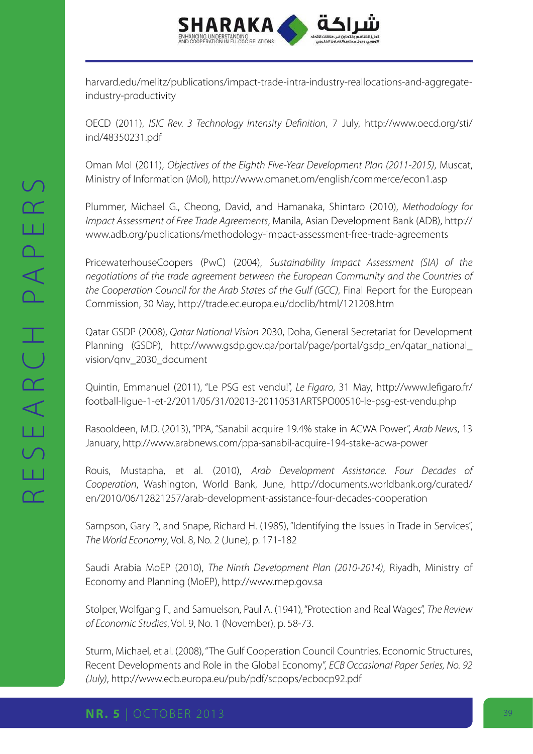harvard.edu/melitz/publications/impact-trade-intra-industry-reallocations-and-aggregate-industry-productivity

OECD (2011), *ISIC Rev. 3 Technology Intensity Definition*, 7 July, http://www.oecd.org/sti/ind/48350231.pdf

Oman MoI (2011), *Objectives of the Eighth Five-Year Development Plan (2011-2015)*, Muscat, Ministry of Information (MoI), http://www.omanet.om/english/commerce/econ1.asp

Plummer, Michael G., Cheong, David, and Hamanaka, Shintaro (2010), *Methodology for Impact Assessment of Free Trade Agreements*, Manila, Asian Development Bank (ADB), http://www.adb.org/publications/methodology-impact-assessment-free-trade-agreements

PricewaterhouseCoopers (PwC) (2004), *Sustainability Impact Assessment (SIA) of the negotiations of the trade agreement between the European Community and the Countries of the Cooperation Council for the Arab States of the Gulf (GCC)*, Final Report for the European Commission, 30 May, http://trade.ec.europa.eu/doclib/html/121208.htm

Qatar GSDP (2008), *Qatar National Vision* 2030, Doha, General Secretariat for Development Planning (GSDP), http://www.gsdp.gov.qa/portal/page/portal/gsdp_en/qatar_national_vision/qnv_2030_document

Quintin, Emmanuel (2011), "Le PSG est vendu!", *Le Figaro*, 31 May, http://www.lefigaro.fr/football-ligue-1-et-2/2011/05/31/02013-20110531ARTSPO00510-le-psg-est-vendu.php

Rasooldeen, M.D. (2013), "PPA, "Sanabil acquire 19.4% stake in ACWA Power", *Arab News*, 13 January, http://www.arabnews.com/ppa-sanabil-acquire-194-stake-acwa-power

Rouis, Mustapha, et al. (2010), *Arab Development Assistance. Four Decades of Cooperation*, Washington, World Bank, June, http://documents.worldbank.org/curated/en/2010/06/12821257/arab-development-assistance-four-decades-cooperation

Sampson, Gary P., and Snape, Richard H. (1985), "Identifying the Issues in Trade in Services", *The World Economy*, Vol. 8, No. 2 (June), p. 171-182

Saudi Arabia MoEP (2010), *The Ninth Development Plan (2010-2014)*, Riyadh, Ministry of Economy and Planning (MoEP), http://www.mep.gov.sa

Stolper, Wolfgang F., and Samuelson, Paul A. (1941), "Protection and Real Wages", *The Review of Economic Studies*, Vol. 9, No. 1 (November), p. 58-73.

Sturm, Michael, et al. (2008), "The Gulf Cooperation Council Countries. Economic Structures, Recent Developments and Role in the Global Economy", *ECB Occasional Paper Series, No. 92 (July)*, http://www.ecb.europa.eu/pub/pdf/scpops/ecbocp92.pdf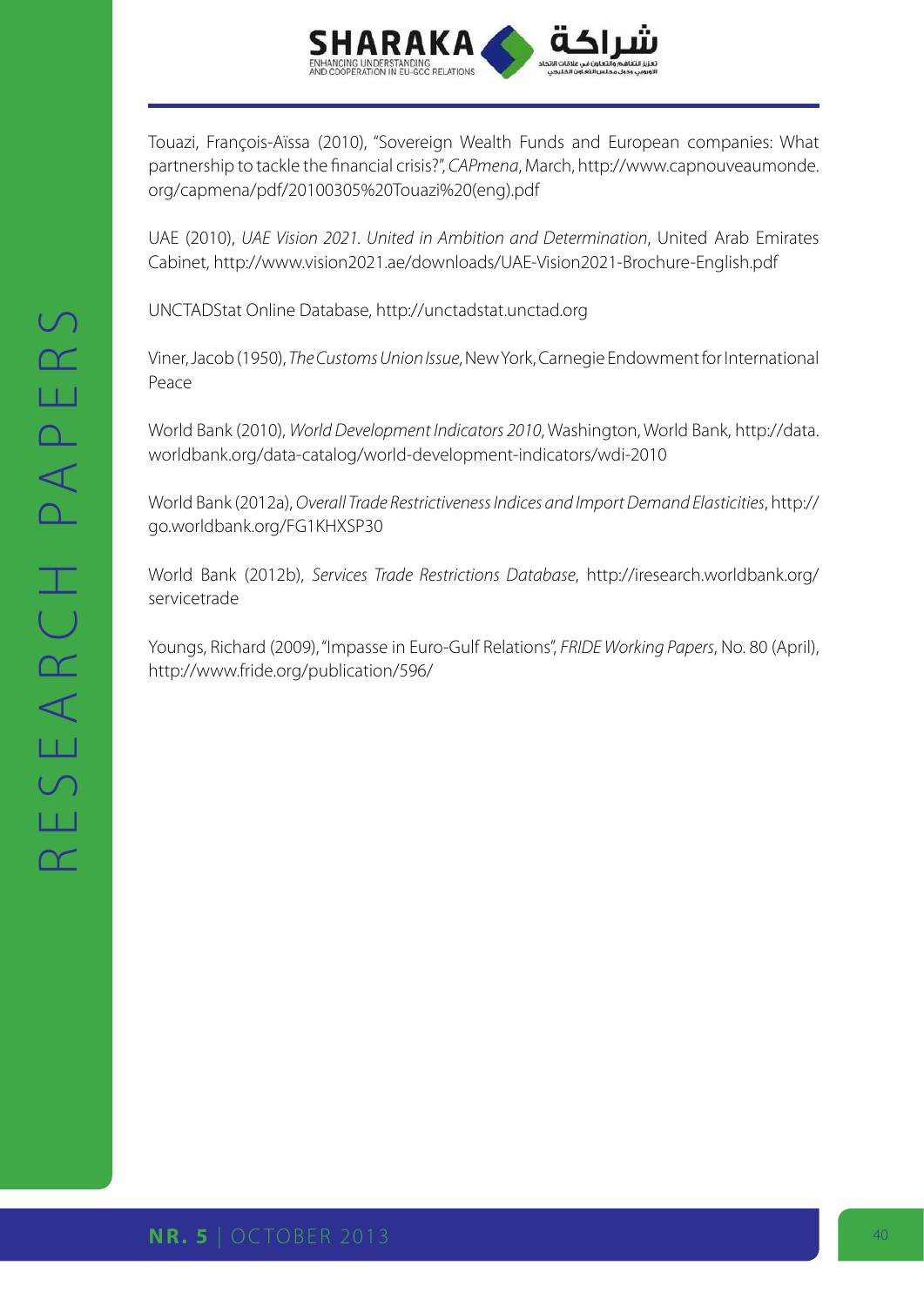Touazi, François-Aïssa (2010), "Sovereign Wealth Funds and European companies: What partnership to tackle the financial crisis?", *CAPmena*, March, http://www.capnouveaumonde.org/capmena/pdf/20100305%20Touazi%20(eng).pdf

UAE (2010), *UAE Vision 2021. United in Ambition and Determination*, United Arab Emirates Cabinet, http://www.vision2021.ae/downloads/UAE-Vision2021-Brochure-English.pdf

UNCTADStat Online Database, http://unctadstat.unctad.org

Viner, Jacob (1950), *The Customs Union Issue*, New York, Carnegie Endowment for International Peace

World Bank (2010), *World Development Indicators 2010*, Washington, World Bank, http://data.worldbank.org/data-catalog/world-development-indicators/wdi-2010

World Bank (2012a), *Overall Trade Restrictiveness Indices and Import Demand Elasticities*, http://go.worldbank.org/FG1KHXSP30

World Bank (2012b), *Services Trade Restrictions Database*, http://iresearch.worldbank.org/servicetrade

Youngs, Richard (2009), "Impasse in Euro-Gulf Relations", *FRIDE Working Papers*, No. 80 (April), http://www.fride.org/publication/596/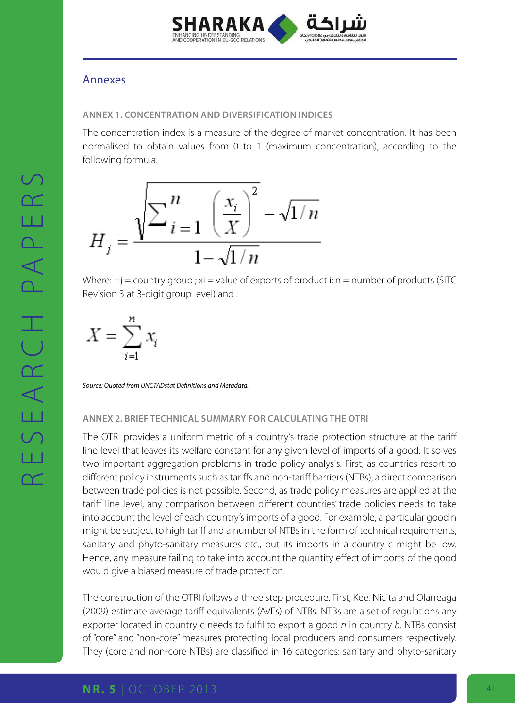## Annexes

### ANNEX 1. CONCENTRATION AND DIVERSIFICATION INDICES

The concentration index is a measure of the degree of market concentration. It has been normalised to obtain values from 0 to 1 (maximum concentration), according to the following formula:

$$H_j = \frac{\sqrt{\sum_{i=1}^{n} \left(\frac{x_i}{X}\right)^2} - \sqrt{1/n}}{1 - \sqrt{1/n}}$$

Where: Hj = country group ; xi = value of exports of product i; n = number of products (SITC Revision 3 at 3-digit group level) and :

$$X = \sum_{i=1}^{n} x_i$$

*Source: Quoted from UNCTADstat Definitions and Metadata.*

### ANNEX 2. BRIEF TECHNICAL SUMMARY FOR CALCULATING THE OTRI

The OTRI provides a uniform metric of a country's trade protection structure at the tariff line level that leaves its welfare constant for any given level of imports of a good. It solves two important aggregation problems in trade policy analysis. First, as countries resort to different policy instruments such as tariffs and non-tariff barriers (NTBs), a direct comparison between trade policies is not possible. Second, as trade policy measures are applied at the tariff line level, any comparison between different countries' trade policies needs to take into account the level of each country's imports of a good. For example, a particular good n might be subject to high tariff and a number of NTBs in the form of technical requirements, sanitary and phyto-sanitary measures etc., but its imports in a country c might be low. Hence, any measure failing to take into account the quantity effect of imports of the good would give a biased measure of trade protection.

The construction of the OTRI follows a three step procedure. First, Kee, Nicita and Olarreaga (2009) estimate average tariff equivalents (AVEs) of NTBs. NTBs are a set of regulations any exporter located in country c needs to fulfil to export a good *n* in country *b*. NTBs consist of "core" and "non-core" measures protecting local producers and consumers respectively. They (core and non-core NTBs) are classified in 16 categories: sanitary and phyto-sanitary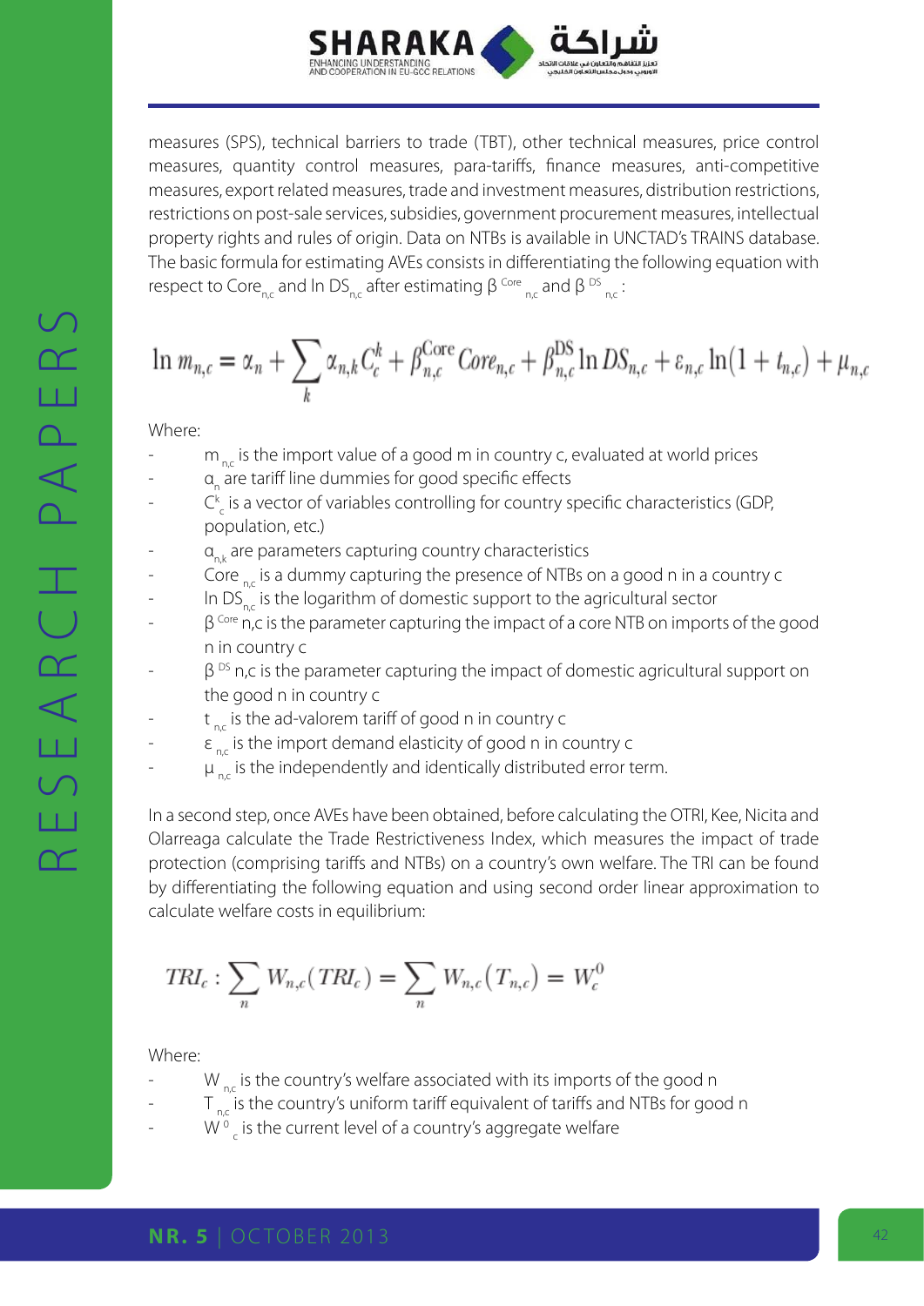measures (SPS), technical barriers to trade (TBT), other technical measures, price control measures, quantity control measures, para-tariffs, finance measures, anti-competitive measures, export related measures, trade and investment measures, distribution restrictions, restrictions on post-sale services, subsidies, government procurement measures, intellectual property rights and rules of origin. Data on NTBs is available in UNCTAD's TRAINS database. The basic formula for estimating AVEs consists in differentiating the following equation with respect to $Core_{n,c}$ and $\ln DS_{n,c}$ after estimating $\beta^{Core}_{n,c}$ and $\beta^{DS}_{n,c}$:

$$\ln m_{n,c} = \alpha_n + \sum_k \alpha_{n,k} C^k_c + \beta^{\text{Core}}_{n,c} Core_{n,c} + \beta^{\text{DS}}_{n,c} \ln DS_{n,c} + \varepsilon_{n,c} \ln(1 + t_{n,c}) + \mu_{n,c}$$

Where:

- $m_{n,c}$ is the import value of a good m in country c, evaluated at world prices
- $\alpha_n$ are tariff line dummies for good specific effects
- $C^k_c$ is a vector of variables controlling for country specific characteristics (GDP, population, etc.)
- $\alpha_{n,k}$ are parameters capturing country characteristics
- $Core_{n,c}$ is a dummy capturing the presence of NTBs on a good n in a country c
- $\ln DS_{n,c}$ is the logarithm of domestic support to the agricultural sector
- $\beta^{Core}$ n,c is the parameter capturing the impact of a core NTB on imports of the good n in country c
- $\beta^{DS}$ n,c is the parameter capturing the impact of domestic agricultural support on the good n in country c
- $t_{n,c}$ is the ad-valorem tariff of good n in country c
- $\varepsilon_{n,c}$ is the import demand elasticity of good n in country c
- $\mu_{n,c}$ is the independently and identically distributed error term.

In a second step, once AVEs have been obtained, before calculating the OTRI, Kee, Nicita and Olarreaga calculate the Trade Restrictiveness Index, which measures the impact of trade protection (comprising tariffs and NTBs) on a country's own welfare. The TRI can be found by differentiating the following equation and using second order linear approximation to calculate welfare costs in equilibrium:

$$TRI_c : \sum_n W_{n,c}(TRI_c) = \sum_n W_{n,c}(T_{n,c}) = W^0_c$$

Where:

- $W_{n,c}$ is the country's welfare associated with its imports of the good n
- $T_{n,c}$ is the country's uniform tariff equivalent of tariffs and NTBs for good n
- $W^0_c$ is the current level of a country's aggregate welfare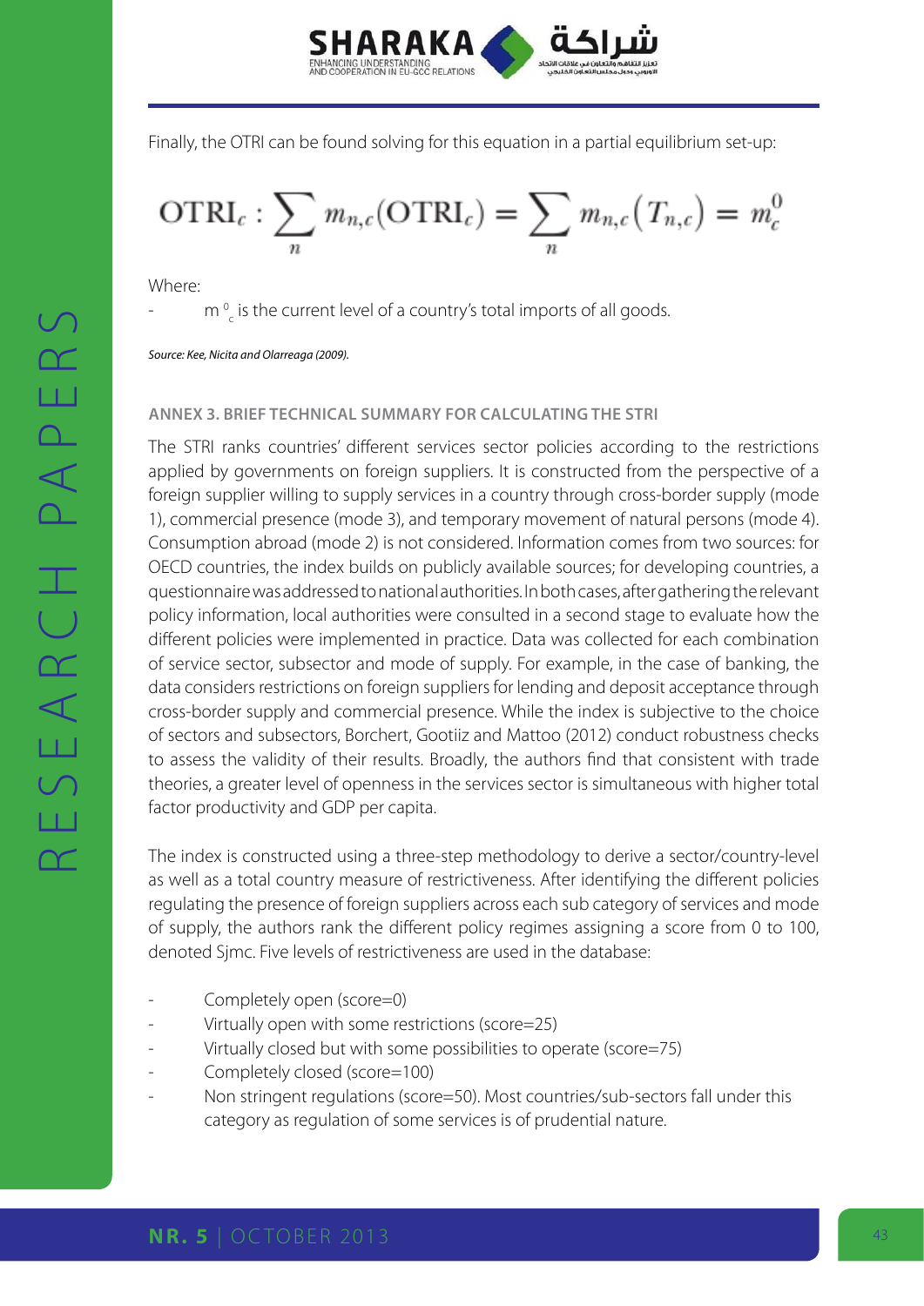Finally, the OTRI can be found solving for this equation in a partial equilibrium set-up:

$$\text{OTRI}_c : \sum_n m_{n,c}(\text{OTRI}_c) = \sum_n m_{n,c}\left(T_{n,c}\right) = m_c^0$$

Where:

- $m^0_c$ is the current level of a country's total imports of all goods.

*Source: Kee, Nicita and Olarreaga (2009).*

### ANNEX 3. BRIEF TECHNICAL SUMMARY FOR CALCULATING THE STRI

The STRI ranks countries' different services sector policies according to the restrictions applied by governments on foreign suppliers. It is constructed from the perspective of a foreign supplier willing to supply services in a country through cross-border supply (mode 1), commercial presence (mode 3), and temporary movement of natural persons (mode 4). Consumption abroad (mode 2) is not considered. Information comes from two sources: for OECD countries, the index builds on publicly available sources; for developing countries, a questionnaire was addressed to national authorities. In both cases, after gathering the relevant policy information, local authorities were consulted in a second stage to evaluate how the different policies were implemented in practice. Data was collected for each combination of service sector, subsector and mode of supply. For example, in the case of banking, the data considers restrictions on foreign suppliers for lending and deposit acceptance through cross-border supply and commercial presence. While the index is subjective to the choice of sectors and subsectors, Borchert, Gootiiz and Mattoo (2012) conduct robustness checks to assess the validity of their results. Broadly, the authors find that consistent with trade theories, a greater level of openness in the services sector is simultaneous with higher total factor productivity and GDP per capita.

The index is constructed using a three-step methodology to derive a sector/country-level as well as a total country measure of restrictiveness. After identifying the different policies regulating the presence of foreign suppliers across each sub category of services and mode of supply, the authors rank the different policy regimes assigning a score from 0 to 100, denoted Sjmc. Five levels of restrictiveness are used in the database:

- Completely open (score=0)
- Virtually open with some restrictions (score=25)
- Virtually closed but with some possibilities to operate (score=75)
- Completely closed (score=100)
- Non stringent regulations (score=50). Most countries/sub-sectors fall under this category as regulation of some services is of prudential nature.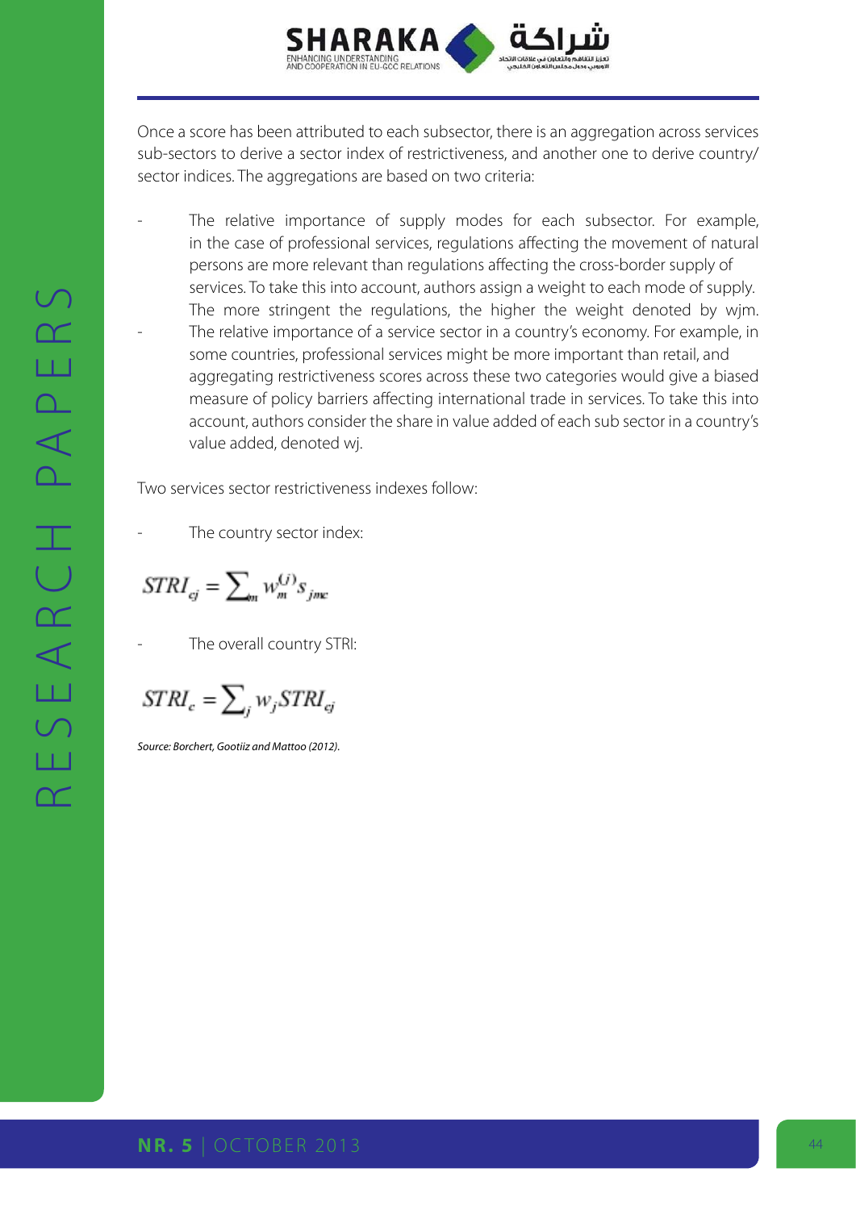Once a score has been attributed to each subsector, there is an aggregation across services sub-sectors to derive a sector index of restrictiveness, and another one to derive country/ sector indices. The aggregations are based on two criteria:

- The relative importance of supply modes for each subsector. For example, in the case of professional services, regulations affecting the movement of natural persons are more relevant than regulations affecting the cross-border supply of services. To take this into account, authors assign a weight to each mode of supply. The more stringent the regulations, the higher the weight denoted by wjm.
- The relative importance of a service sector in a country's economy. For example, in some countries, professional services might be more important than retail, and aggregating restrictiveness scores across these two categories would give a biased measure of policy barriers affecting international trade in services. To take this into account, authors consider the share in value added of each sub sector in a country's value added, denoted wj.

Two services sector restrictiveness indexes follow:

- The country sector index:

$$STRI_{cj} = \sum_{m} w_{m}^{(j)} s_{jmc}$$

- The overall country STRI:

$$STRI_{c} = \sum_{j} w_{j} STRI_{cj}$$

*Source: Borchert, Gootiiz and Mattoo (2012).*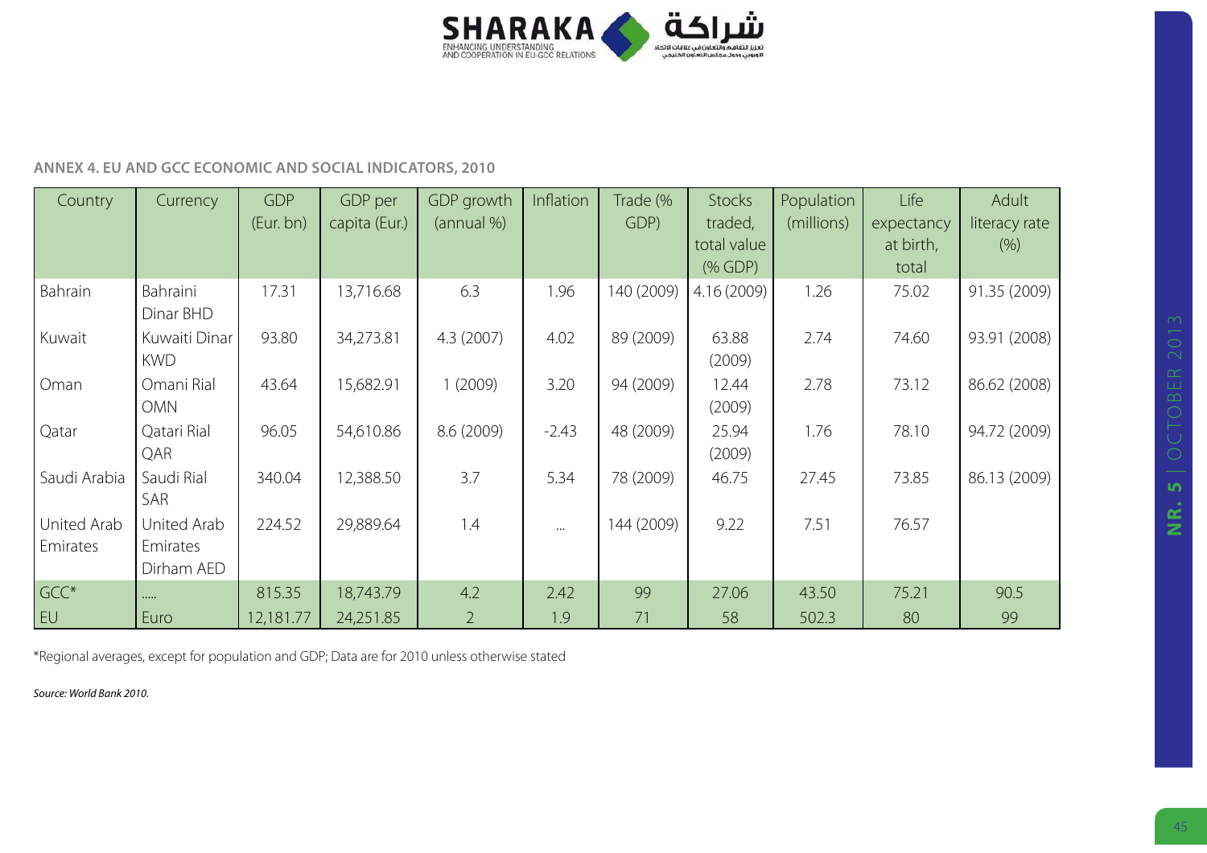## ANNEX 4. EU AND GCC ECONOMIC AND SOCIAL INDICATORS, 2010

| Country | Currency | GDP (Eur. bn) | GDP per capita (Eur.) | GDP growth (annual %) | Inflation | Trade (% GDP) | Stocks traded, total value (% GDP) | Population (millions) | Life expectancy at birth, total | Adult literacy rate (%) |
|---|---|---|---|---|---|---|---|---|---|---|
| Bahrain | Bahraini Dinar BHD | 17.31 | 13,716.68 | 6.3 | 1.96 | 140 (2009) | 4.16 (2009) | 1.26 | 75.02 | 91.35 (2009) |
| Kuwait | Kuwaiti Dinar KWD | 93.80 | 34,273.81 | 4.3 (2007) | 4.02 | 89 (2009) | 63.88 (2009) | 2.74 | 74.60 | 93.91 (2008) |
| Oman | Omani Rial OMN | 43.64 | 15,682.91 | 1 (2009) | 3.20 | 94 (2009) | 12.44 (2009) | 2.78 | 73.12 | 86.62 (2008) |
| Qatar | Qatari Rial QAR | 96.05 | 54,610.86 | 8.6 (2009) | -2.43 | 48 (2009) | 25.94 (2009) | 1.76 | 78.10 | 94.72 (2009) |
| Saudi Arabia | Saudi Rial SAR | 340.04 | 12,388.50 | 3.7 | 5.34 | 78 (2009) | 46.75 | 27.45 | 73.85 | 86.13 (2009) |
| United Arab Emirates | United Arab Emirates Dirham AED | 224.52 | 29,889.64 | 1.4 | ... | 144 (2009) | 9.22 | 7.51 | 76.57 | |
| GCC* | ..... | 815.35 | 18,743.79 | 4.2 | 2.42 | 99 | 27.06 | 43.50 | 75.21 | 90.5 |
| EU | Euro | 12,181.77 | 24,251.85 | 2 | 1.9 | 71 | 58 | 502.3 | 80 | 99 |

*Regional averages, except for population and GDP; Data are for 2010 unless otherwise stated

*Source: World Bank 2010.*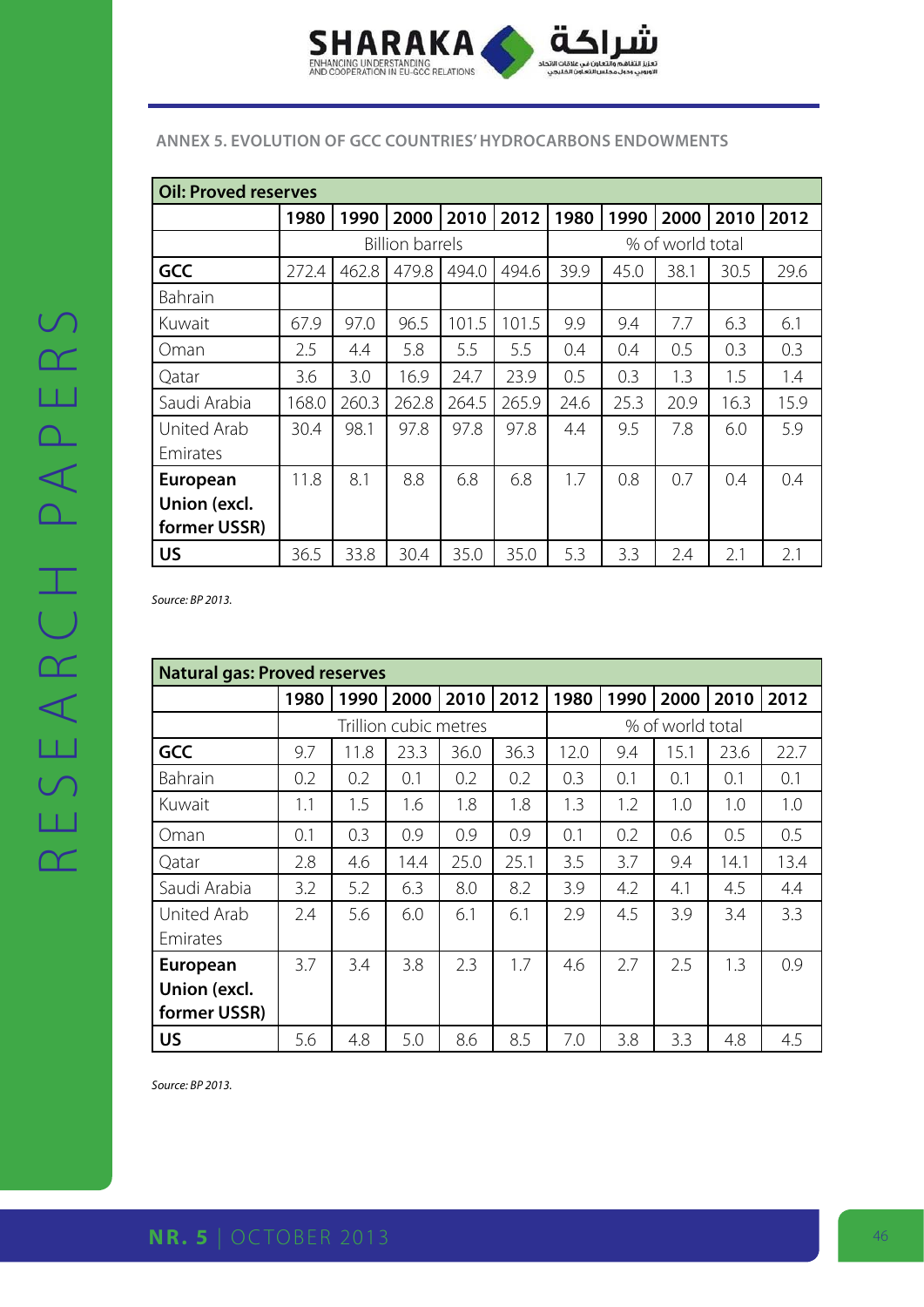## ANNEX 5. EVOLUTION OF GCC COUNTRIES' HYDROCARBONS ENDOWMENTS

| Oil: Proved reserves | | | | | | | | | | |
|---|---|---|---|---|---|---|---|---|---|---|
| | **1980** | **1990** | **2000** | **2010** | **2012** | **1980** | **1990** | **2000** | **2010** | **2012** |
| | Billion barrels | | | | | % of world total | | | | |
| **GCC** | 272.4 | 462.8 | 479.8 | 494.0 | 494.6 | 39.9 | 45.0 | 38.1 | 30.5 | 29.6 |
| Bahrain | | | | | | | | | | |
| Kuwait | 67.9 | 97.0 | 96.5 | 101.5 | 101.5 | 9.9 | 9.4 | 7.7 | 6.3 | 6.1 |
| Oman | 2.5 | 4.4 | 5.8 | 5.5 | 5.5 | 0.4 | 0.4 | 0.5 | 0.3 | 0.3 |
| Qatar | 3.6 | 3.0 | 16.9 | 24.7 | 23.9 | 0.5 | 0.3 | 1.3 | 1.5 | 1.4 |
| Saudi Arabia | 168.0 | 260.3 | 262.8 | 264.5 | 265.9 | 24.6 | 25.3 | 20.9 | 16.3 | 15.9 |
| United Arab Emirates | 30.4 | 98.1 | 97.8 | 97.8 | 97.8 | 4.4 | 9.5 | 7.8 | 6.0 | 5.9 |
| **European Union (excl. former USSR)** | 11.8 | 8.1 | 8.8 | 6.8 | 6.8 | 1.7 | 0.8 | 0.7 | 0.4 | 0.4 |
| **US** | 36.5 | 33.8 | 30.4 | 35.0 | 35.0 | 5.3 | 3.3 | 2.4 | 2.1 | 2.1 |

*Source: BP 2013.*

| Natural gas: Proved reserves | | | | | | | | | | |
|---|---|---|---|---|---|---|---|---|---|---|
| | **1980** | **1990** | **2000** | **2010** | **2012** | **1980** | **1990** | **2000** | **2010** | **2012** |
| | Trillion cubic metres | | | | | % of world total | | | | |
| **GCC** | 9.7 | 11.8 | 23.3 | 36.0 | 36.3 | 12.0 | 9.4 | 15.1 | 23.6 | 22.7 |
| Bahrain | 0.2 | 0.2 | 0.1 | 0.2 | 0.2 | 0.3 | 0.1 | 0.1 | 0.1 | 0.1 |
| Kuwait | 1.1 | 1.5 | 1.6 | 1.8 | 1.8 | 1.3 | 1.2 | 1.0 | 1.0 | 1.0 |
| Oman | 0.1 | 0.3 | 0.9 | 0.9 | 0.9 | 0.1 | 0.2 | 0.6 | 0.5 | 0.5 |
| Qatar | 2.8 | 4.6 | 14.4 | 25.0 | 25.1 | 3.5 | 3.7 | 9.4 | 14.1 | 13.4 |
| Saudi Arabia | 3.2 | 5.2 | 6.3 | 8.0 | 8.2 | 3.9 | 4.2 | 4.1 | 4.5 | 4.4 |
| United Arab Emirates | 2.4 | 5.6 | 6.0 | 6.1 | 6.1 | 2.9 | 4.5 | 3.9 | 3.4 | 3.3 |
| **European Union (excl. former USSR)** | 3.7 | 3.4 | 3.8 | 2.3 | 1.7 | 4.6 | 2.7 | 2.5 | 1.3 | 0.9 |
| **US** | 5.6 | 4.8 | 5.0 | 8.6 | 8.5 | 7.0 | 3.8 | 3.3 | 4.8 | 4.5 |

*Source: BP 2013.*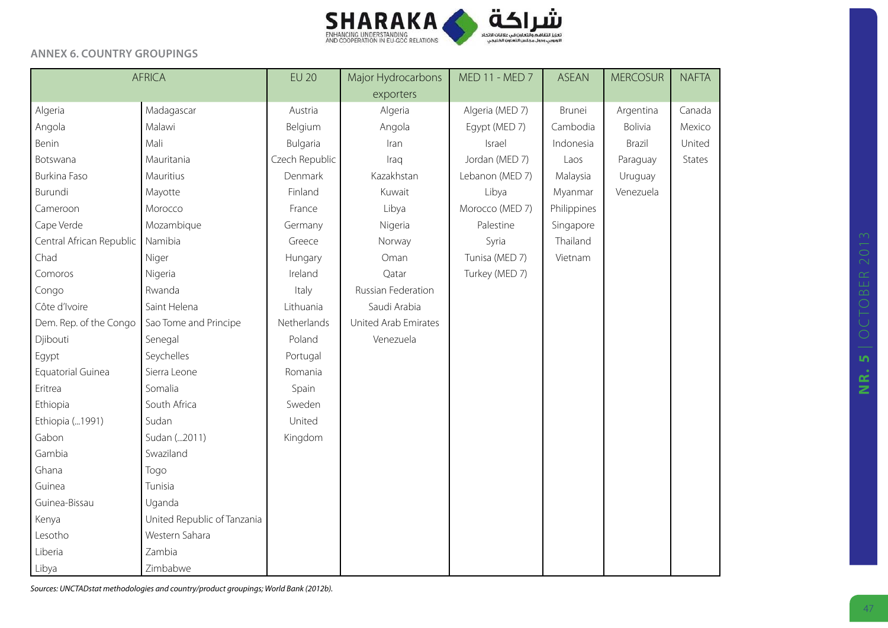## ANNEX 6. COUNTRY GROUPINGS

| AFRICA | | EU 20 | Major Hydrocarbons exporters | MED 11 - MED 7 | ASEAN | MERCOSUR | NAFTA |
|---|---|---|---|---|---|---|---|
| Algeria | Madagascar | Austria | Algeria | Algeria (MED 7) | Brunei | Argentina | Canada |
| Angola | Malawi | Belgium | Angola | Egypt (MED 7) | Cambodia | Bolivia | Mexico |
| Benin | Mali | Bulgaria | Iran | Israel | Indonesia | Brazil | United States |
| Botswana | Mauritania | Czech Republic | Iraq | Jordan (MED 7) | Laos | Paraguay | |
| Burkina Faso | Mauritius | Denmark | Kazakhstan | Lebanon (MED 7) | Malaysia | Uruguay | |
| Burundi | Mayotte | Finland | Kuwait | Libya | Myanmar | Venezuela | |
| Cameroon | Morocco | France | Libya | Morocco (MED 7) | Philippines | | |
| Cape Verde | Mozambique | Germany | Nigeria | Palestine | Singapore | | |
| Central African Republic | Namibia | Greece | Norway | Syria | Thailand | | |
| Chad | Niger | Hungary | Oman | Tunisa (MED 7) | Vietnam | | |
| Comoros | Nigeria | Ireland | Qatar | Turkey (MED 7) | | | |
| Congo | Rwanda | Italy | Russian Federation | | | | |
| Côte d'Ivoire | Saint Helena | Lithuania | Saudi Arabia | | | | |
| Dem. Rep. of the Congo | Sao Tome and Principe | Netherlands | United Arab Emirates | | | | |
| Djibouti | Senegal | Poland | Venezuela | | | | |
| Egypt | Seychelles | Portugal | | | | | |
| Equatorial Guinea | Sierra Leone | Romania | | | | | |
| Eritrea | Somalia | Spain | | | | | |
| Ethiopia | South Africa | Sweden | | | | | |
| Ethiopia (...1991) | Sudan | United Kingdom | | | | | |
| Gabon | Sudan (...2011) | | | | | | |
| Gambia | Swaziland | | | | | | |
| Ghana | Togo | | | | | | |
| Guinea | Tunisia | | | | | | |
| Guinea-Bissau | Uganda | | | | | | |
| Kenya | United Republic of Tanzania | | | | | | |
| Lesotho | Western Sahara | | | | | | |
| Liberia | Zambia | | | | | | |
| Libya | Zimbabwe | | | | | | |

*Sources: UNCTADstat methodologies and country/product groupings; World Bank (2012b).*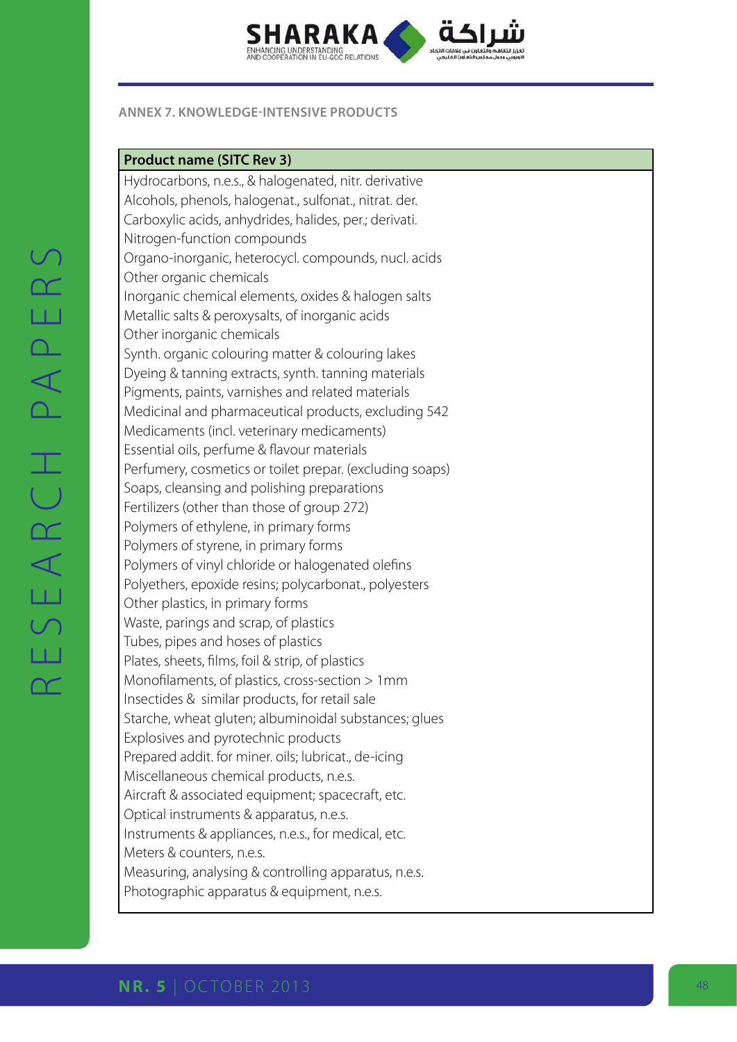## ANNEX 7. KNOWLEDGE-INTENSIVE PRODUCTS

| Product name (SITC Rev 3) |
|---|
| Hydrocarbons, n.e.s., & halogenated, nitr. derivative |
| Alcohols, phenols, halogenat., sulfonat., nitrat. der. |
| Carboxylic acids, anhydrides, halides, per.; derivati. |
| Nitrogen-function compounds |
| Organo-inorganic, heterocycl. compounds, nucl. acids |
| Other organic chemicals |
| Inorganic chemical elements, oxides & halogen salts |
| Metallic salts & peroxysalts, of inorganic acids |
| Other inorganic chemicals |
| Synth. organic colouring matter & colouring lakes |
| Dyeing & tanning extracts, synth. tanning materials |
| Pigments, paints, varnishes and related materials |
| Medicinal and pharmaceutical products, excluding 542 |
| Medicaments (incl. veterinary medicaments) |
| Essential oils, perfume & flavour materials |
| Perfumery, cosmetics or toilet prepar. (excluding soaps) |
| Soaps, cleansing and polishing preparations |
| Fertilizers (other than those of group 272) |
| Polymers of ethylene, in primary forms |
| Polymers of styrene, in primary forms |
| Polymers of vinyl chloride or halogenated olefins |
| Polyethers, epoxide resins; polycarbonat., polyesters |
| Other plastics, in primary forms |
| Waste, parings and scrap, of plastics |
| Tubes, pipes and hoses of plastics |
| Plates, sheets, films, foil & strip, of plastics |
| Monofilaments, of plastics, cross-section > 1mm |
| Insectides & similar products, for retail sale |
| Starche, wheat gluten; albuminoidal substances; glues |
| Explosives and pyrotechnic products |
| Prepared addit. for miner. oils; lubricat., de-icing |
| Miscellaneous chemical products, n.e.s. |
| Aircraft & associated equipment; spacecraft, etc. |
| Optical instruments & apparatus, n.e.s. |
| Instruments & appliances, n.e.s., for medical, etc. |
| Meters & counters, n.e.s. |
| Measuring, analysing & controlling apparatus, n.e.s. |
| Photographic apparatus & equipment, n.e.s. |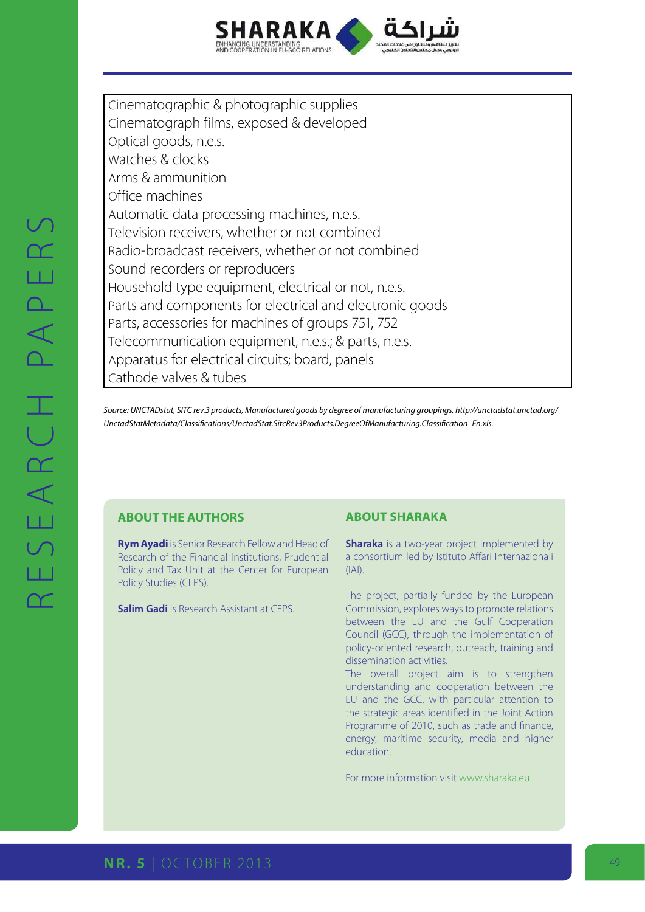| |
|---|
| Cinematographic & photographic supplies |
| Cinematograph films, exposed & developed |
| Optical goods, n.e.s. |
| Watches & clocks |
| Arms & ammunition |
| Office machines |
| Automatic data processing machines, n.e.s. |
| Television receivers, whether or not combined |
| Radio-broadcast receivers, whether or not combined |
| Sound recorders or reproducers |
| Household type equipment, electrical or not, n.e.s. |
| Parts and components for electrical and electronic goods |
| Parts, accessories for machines of groups 751, 752 |
| Telecommunication equipment, n.e.s.; & parts, n.e.s. |
| Apparatus for electrical circuits; board, panels |
| Cathode valves & tubes |

*Source: UNCTADstat, SITC rev.3 products, Manufactured goods by degree of manufacturing groupings, http://unctadstat.unctad.org/UnctadStatMetadata/Classifications/UnctadStat.SitcRev3Products.DegreeOfManufacturing.Classification_En.xls.*

## ABOUT THE AUTHORS

**Rym Ayadi** is Senior Research Fellow and Head of Research of the Financial Institutions, Prudential Policy and Tax Unit at the Center for European Policy Studies (CEPS).

**Salim Gadi** is Research Assistant at CEPS.

## ABOUT SHARAKA

**Sharaka** is a two-year project implemented by a consortium led by Istituto Affari Internazionali (IAI).

The project, partially funded by the European Commission, explores ways to promote relations between the EU and the Gulf Cooperation Council (GCC), through the implementation of policy-oriented research, outreach, training and dissemination activities.

The overall project aim is to strengthen understanding and cooperation between the EU and the GCC, with particular attention to the strategic areas identified in the Joint Action Programme of 2010, such as trade and finance, energy, maritime security, media and higher education.

For more information visit www.sharaka.eu